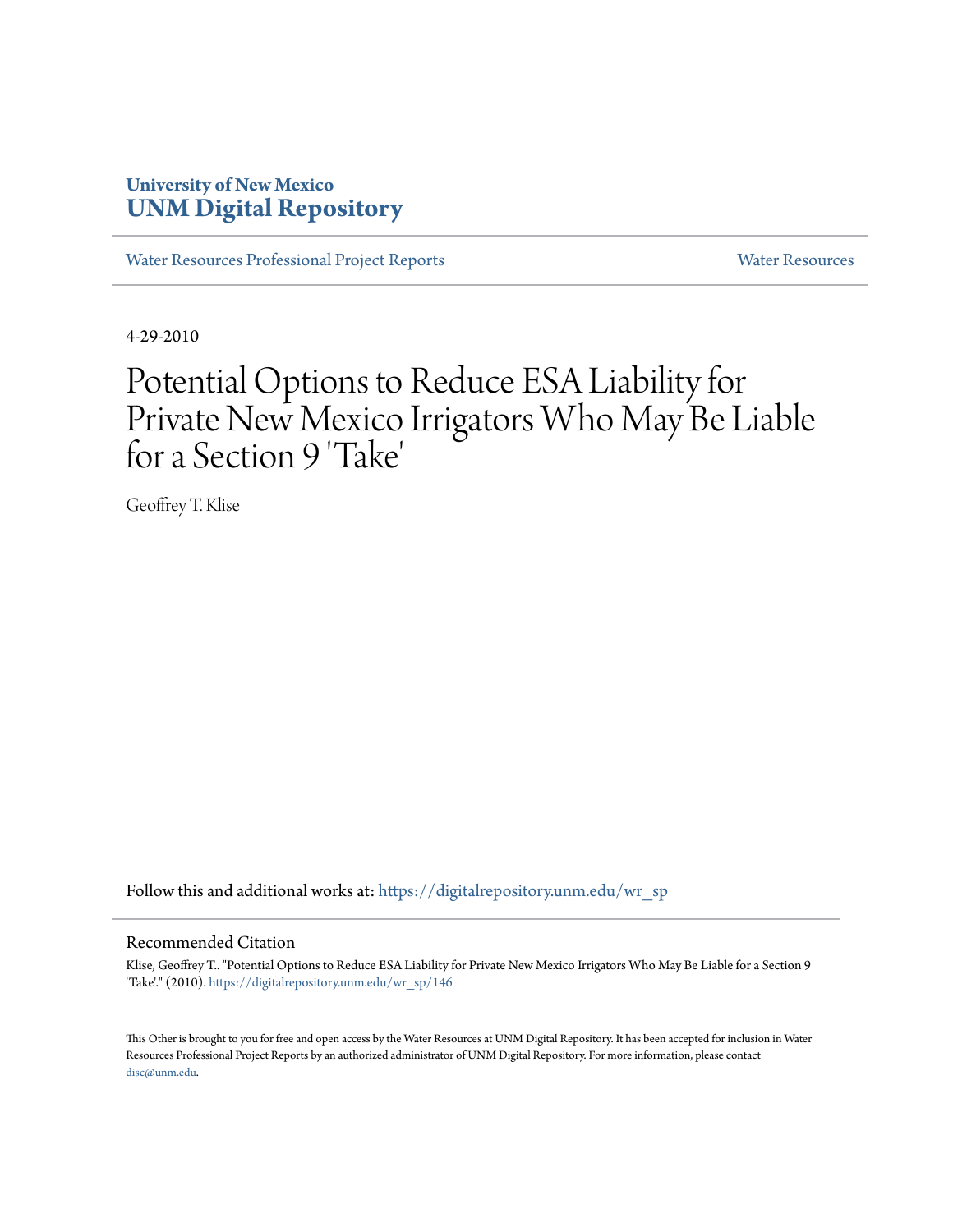**University of New Mexico**
**UNM Digital Repository**

Water Resources Professional Project Reports | Water Resources

4-29-2010

# Potential Options to Reduce ESA Liability for Private New Mexico Irrigators Who May Be Liable for a Section 9 'Take'

Geoffrey T. Klise

Follow this and additional works at: https://digitalrepository.unm.edu/wr_sp

## Recommended Citation

Klise, Geoffrey T.. "Potential Options to Reduce ESA Liability for Private New Mexico Irrigators Who May Be Liable for a Section 9 'Take'." (2010). https://digitalrepository.unm.edu/wr_sp/146

This Other is brought to you for free and open access by the Water Resources at UNM Digital Repository. It has been accepted for inclusion in Water Resources Professional Project Reports by an authorized administrator of UNM Digital Repository. For more information, please contact disc@unm.edu.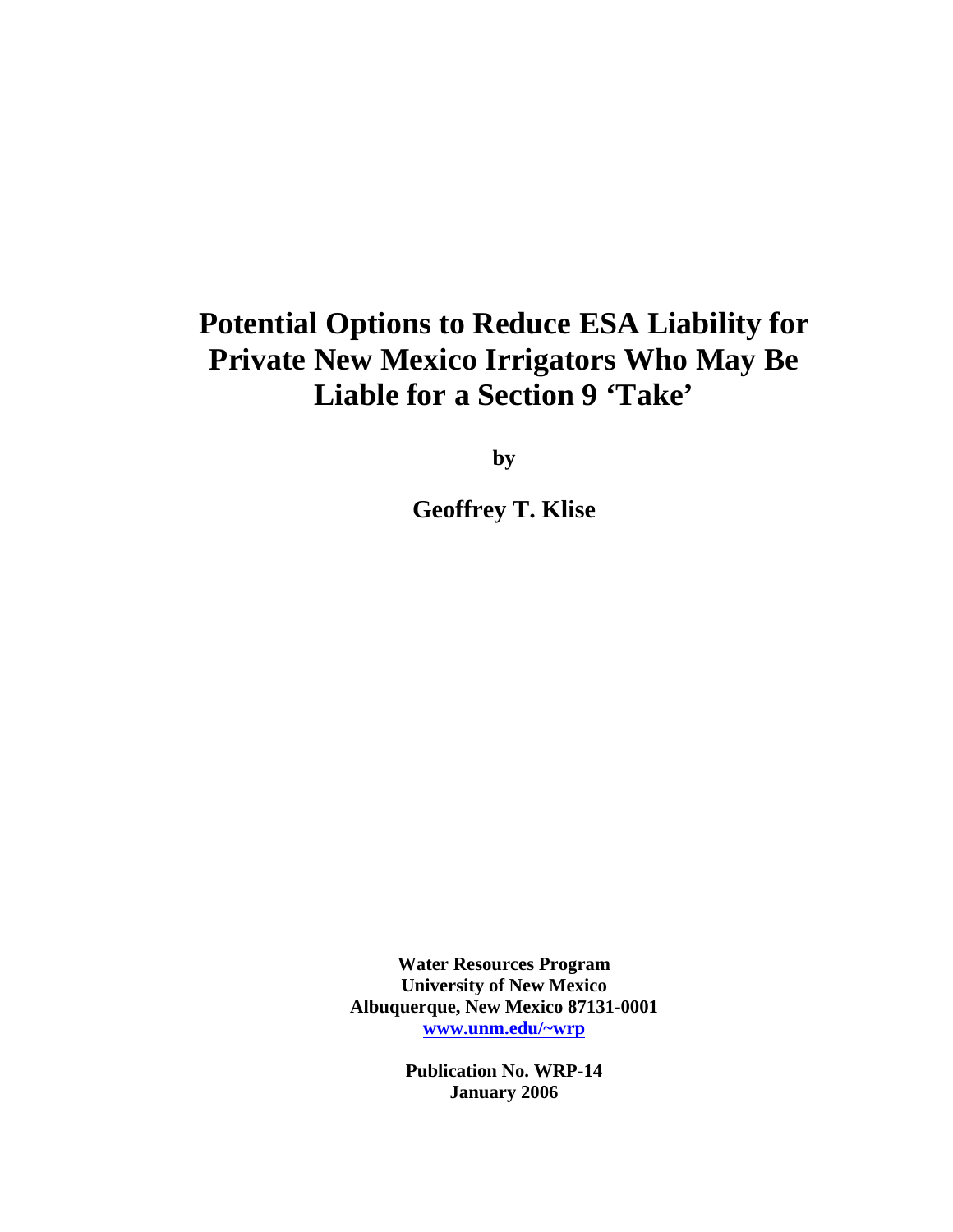# Potential Options to Reduce ESA Liability for Private New Mexico Irrigators Who May Be Liable for a Section 9 'Take'

**by**

**Geoffrey T. Klise**

**Water Resources Program**
**University of New Mexico**
**Albuquerque, New Mexico 87131-0001**
**[www.unm.edu/~wrp](http://www.unm.edu/~wrp)**

**Publication No. WRP-14**
**January 2006**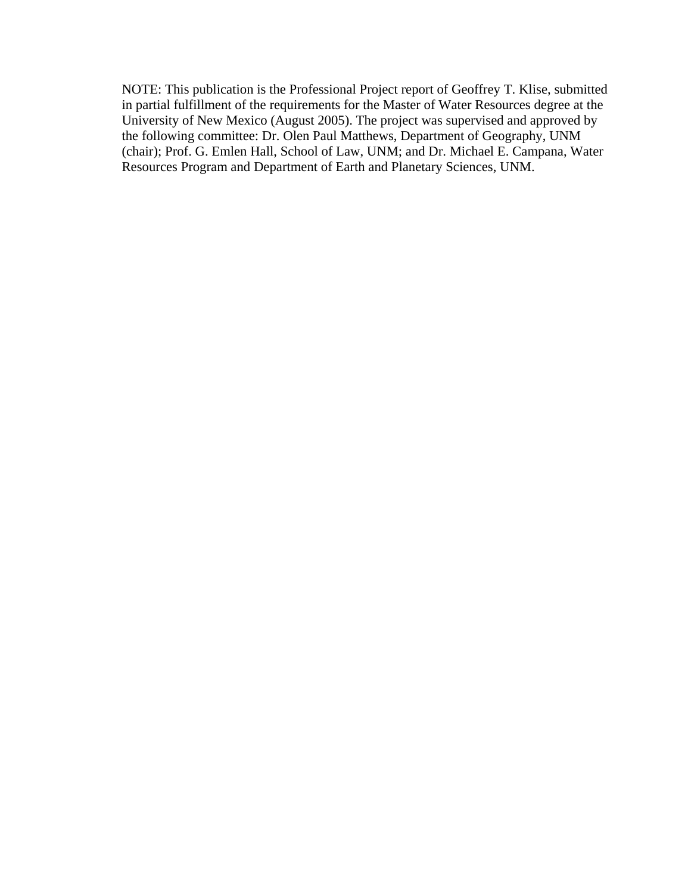NOTE: This publication is the Professional Project report of Geoffrey T. Klise, submitted in partial fulfillment of the requirements for the Master of Water Resources degree at the University of New Mexico (August 2005). The project was supervised and approved by the following committee: Dr. Olen Paul Matthews, Department of Geography, UNM (chair); Prof. G. Emlen Hall, School of Law, UNM; and Dr. Michael E. Campana, Water Resources Program and Department of Earth and Planetary Sciences, UNM.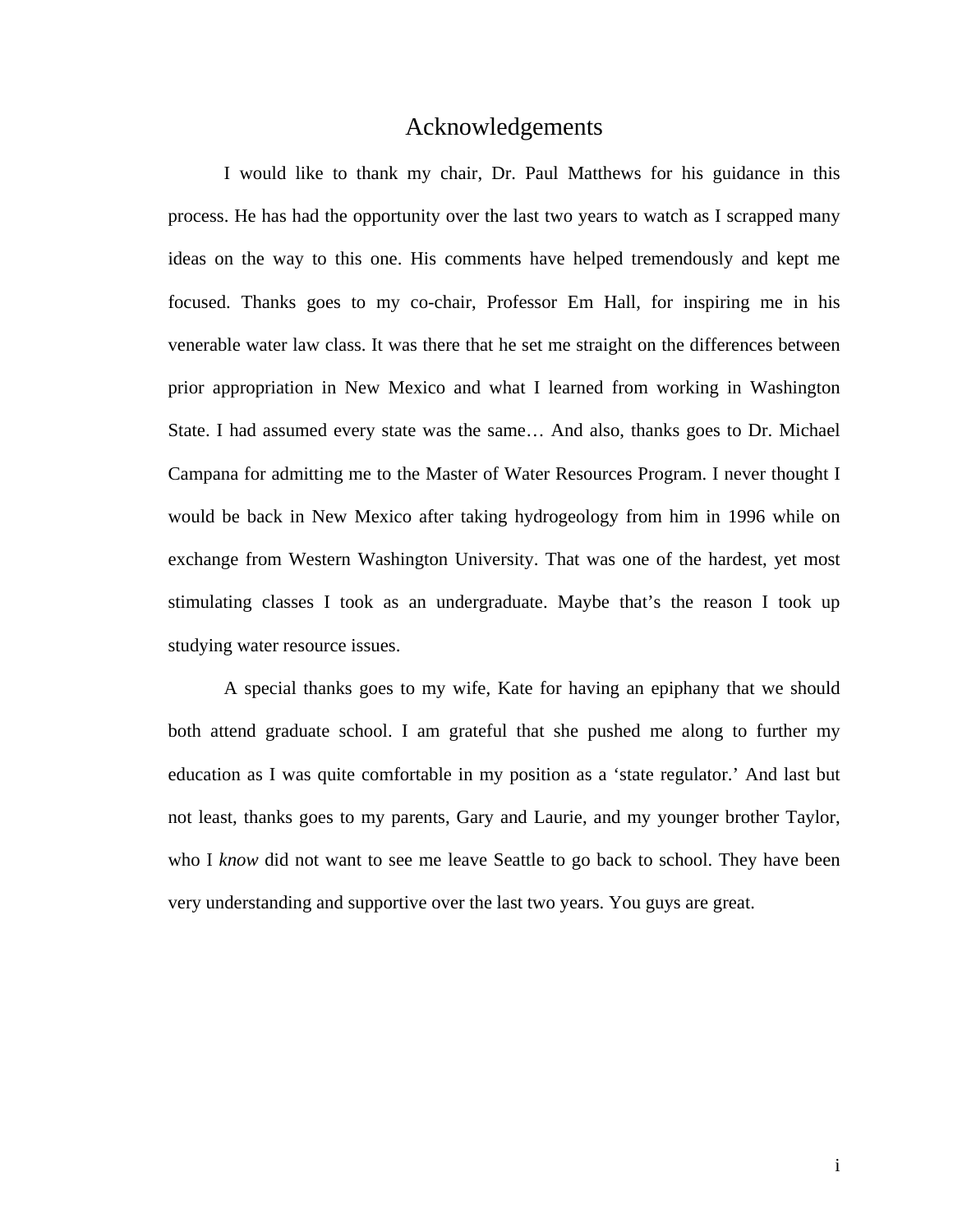# Acknowledgements

I would like to thank my chair, Dr. Paul Matthews for his guidance in this process. He has had the opportunity over the last two years to watch as I scrapped many ideas on the way to this one. His comments have helped tremendously and kept me focused. Thanks goes to my co-chair, Professor Em Hall, for inspiring me in his venerable water law class. It was there that he set me straight on the differences between prior appropriation in New Mexico and what I learned from working in Washington State. I had assumed every state was the same… And also, thanks goes to Dr. Michael Campana for admitting me to the Master of Water Resources Program. I never thought I would be back in New Mexico after taking hydrogeology from him in 1996 while on exchange from Western Washington University. That was one of the hardest, yet most stimulating classes I took as an undergraduate. Maybe that's the reason I took up studying water resource issues.

A special thanks goes to my wife, Kate for having an epiphany that we should both attend graduate school. I am grateful that she pushed me along to further my education as I was quite comfortable in my position as a 'state regulator.' And last but not least, thanks goes to my parents, Gary and Laurie, and my younger brother Taylor, who I *know* did not want to see me leave Seattle to go back to school. They have been very understanding and supportive over the last two years. You guys are great.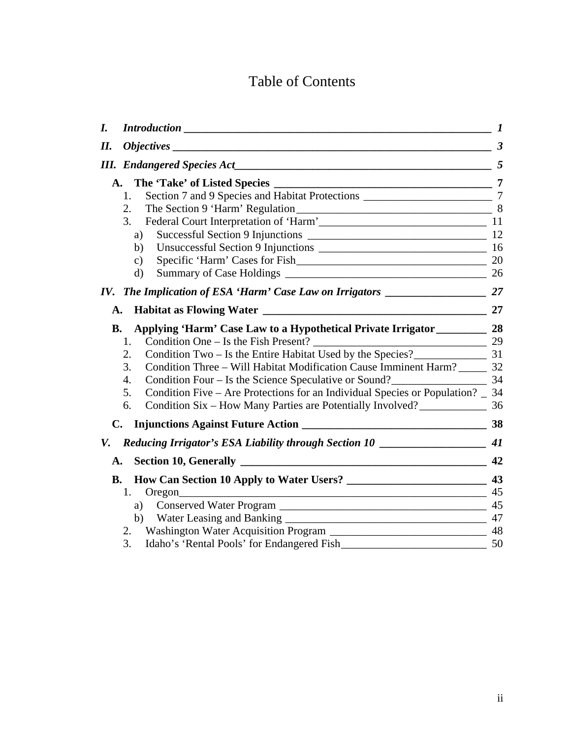# Table of Contents

- ***I. Introduction*** — *1*
- ***II. Objectives*** — *3*
- ***III. Endangered Species Act*** — *5*
  - **A. The 'Take' of Listed Species** — **7**
    1. Section 7 and 9 Species and Habitat Protections — 7
    2. The Section 9 'Harm' Regulation — 8
    3. Federal Court Interpretation of 'Harm' — 11
       - a) Successful Section 9 Injunctions — 12
       - b) Unsuccessful Section 9 Injunctions — 16
       - c) Specific 'Harm' Cases for Fish — 20
       - d) Summary of Case Holdings — 26
- ***IV. The Implication of ESA 'Harm' Case Law on Irrigators*** — *27*
  - **A. Habitat as Flowing Water** — **27**
  - **B. Applying 'Harm' Case Law to a Hypothetical Private Irrigator** — **28**
    1. Condition One – Is the Fish Present? — 29
    2. Condition Two – Is the Entire Habitat Used by the Species? — 31
    3. Condition Three – Will Habitat Modification Cause Imminent Harm? — 32
    4. Condition Four – Is the Science Speculative or Sound? — 34
    5. Condition Five – Are Protections for an Individual Species or Population? — 34
    6. Condition Six – How Many Parties are Potentially Involved? — 36
  - **C. Injunctions Against Future Action** — **38**
- ***V. Reducing Irrigator's ESA Liability through Section 10*** — *41*
  - **A. Section 10, Generally** — **42**
  - **B. How Can Section 10 Apply to Water Users?** — **43**
    1. Oregon — 45
       - a) Conserved Water Program — 45
       - b) Water Leasing and Banking — 47
    2. Washington Water Acquisition Program — 48
    3. Idaho's 'Rental Pools' for Endangered Fish — 50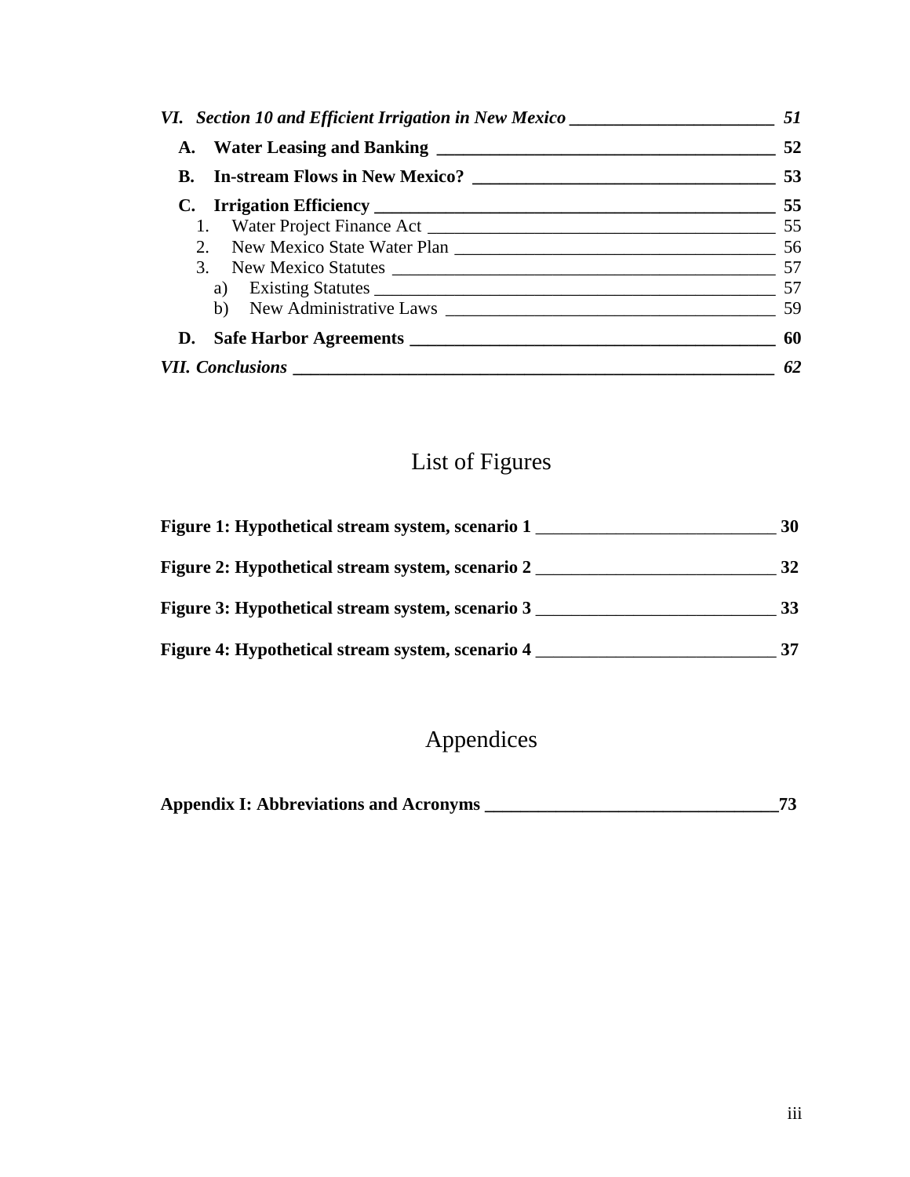*VI. Section 10 and Efficient Irrigation in New Mexico* ______________________ *51*

- **A. Water Leasing and Banking** ______________________ **52**
- **B. In-stream Flows in New Mexico?** ______________________ **53**
- **C. Irrigation Efficiency** ______________________ **55**
  1. Water Project Finance Act ______________________ 55
  2. New Mexico State Water Plan ______________________ 56
  3. New Mexico Statutes ______________________ 57
     - a) Existing Statutes ______________________ 57
     - b) New Administrative Laws ______________________ 59
- **D. Safe Harbor Agreements** ______________________ **60**

*VII. Conclusions* ______________________ *62*

# List of Figures

**Figure 1: Hypothetical stream system, scenario 1** ______________________ **30**

**Figure 2: Hypothetical stream system, scenario 2** ______________________ **32**

**Figure 3: Hypothetical stream system, scenario 3** ______________________ **33**

**Figure 4: Hypothetical stream system, scenario 4** ______________________ **37**

# Appendices

**Appendix I: Abbreviations and Acronyms ______________________73**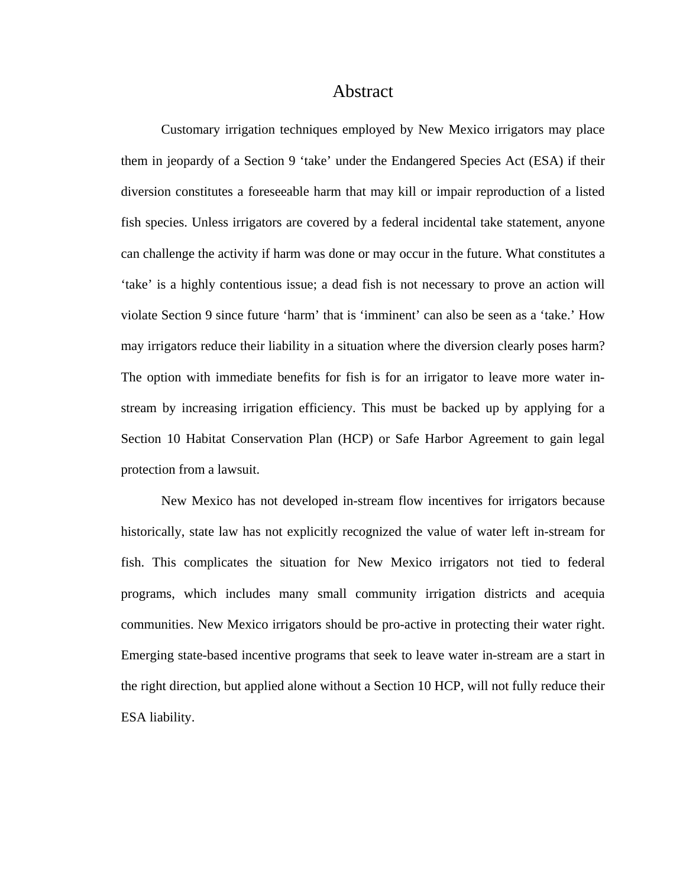# Abstract

Customary irrigation techniques employed by New Mexico irrigators may place them in jeopardy of a Section 9 'take' under the Endangered Species Act (ESA) if their diversion constitutes a foreseeable harm that may kill or impair reproduction of a listed fish species. Unless irrigators are covered by a federal incidental take statement, anyone can challenge the activity if harm was done or may occur in the future. What constitutes a 'take' is a highly contentious issue; a dead fish is not necessary to prove an action will violate Section 9 since future 'harm' that is 'imminent' can also be seen as a 'take.' How may irrigators reduce their liability in a situation where the diversion clearly poses harm? The option with immediate benefits for fish is for an irrigator to leave more water in-stream by increasing irrigation efficiency. This must be backed up by applying for a Section 10 Habitat Conservation Plan (HCP) or Safe Harbor Agreement to gain legal protection from a lawsuit.

New Mexico has not developed in-stream flow incentives for irrigators because historically, state law has not explicitly recognized the value of water left in-stream for fish. This complicates the situation for New Mexico irrigators not tied to federal programs, which includes many small community irrigation districts and acequia communities. New Mexico irrigators should be pro-active in protecting their water right. Emerging state-based incentive programs that seek to leave water in-stream are a start in the right direction, but applied alone without a Section 10 HCP, will not fully reduce their ESA liability.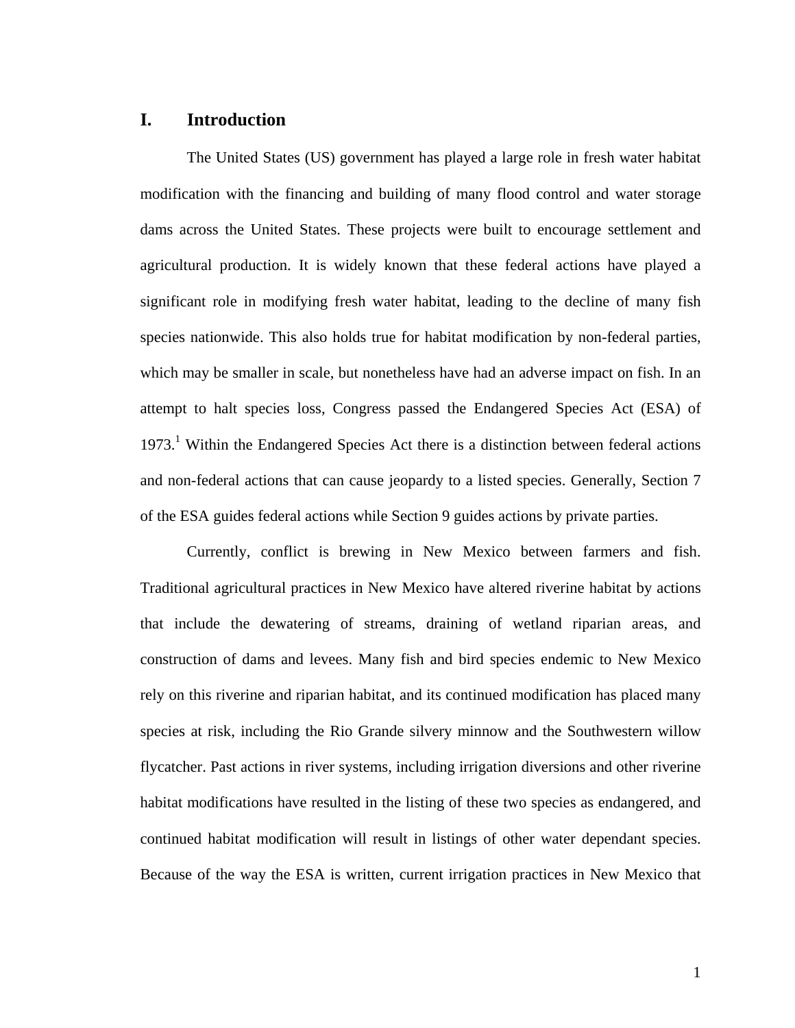## I. Introduction

The United States (US) government has played a large role in fresh water habitat modification with the financing and building of many flood control and water storage dams across the United States. These projects were built to encourage settlement and agricultural production. It is widely known that these federal actions have played a significant role in modifying fresh water habitat, leading to the decline of many fish species nationwide. This also holds true for habitat modification by non-federal parties, which may be smaller in scale, but nonetheless have had an adverse impact on fish. In an attempt to halt species loss, Congress passed the Endangered Species Act (ESA) of 1973.[1] Within the Endangered Species Act there is a distinction between federal actions and non-federal actions that can cause jeopardy to a listed species. Generally, Section 7 of the ESA guides federal actions while Section 9 guides actions by private parties.

Currently, conflict is brewing in New Mexico between farmers and fish. Traditional agricultural practices in New Mexico have altered riverine habitat by actions that include the dewatering of streams, draining of wetland riparian areas, and construction of dams and levees. Many fish and bird species endemic to New Mexico rely on this riverine and riparian habitat, and its continued modification has placed many species at risk, including the Rio Grande silvery minnow and the Southwestern willow flycatcher. Past actions in river systems, including irrigation diversions and other riverine habitat modifications have resulted in the listing of these two species as endangered, and continued habitat modification will result in listings of other water dependant species. Because of the way the ESA is written, current irrigation practices in New Mexico that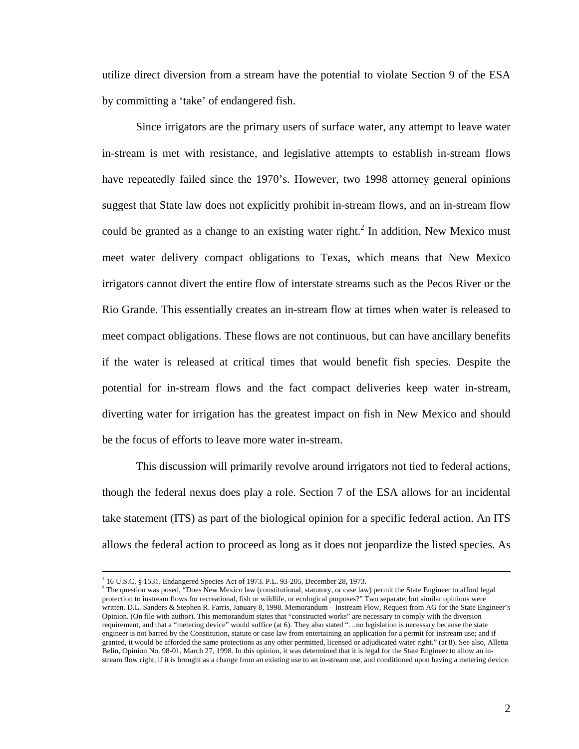utilize direct diversion from a stream have the potential to violate Section 9 of the ESA by committing a 'take' of endangered fish.

Since irrigators are the primary users of surface water, any attempt to leave water in-stream is met with resistance, and legislative attempts to establish in-stream flows have repeatedly failed since the 1970's. However, two 1998 attorney general opinions suggest that State law does not explicitly prohibit in-stream flows, and an in-stream flow could be granted as a change to an existing water right.[2] In addition, New Mexico must meet water delivery compact obligations to Texas, which means that New Mexico irrigators cannot divert the entire flow of interstate streams such as the Pecos River or the Rio Grande. This essentially creates an in-stream flow at times when water is released to meet compact obligations. These flows are not continuous, but can have ancillary benefits if the water is released at critical times that would benefit fish species. Despite the potential for in-stream flows and the fact compact deliveries keep water in-stream, diverting water for irrigation has the greatest impact on fish in New Mexico and should be the focus of efforts to leave more water in-stream.

This discussion will primarily revolve around irrigators not tied to federal actions, though the federal nexus does play a role. Section 7 of the ESA allows for an incidental take statement (ITS) as part of the biological opinion for a specific federal action. An ITS allows the federal action to proceed as long as it does not jeopardize the listed species. As

---

[1] 16 U.S.C. § 1531. Endangered Species Act of 1973. P.L. 93-205, December 28, 1973.

[2] The question was posed, "Does New Mexico law (constitutional, statutory, or case law) permit the State Engineer to afford legal protection to instream flows for recreational, fish or wildlife, or ecological purposes?" Two separate, but similar opinions were written. D.L. Sanders & Stephen R. Farris, January 8, 1998. Memorandum – Instream Flow, Request from AG for the State Engineer's Opinion. (On file with author). This memorandum states that "constructed works" are necessary to comply with the diversion requirement, and that a "metering device" would suffice (at 6). They also stated "…no legislation is necessary because the state engineer is not barred by the Constitution, statute or case law from entertaining an application for a permit for instream use; and if granted, it would be afforded the same protections as any other permitted, licensed or adjudicated water right." (at 8). See also, Alletta Belin, Opinion No. 98-01, March 27, 1998. In this opinion, it was determined that it is legal for the State Engineer to allow an in-stream flow right, if it is brought as a change from an existing use to an in-stream use, and conditioned upon having a metering device.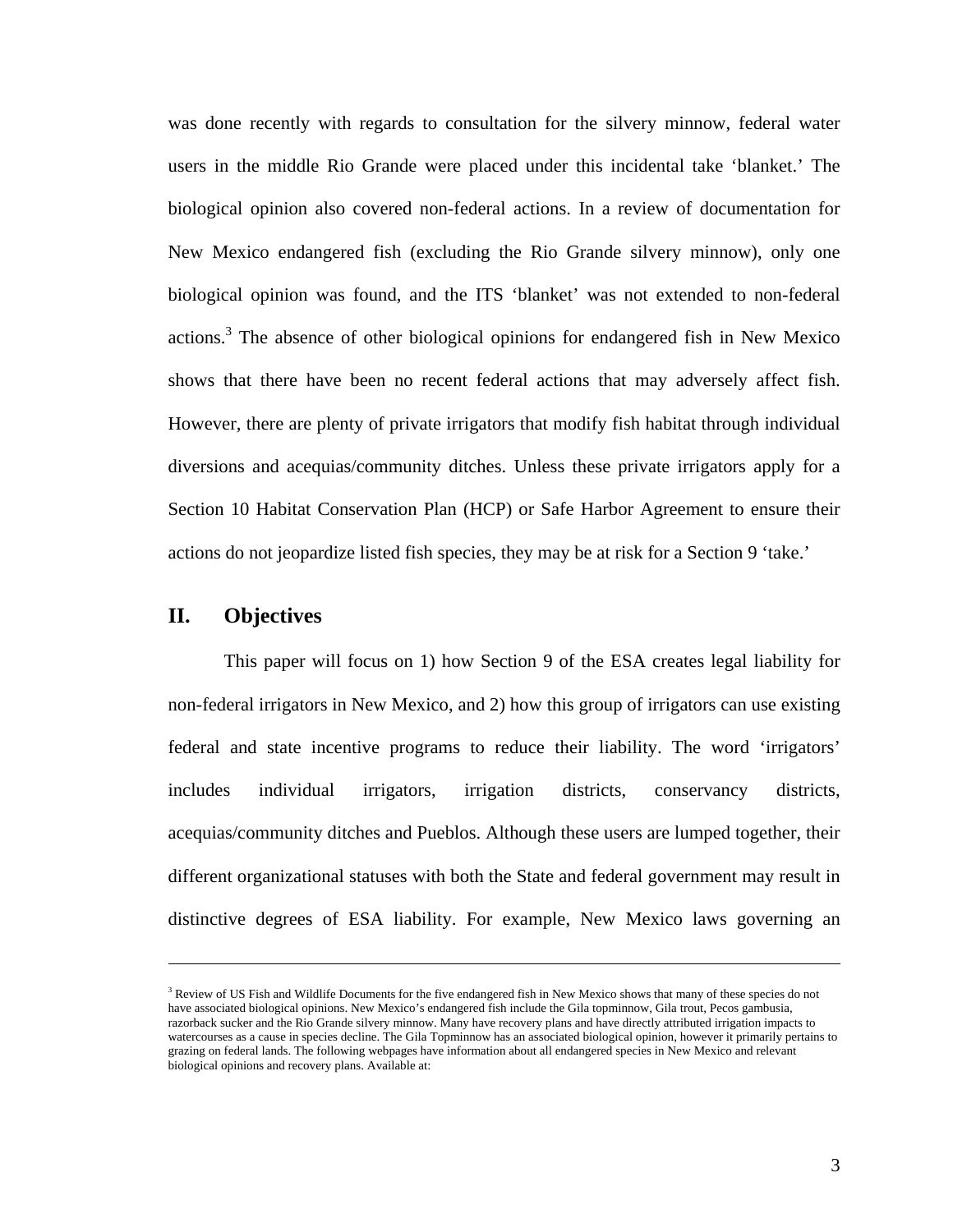was done recently with regards to consultation for the silvery minnow, federal water users in the middle Rio Grande were placed under this incidental take 'blanket.' The biological opinion also covered non-federal actions. In a review of documentation for New Mexico endangered fish (excluding the Rio Grande silvery minnow), only one biological opinion was found, and the ITS 'blanket' was not extended to non-federal actions.[3] The absence of other biological opinions for endangered fish in New Mexico shows that there have been no recent federal actions that may adversely affect fish. However, there are plenty of private irrigators that modify fish habitat through individual diversions and acequias/community ditches. Unless these private irrigators apply for a Section 10 Habitat Conservation Plan (HCP) or Safe Harbor Agreement to ensure their actions do not jeopardize listed fish species, they may be at risk for a Section 9 'take.'

## II. Objectives

This paper will focus on 1) how Section 9 of the ESA creates legal liability for non-federal irrigators in New Mexico, and 2) how this group of irrigators can use existing federal and state incentive programs to reduce their liability. The word 'irrigators' includes individual irrigators, irrigation districts, conservancy districts, acequias/community ditches and Pueblos. Although these users are lumped together, their different organizational statuses with both the State and federal government may result in distinctive degrees of ESA liability. For example, New Mexico laws governing an

---

[3] Review of US Fish and Wildlife Documents for the five endangered fish in New Mexico shows that many of these species do not have associated biological opinions. New Mexico's endangered fish include the Gila topminnow, Gila trout, Pecos gambusia, razorback sucker and the Rio Grande silvery minnow. Many have recovery plans and have directly attributed irrigation impacts to watercourses as a cause in species decline. The Gila Topminnow has an associated biological opinion, however it primarily pertains to grazing on federal lands. The following webpages have information about all endangered species in New Mexico and relevant biological opinions and recovery plans. Available at: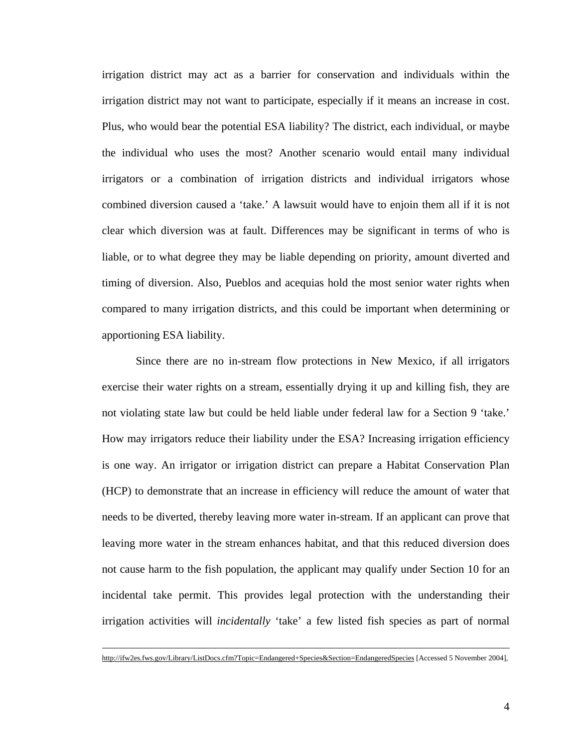irrigation district may act as a barrier for conservation and individuals within the irrigation district may not want to participate, especially if it means an increase in cost. Plus, who would bear the potential ESA liability? The district, each individual, or maybe the individual who uses the most? Another scenario would entail many individual irrigators or a combination of irrigation districts and individual irrigators whose combined diversion caused a 'take.' A lawsuit would have to enjoin them all if it is not clear which diversion was at fault. Differences may be significant in terms of who is liable, or to what degree they may be liable depending on priority, amount diverted and timing of diversion. Also, Pueblos and acequias hold the most senior water rights when compared to many irrigation districts, and this could be important when determining or apportioning ESA liability.

Since there are no in-stream flow protections in New Mexico, if all irrigators exercise their water rights on a stream, essentially drying it up and killing fish, they are not violating state law but could be held liable under federal law for a Section 9 'take.' How may irrigators reduce their liability under the ESA? Increasing irrigation efficiency is one way. An irrigator or irrigation district can prepare a Habitat Conservation Plan (HCP) to demonstrate that an increase in efficiency will reduce the amount of water that needs to be diverted, thereby leaving more water in-stream. If an applicant can prove that leaving more water in the stream enhances habitat, and that this reduced diversion does not cause harm to the fish population, the applicant may qualify under Section 10 for an incidental take permit. This provides legal protection with the understanding their irrigation activities will *incidentally* 'take' a few listed fish species as part of normal

---

http://ifw2es.fws.gov/Library/ListDocs.cfm?Topic=Endangered+Species&Section=EndangeredSpecies [Accessed 5 November 2004],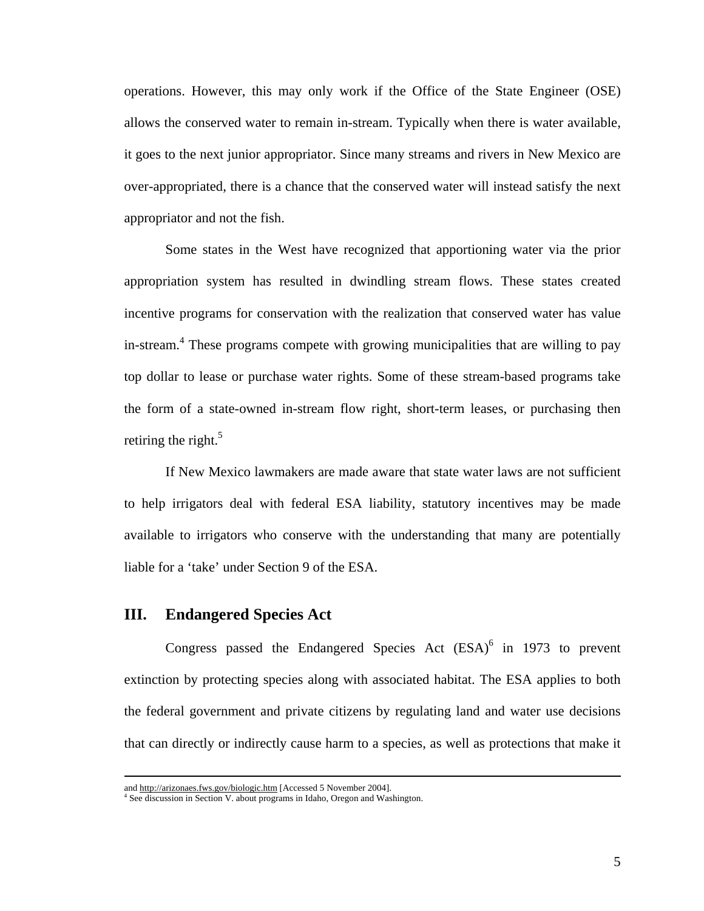operations. However, this may only work if the Office of the State Engineer (OSE) allows the conserved water to remain in-stream. Typically when there is water available, it goes to the next junior appropriator. Since many streams and rivers in New Mexico are over-appropriated, there is a chance that the conserved water will instead satisfy the next appropriator and not the fish.

Some states in the West have recognized that apportioning water via the prior appropriation system has resulted in dwindling stream flows. These states created incentive programs for conservation with the realization that conserved water has value in-stream.[4] These programs compete with growing municipalities that are willing to pay top dollar to lease or purchase water rights. Some of these stream-based programs take the form of a state-owned in-stream flow right, short-term leases, or purchasing then retiring the right.[5]

If New Mexico lawmakers are made aware that state water laws are not sufficient to help irrigators deal with federal ESA liability, statutory incentives may be made available to irrigators who conserve with the understanding that many are potentially liable for a 'take' under Section 9 of the ESA.

## III. Endangered Species Act

Congress passed the Endangered Species Act (ESA)[6] in 1973 to prevent extinction by protecting species along with associated habitat. The ESA applies to both the federal government and private citizens by regulating land and water use decisions that can directly or indirectly cause harm to a species, as well as protections that make it

---

and http://arizonaes.fws.gov/biologic.htm [Accessed 5 November 2004].

[4] See discussion in Section V. about programs in Idaho, Oregon and Washington.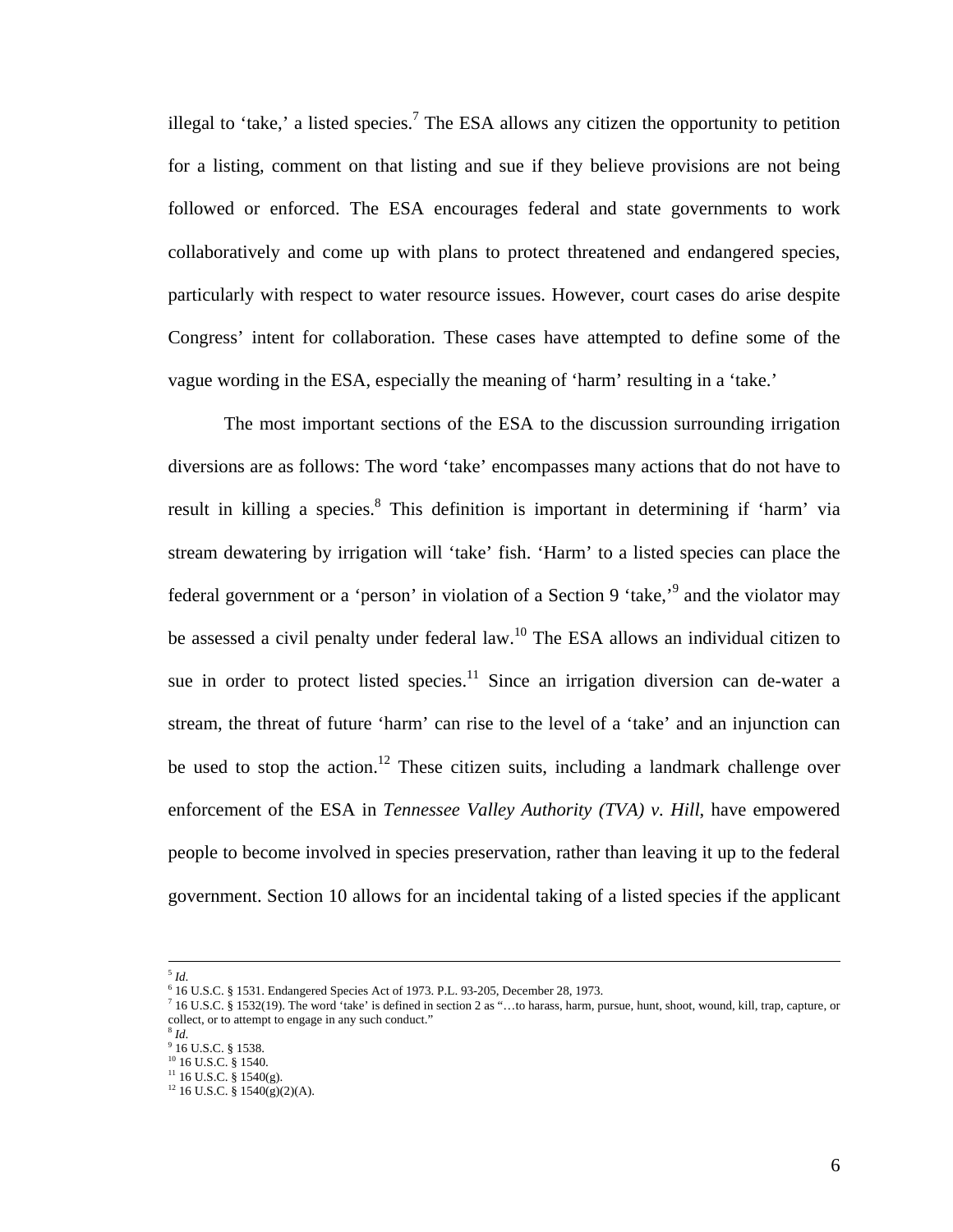illegal to 'take,' a listed species.[7] The ESA allows any citizen the opportunity to petition for a listing, comment on that listing and sue if they believe provisions are not being followed or enforced. The ESA encourages federal and state governments to work collaboratively and come up with plans to protect threatened and endangered species, particularly with respect to water resource issues. However, court cases do arise despite Congress' intent for collaboration. These cases have attempted to define some of the vague wording in the ESA, especially the meaning of 'harm' resulting in a 'take.'

The most important sections of the ESA to the discussion surrounding irrigation diversions are as follows: The word 'take' encompasses many actions that do not have to result in killing a species.[8] This definition is important in determining if 'harm' via stream dewatering by irrigation will 'take' fish. 'Harm' to a listed species can place the federal government or a 'person' in violation of a Section 9 'take,'[9] and the violator may be assessed a civil penalty under federal law.[10] The ESA allows an individual citizen to sue in order to protect listed species.[11] Since an irrigation diversion can de-water a stream, the threat of future 'harm' can rise to the level of a 'take' and an injunction can be used to stop the action.[12] These citizen suits, including a landmark challenge over enforcement of the ESA in *Tennessee Valley Authority (TVA) v. Hill*, have empowered people to become involved in species preservation, rather than leaving it up to the federal government. Section 10 allows for an incidental taking of a listed species if the applicant

---

[5] *Id.*
[6] 16 U.S.C. § 1531. Endangered Species Act of 1973. P.L. 93-205, December 28, 1973.
[7] 16 U.S.C. § 1532(19). The word 'take' is defined in section 2 as "…to harass, harm, pursue, hunt, shoot, wound, kill, trap, capture, or collect, or to attempt to engage in any such conduct."
[8] *Id.*
[9] 16 U.S.C. § 1538.
[10] 16 U.S.C. § 1540.
[11] 16 U.S.C. § 1540(g).
[12] 16 U.S.C. § 1540(g)(2)(A).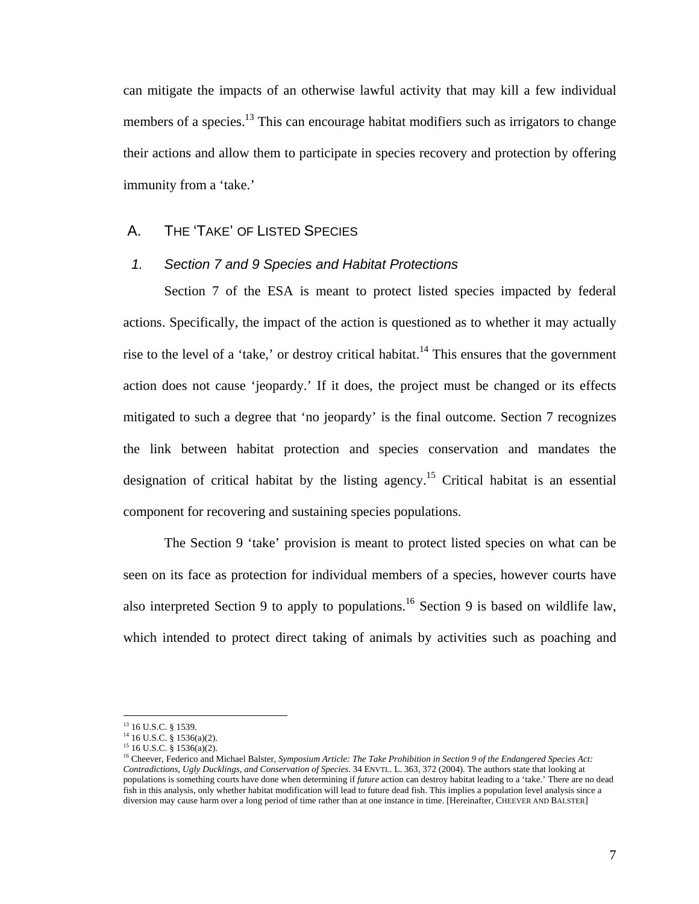can mitigate the impacts of an otherwise lawful activity that may kill a few individual members of a species.[13] This can encourage habitat modifiers such as irrigators to change their actions and allow them to participate in species recovery and protection by offering immunity from a 'take.'

## A. The 'Take' of Listed Species

### 1. *Section 7 and 9 Species and Habitat Protections*

Section 7 of the ESA is meant to protect listed species impacted by federal actions. Specifically, the impact of the action is questioned as to whether it may actually rise to the level of a 'take,' or destroy critical habitat.[14] This ensures that the government action does not cause 'jeopardy.' If it does, the project must be changed or its effects mitigated to such a degree that 'no jeopardy' is the final outcome. Section 7 recognizes the link between habitat protection and species conservation and mandates the designation of critical habitat by the listing agency.[15] Critical habitat is an essential component for recovering and sustaining species populations.

The Section 9 'take' provision is meant to protect listed species on what can be seen on its face as protection for individual members of a species, however courts have also interpreted Section 9 to apply to populations.[16] Section 9 is based on wildlife law, which intended to protect direct taking of animals by activities such as poaching and

---

[13] 16 U.S.C. § 1539.

[14] 16 U.S.C. § 1536(a)(2).

[15] 16 U.S.C. § 1536(a)(2).

[16] Cheever, Federico and Michael Balster, *Symposium Article: The Take Prohibition in Section 9 of the Endangered Species Act: Contradictions, Ugly Ducklings, and Conservation of Species*. 34 Envtl. L. 363, 372 (2004). The authors state that looking at populations is something courts have done when determining if *future* action can destroy habitat leading to a 'take.' There are no dead fish in this analysis, only whether habitat modification will lead to future dead fish. This implies a population level analysis since a diversion may cause harm over a long period of time rather than at one instance in time. [Hereinafter, Cheever and Balster]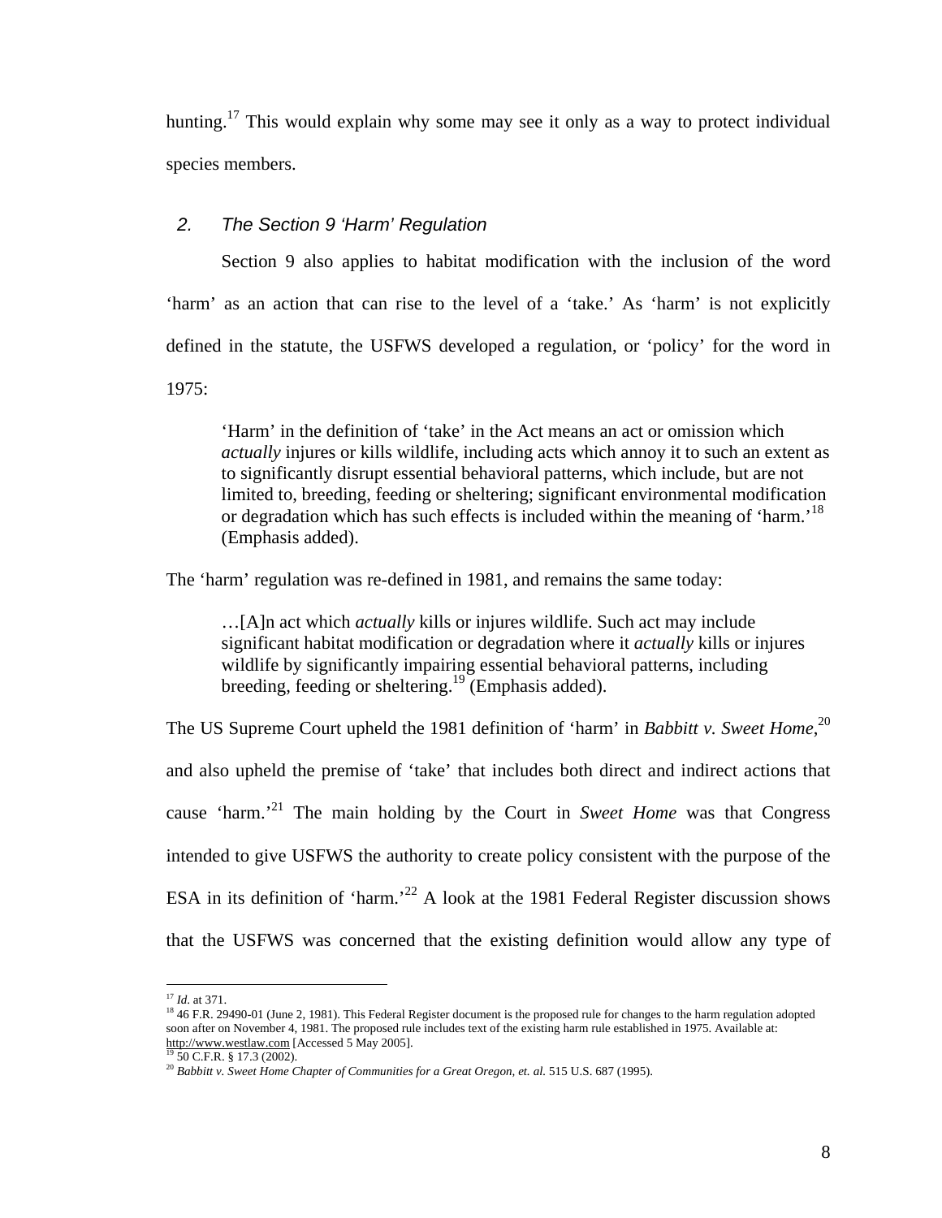hunting.[17] This would explain why some may see it only as a way to protect individual species members.

### 2. *The Section 9 'Harm' Regulation*

Section 9 also applies to habitat modification with the inclusion of the word 'harm' as an action that can rise to the level of a 'take.' As 'harm' is not explicitly defined in the statute, the USFWS developed a regulation, or 'policy' for the word in 1975:

> 'Harm' in the definition of 'take' in the Act means an act or omission which *actually* injures or kills wildlife, including acts which annoy it to such an extent as to significantly disrupt essential behavioral patterns, which include, but are not limited to, breeding, feeding or sheltering; significant environmental modification or degradation which has such effects is included within the meaning of 'harm.'[18] (Emphasis added).

The 'harm' regulation was re-defined in 1981, and remains the same today:

> …[A]n act which *actually* kills or injures wildlife. Such act may include significant habitat modification or degradation where it *actually* kills or injures wildlife by significantly impairing essential behavioral patterns, including breeding, feeding or sheltering.[19] (Emphasis added).

The US Supreme Court upheld the 1981 definition of 'harm' in *Babbitt v. Sweet Home*,[20] and also upheld the premise of 'take' that includes both direct and indirect actions that cause 'harm.'[21] The main holding by the Court in *Sweet Home* was that Congress intended to give USFWS the authority to create policy consistent with the purpose of the ESA in its definition of 'harm.'[22] A look at the 1981 Federal Register discussion shows that the USFWS was concerned that the existing definition would allow any type of

---

[17] *Id.* at 371.

[18] 46 F.R. 29490-01 (June 2, 1981). This Federal Register document is the proposed rule for changes to the harm regulation adopted soon after on November 4, 1981. The proposed rule includes text of the existing harm rule established in 1975. Available at: http://www.westlaw.com [Accessed 5 May 2005].

[19] 50 C.F.R. § 17.3 (2002).

[20] *Babbitt v. Sweet Home Chapter of Communities for a Great Oregon, et. al.* 515 U.S. 687 (1995).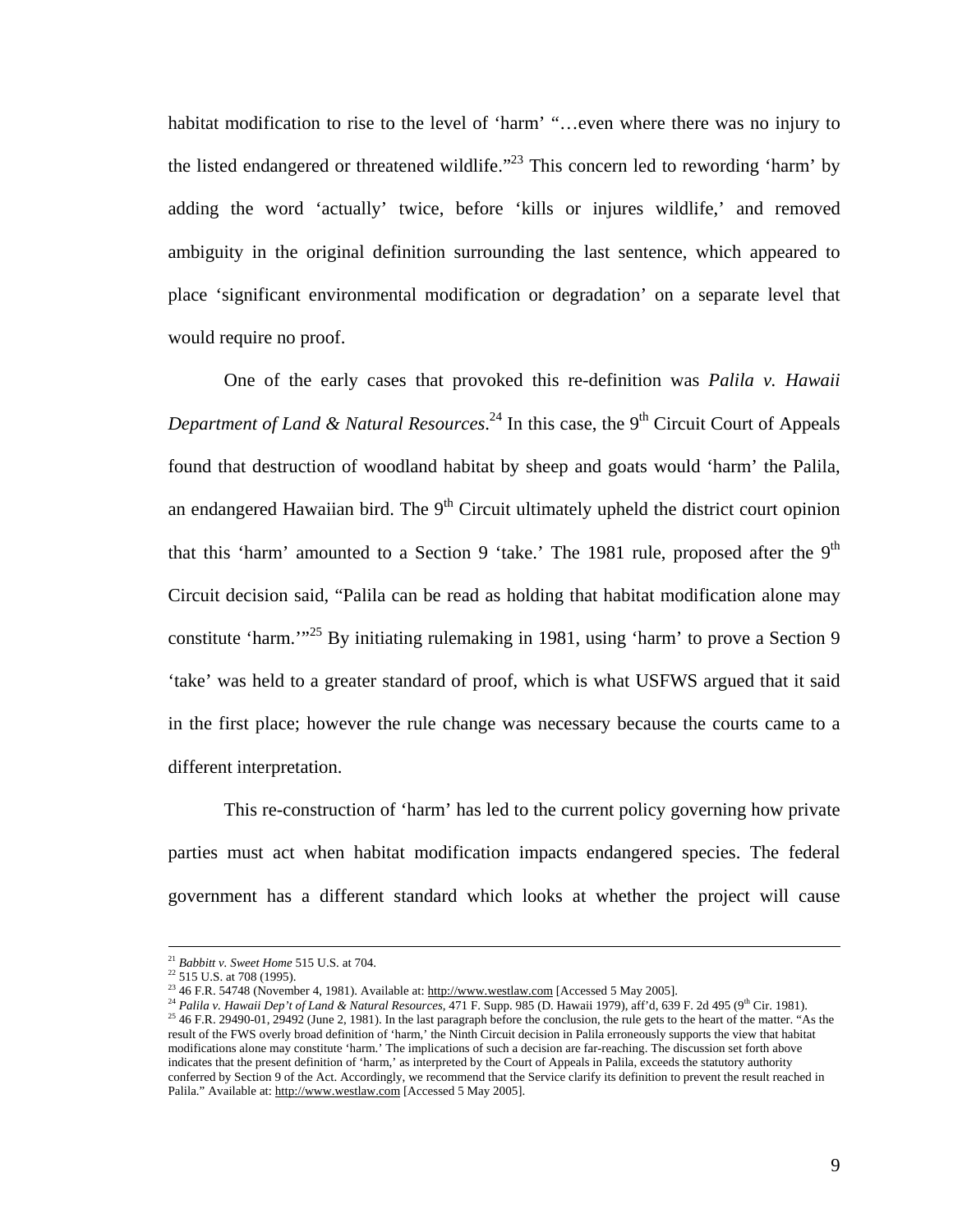habitat modification to rise to the level of 'harm' "…even where there was no injury to the listed endangered or threatened wildlife."[23] This concern led to rewording 'harm' by adding the word 'actually' twice, before 'kills or injures wildlife,' and removed ambiguity in the original definition surrounding the last sentence, which appeared to place 'significant environmental modification or degradation' on a separate level that would require no proof.

One of the early cases that provoked this re-definition was *Palila v. Hawaii Department of Land & Natural Resources*.[24] In this case, the 9th Circuit Court of Appeals found that destruction of woodland habitat by sheep and goats would 'harm' the Palila, an endangered Hawaiian bird. The 9th Circuit ultimately upheld the district court opinion that this 'harm' amounted to a Section 9 'take.' The 1981 rule, proposed after the 9th Circuit decision said, "Palila can be read as holding that habitat modification alone may constitute 'harm.'"[25] By initiating rulemaking in 1981, using 'harm' to prove a Section 9 'take' was held to a greater standard of proof, which is what USFWS argued that it said in the first place; however the rule change was necessary because the courts came to a different interpretation.

This re-construction of 'harm' has led to the current policy governing how private parties must act when habitat modification impacts endangered species. The federal government has a different standard which looks at whether the project will cause

---

[21] *Babbitt v. Sweet Home* 515 U.S. at 704.

[22] 515 U.S. at 708 (1995).

[23] 46 F.R. 54748 (November 4, 1981). Available at: http://www.westlaw.com [Accessed 5 May 2005].

[24] *Palila v. Hawaii Dep't of Land & Natural Resources*, 471 F. Supp. 985 (D. Hawaii 1979), aff'd, 639 F. 2d 495 (9th Cir. 1981).

[25] 46 F.R. 29490-01, 29492 (June 2, 1981). In the last paragraph before the conclusion, the rule gets to the heart of the matter. "As the result of the FWS overly broad definition of 'harm,' the Ninth Circuit decision in Palila erroneously supports the view that habitat modifications alone may constitute 'harm.' The implications of such a decision are far-reaching. The discussion set forth above indicates that the present definition of 'harm,' as interpreted by the Court of Appeals in Palila, exceeds the statutory authority conferred by Section 9 of the Act. Accordingly, we recommend that the Service clarify its definition to prevent the result reached in Palila." Available at: http://www.westlaw.com [Accessed 5 May 2005].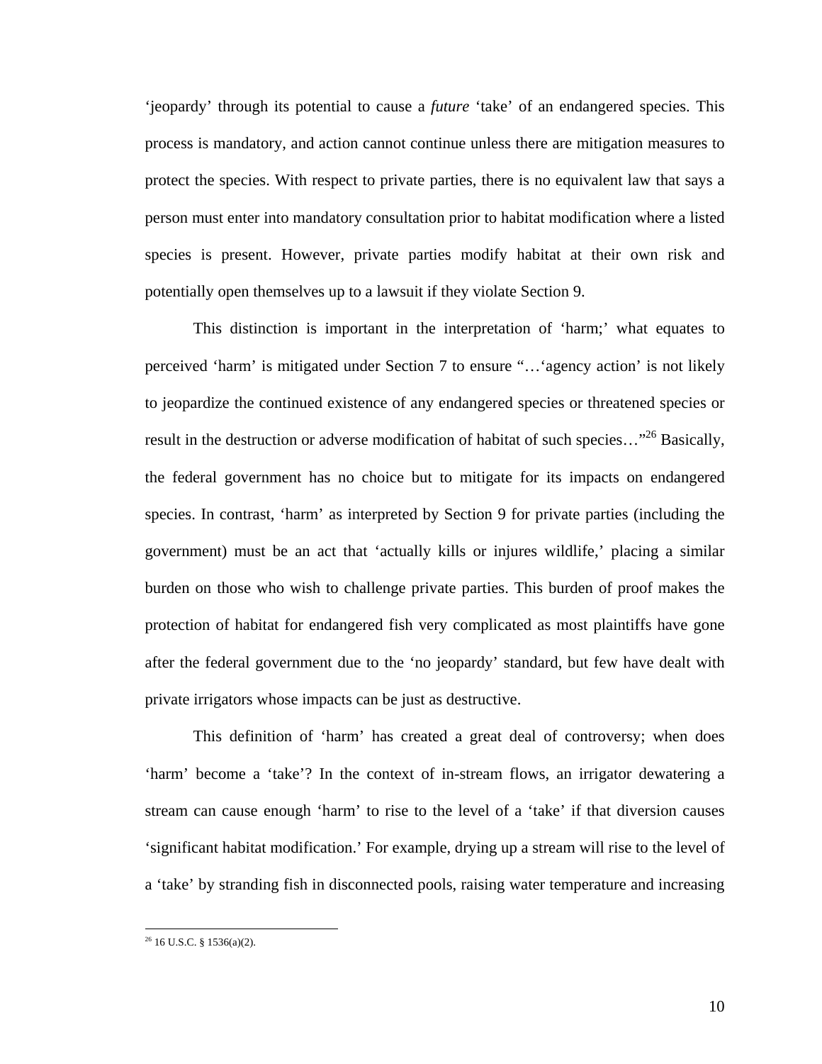'jeopardy' through its potential to cause a *future* 'take' of an endangered species. This process is mandatory, and action cannot continue unless there are mitigation measures to protect the species. With respect to private parties, there is no equivalent law that says a person must enter into mandatory consultation prior to habitat modification where a listed species is present. However, private parties modify habitat at their own risk and potentially open themselves up to a lawsuit if they violate Section 9.

This distinction is important in the interpretation of 'harm;' what equates to perceived 'harm' is mitigated under Section 7 to ensure "…'agency action' is not likely to jeopardize the continued existence of any endangered species or threatened species or result in the destruction or adverse modification of habitat of such species…"[26] Basically, the federal government has no choice but to mitigate for its impacts on endangered species. In contrast, 'harm' as interpreted by Section 9 for private parties (including the government) must be an act that 'actually kills or injures wildlife,' placing a similar burden on those who wish to challenge private parties. This burden of proof makes the protection of habitat for endangered fish very complicated as most plaintiffs have gone after the federal government due to the 'no jeopardy' standard, but few have dealt with private irrigators whose impacts can be just as destructive.

This definition of 'harm' has created a great deal of controversy; when does 'harm' become a 'take'? In the context of in-stream flows, an irrigator dewatering a stream can cause enough 'harm' to rise to the level of a 'take' if that diversion causes 'significant habitat modification.' For example, drying up a stream will rise to the level of a 'take' by stranding fish in disconnected pools, raising water temperature and increasing

[26] 16 U.S.C. § 1536(a)(2).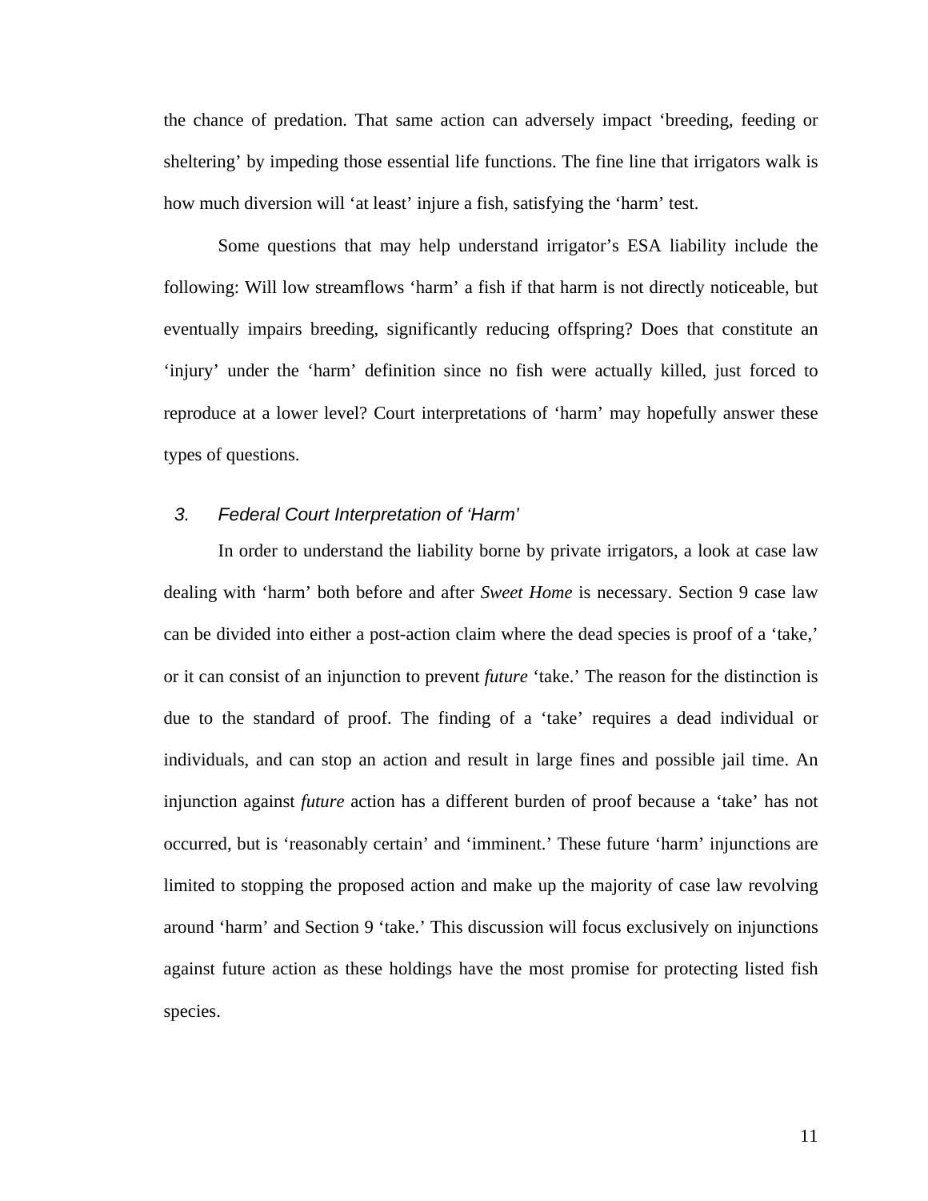the chance of predation. That same action can adversely impact 'breeding, feeding or sheltering' by impeding those essential life functions. The fine line that irrigators walk is how much diversion will 'at least' injure a fish, satisfying the 'harm' test.

Some questions that may help understand irrigator's ESA liability include the following: Will low streamflows 'harm' a fish if that harm is not directly noticeable, but eventually impairs breeding, significantly reducing offspring? Does that constitute an 'injury' under the 'harm' definition since no fish were actually killed, just forced to reproduce at a lower level? Court interpretations of 'harm' may hopefully answer these types of questions.

### 3. *Federal Court Interpretation of 'Harm'*

In order to understand the liability borne by private irrigators, a look at case law dealing with 'harm' both before and after *Sweet Home* is necessary. Section 9 case law can be divided into either a post-action claim where the dead species is proof of a 'take,' or it can consist of an injunction to prevent *future* 'take.' The reason for the distinction is due to the standard of proof. The finding of a 'take' requires a dead individual or individuals, and can stop an action and result in large fines and possible jail time. An injunction against *future* action has a different burden of proof because a 'take' has not occurred, but is 'reasonably certain' and 'imminent.' These future 'harm' injunctions are limited to stopping the proposed action and make up the majority of case law revolving around 'harm' and Section 9 'take.' This discussion will focus exclusively on injunctions against future action as these holdings have the most promise for protecting listed fish species.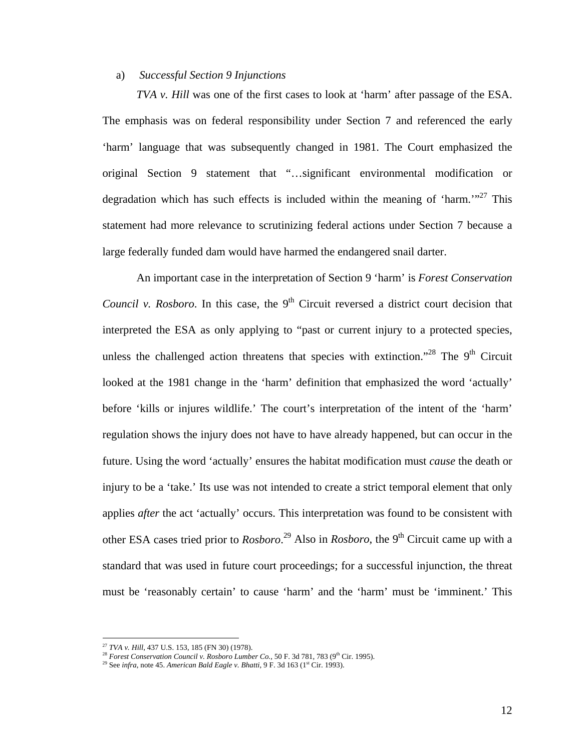a) *Successful Section 9 Injunctions*

*TVA v. Hill* was one of the first cases to look at 'harm' after passage of the ESA. The emphasis was on federal responsibility under Section 7 and referenced the early 'harm' language that was subsequently changed in 1981. The Court emphasized the original Section 9 statement that "…significant environmental modification or degradation which has such effects is included within the meaning of 'harm.'"[27] This statement had more relevance to scrutinizing federal actions under Section 7 because a large federally funded dam would have harmed the endangered snail darter.

An important case in the interpretation of Section 9 'harm' is *Forest Conservation Council v. Rosboro*. In this case, the 9th Circuit reversed a district court decision that interpreted the ESA as only applying to "past or current injury to a protected species, unless the challenged action threatens that species with extinction."[28] The 9th Circuit looked at the 1981 change in the 'harm' definition that emphasized the word 'actually' before 'kills or injures wildlife.' The court's interpretation of the intent of the 'harm' regulation shows the injury does not have to have already happened, but can occur in the future. Using the word 'actually' ensures the habitat modification must *cause* the death or injury to be a 'take.' Its use was not intended to create a strict temporal element that only applies *after* the act 'actually' occurs. This interpretation was found to be consistent with other ESA cases tried prior to *Rosboro*.[29] Also in *Rosboro*, the 9th Circuit came up with a standard that was used in future court proceedings; for a successful injunction, the threat must be 'reasonably certain' to cause 'harm' and the 'harm' must be 'imminent.' This

---

[27] *TVA v. Hill*, 437 U.S. 153, 185 (FN 30) (1978).

[28] *Forest Conservation Council v. Rosboro Lumber Co.*, 50 F. 3d 781, 783 (9th Cir. 1995).

[29] See *infra*, note 45. *American Bald Eagle v. Bhatti*, 9 F. 3d 163 (1st Cir. 1993).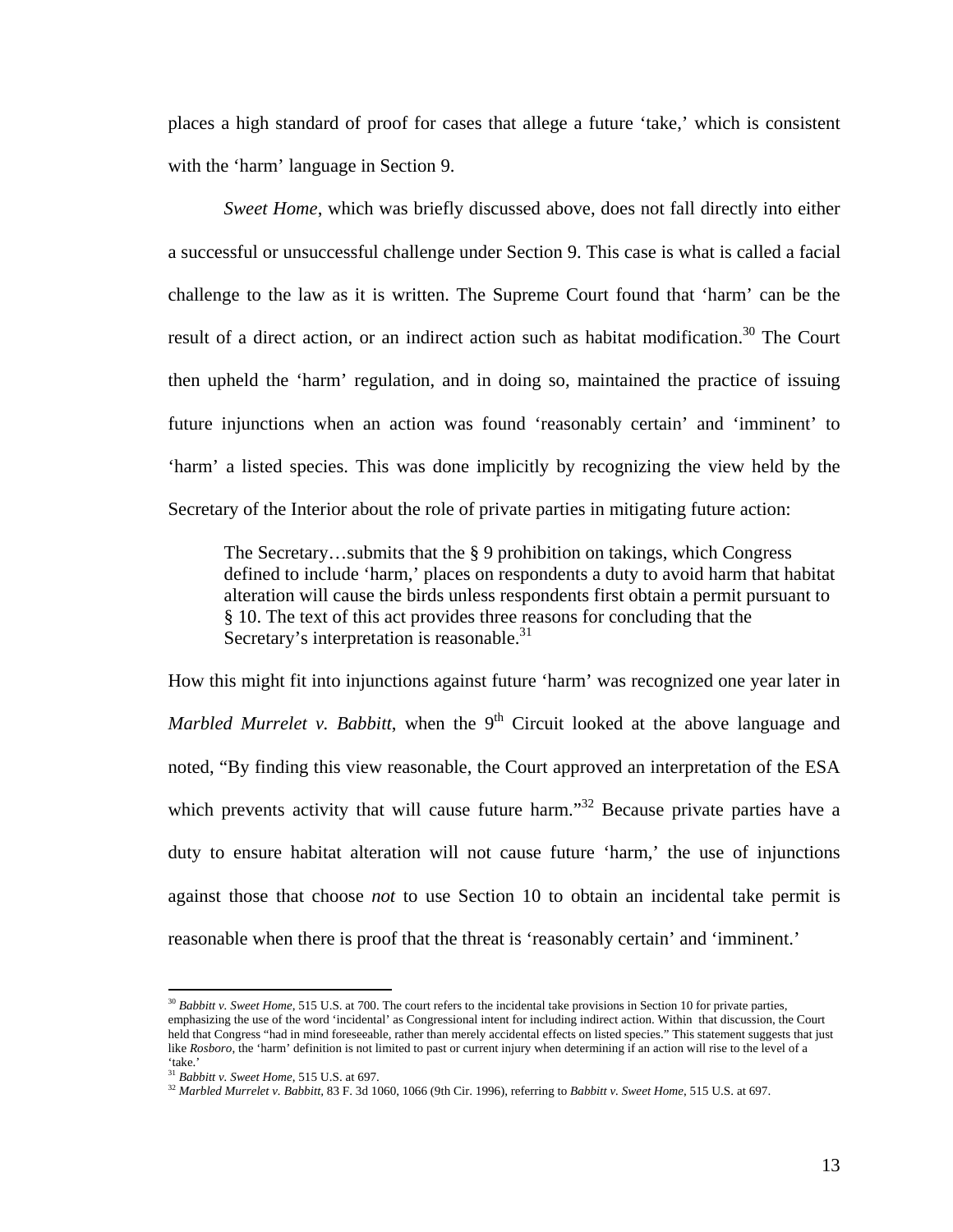places a high standard of proof for cases that allege a future 'take,' which is consistent with the 'harm' language in Section 9.

*Sweet Home*, which was briefly discussed above, does not fall directly into either a successful or unsuccessful challenge under Section 9. This case is what is called a facial challenge to the law as it is written. The Supreme Court found that 'harm' can be the result of a direct action, or an indirect action such as habitat modification.[30] The Court then upheld the 'harm' regulation, and in doing so, maintained the practice of issuing future injunctions when an action was found 'reasonably certain' and 'imminent' to 'harm' a listed species. This was done implicitly by recognizing the view held by the Secretary of the Interior about the role of private parties in mitigating future action:

> The Secretary…submits that the § 9 prohibition on takings, which Congress defined to include 'harm,' places on respondents a duty to avoid harm that habitat alteration will cause the birds unless respondents first obtain a permit pursuant to § 10. The text of this act provides three reasons for concluding that the Secretary's interpretation is reasonable.[31]

How this might fit into injunctions against future 'harm' was recognized one year later in *Marbled Murrelet v. Babbitt*, when the 9th Circuit looked at the above language and noted, "By finding this view reasonable, the Court approved an interpretation of the ESA which prevents activity that will cause future harm."[32] Because private parties have a duty to ensure habitat alteration will not cause future 'harm,' the use of injunctions against those that choose *not* to use Section 10 to obtain an incidental take permit is reasonable when there is proof that the threat is 'reasonably certain' and 'imminent.'

---

[30] *Babbitt v. Sweet Home*, 515 U.S. at 700. The court refers to the incidental take provisions in Section 10 for private parties, emphasizing the use of the word 'incidental' as Congressional intent for including indirect action. Within that discussion, the Court held that Congress "had in mind foreseeable, rather than merely accidental effects on listed species." This statement suggests that just like *Rosboro*, the 'harm' definition is not limited to past or current injury when determining if an action will rise to the level of a 'take.'

[31] *Babbitt v. Sweet Home*, 515 U.S. at 697.

[32] *Marbled Murrelet v. Babbitt*, 83 F. 3d 1060, 1066 (9th Cir. 1996), referring to *Babbitt v. Sweet Home*, 515 U.S. at 697.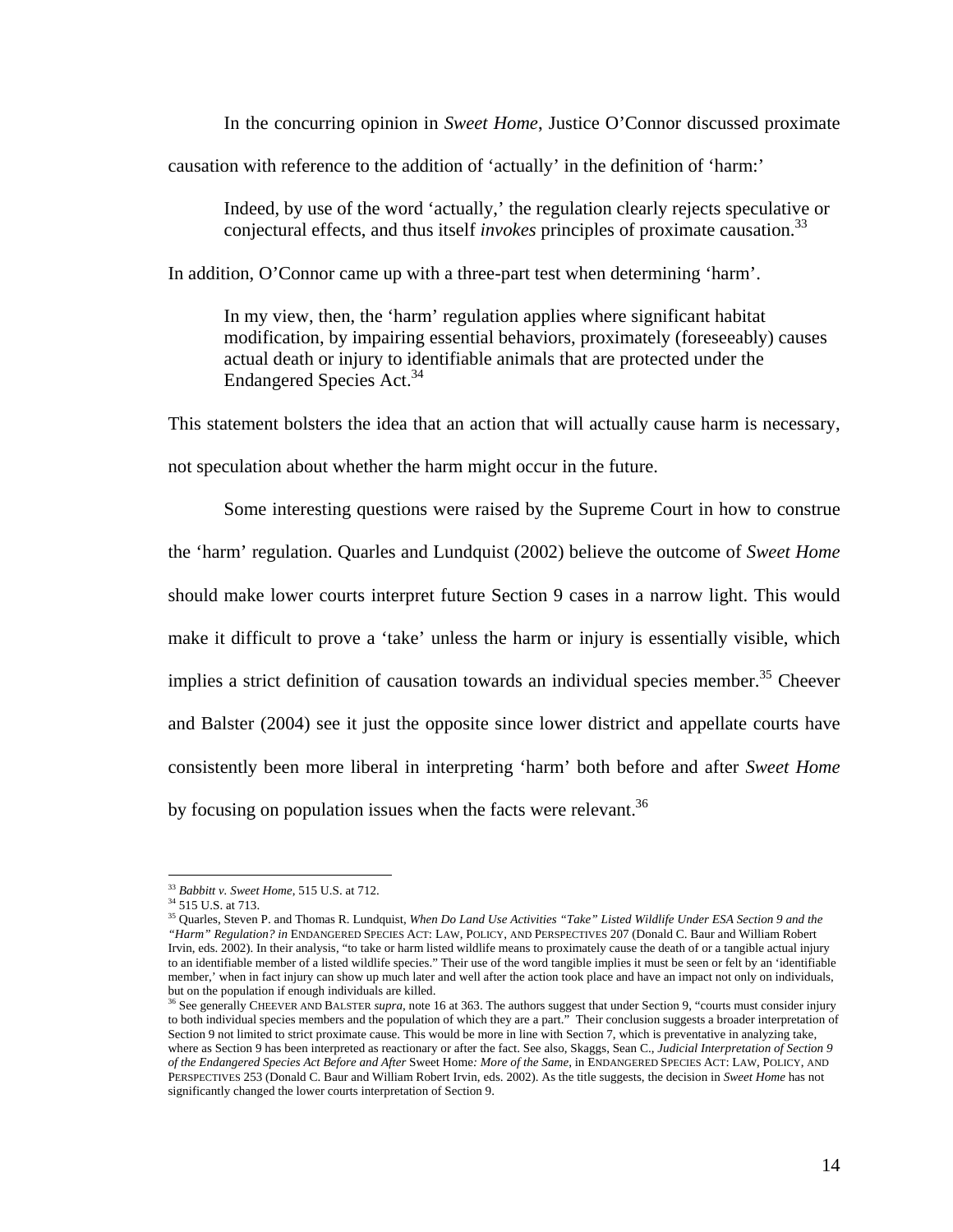In the concurring opinion in *Sweet Home*, Justice O'Connor discussed proximate causation with reference to the addition of 'actually' in the definition of 'harm:'

> Indeed, by use of the word 'actually,' the regulation clearly rejects speculative or conjectural effects, and thus itself *invokes* principles of proximate causation.[33]

In addition, O'Connor came up with a three-part test when determining 'harm'.

> In my view, then, the 'harm' regulation applies where significant habitat modification, by impairing essential behaviors, proximately (foreseeably) causes actual death or injury to identifiable animals that are protected under the Endangered Species Act.[34]

This statement bolsters the idea that an action that will actually cause harm is necessary, not speculation about whether the harm might occur in the future.

Some interesting questions were raised by the Supreme Court in how to construe the 'harm' regulation. Quarles and Lundquist (2002) believe the outcome of *Sweet Home* should make lower courts interpret future Section 9 cases in a narrow light. This would make it difficult to prove a 'take' unless the harm or injury is essentially visible, which implies a strict definition of causation towards an individual species member.[35] Cheever and Balster (2004) see it just the opposite since lower district and appellate courts have consistently been more liberal in interpreting 'harm' both before and after *Sweet Home* by focusing on population issues when the facts were relevant.[36]

---

[33] *Babbitt v. Sweet Home*, 515 U.S. at 712.

[34] 515 U.S. at 713.

[35] Quarles, Steven P. and Thomas R. Lundquist, *When Do Land Use Activities "Take" Listed Wildlife Under ESA Section 9 and the "Harm" Regulation? in* ENDANGERED SPECIES ACT: LAW, POLICY, AND PERSPECTIVES 207 (Donald C. Baur and William Robert Irvin, eds. 2002). In their analysis, "to take or harm listed wildlife means to proximately cause the death of or a tangible actual injury to an identifiable member of a listed wildlife species." Their use of the word tangible implies it must be seen or felt by an 'identifiable member,' when in fact injury can show up much later and well after the action took place and have an impact not only on individuals, but on the population if enough individuals are killed.

[36] See generally CHEEVER AND BALSTER *supra*, note 16 at 363. The authors suggest that under Section 9, "courts must consider injury to both individual species members and the population of which they are a part." Their conclusion suggests a broader interpretation of Section 9 not limited to strict proximate cause. This would be more in line with Section 7, which is preventative in analyzing take, where as Section 9 has been interpreted as reactionary or after the fact. See also, Skaggs, Sean C., *Judicial Interpretation of Section 9 of the Endangered Species Act Before and After* Sweet Home*: More of the Same*, in ENDANGERED SPECIES ACT: LAW, POLICY, AND PERSPECTIVES 253 (Donald C. Baur and William Robert Irvin, eds. 2002). As the title suggests, the decision in *Sweet Home* has not significantly changed the lower courts interpretation of Section 9.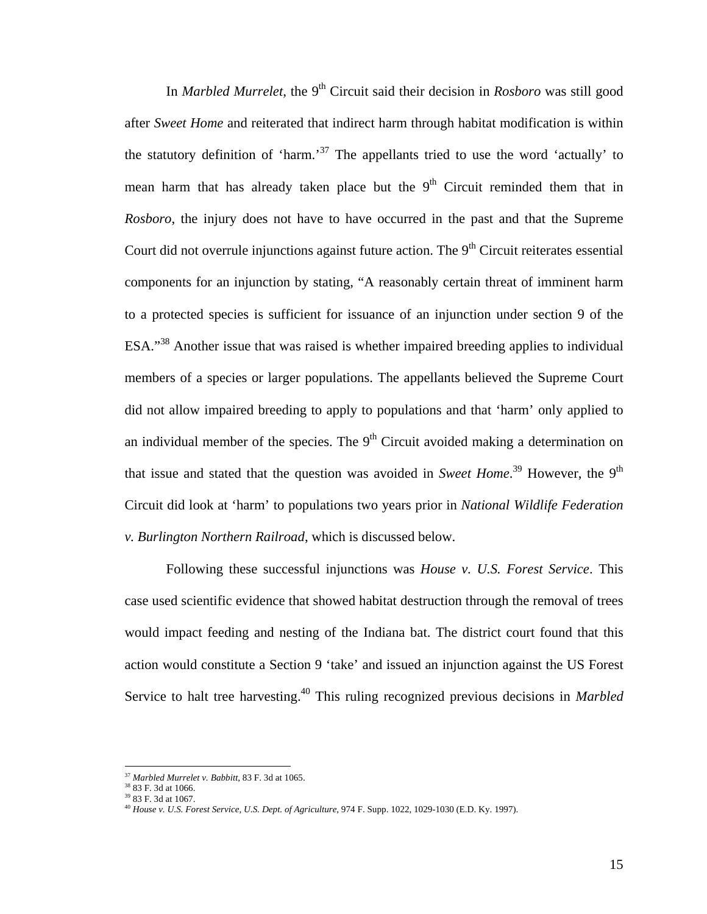In *Marbled Murrelet*, the 9th Circuit said their decision in *Rosboro* was still good after *Sweet Home* and reiterated that indirect harm through habitat modification is within the statutory definition of 'harm.'[37] The appellants tried to use the word 'actually' to mean harm that has already taken place but the 9th Circuit reminded them that in *Rosboro*, the injury does not have to have occurred in the past and that the Supreme Court did not overrule injunctions against future action. The 9th Circuit reiterates essential components for an injunction by stating, "A reasonably certain threat of imminent harm to a protected species is sufficient for issuance of an injunction under section 9 of the ESA."[38] Another issue that was raised is whether impaired breeding applies to individual members of a species or larger populations. The appellants believed the Supreme Court did not allow impaired breeding to apply to populations and that 'harm' only applied to an individual member of the species. The 9th Circuit avoided making a determination on that issue and stated that the question was avoided in *Sweet Home*.[39] However, the 9th Circuit did look at 'harm' to populations two years prior in *National Wildlife Federation v. Burlington Northern Railroad*, which is discussed below.

Following these successful injunctions was *House v. U.S. Forest Service*. This case used scientific evidence that showed habitat destruction through the removal of trees would impact feeding and nesting of the Indiana bat. The district court found that this action would constitute a Section 9 'take' and issued an injunction against the US Forest Service to halt tree harvesting.[40] This ruling recognized previous decisions in *Marbled*

---

[37] *Marbled Murrelet v. Babbitt*, 83 F. 3d at 1065.
[38] 83 F. 3d at 1066.
[39] 83 F. 3d at 1067.
[40] *House v. U.S. Forest Service, U.S. Dept. of Agriculture*, 974 F. Supp. 1022, 1029-1030 (E.D. Ky. 1997).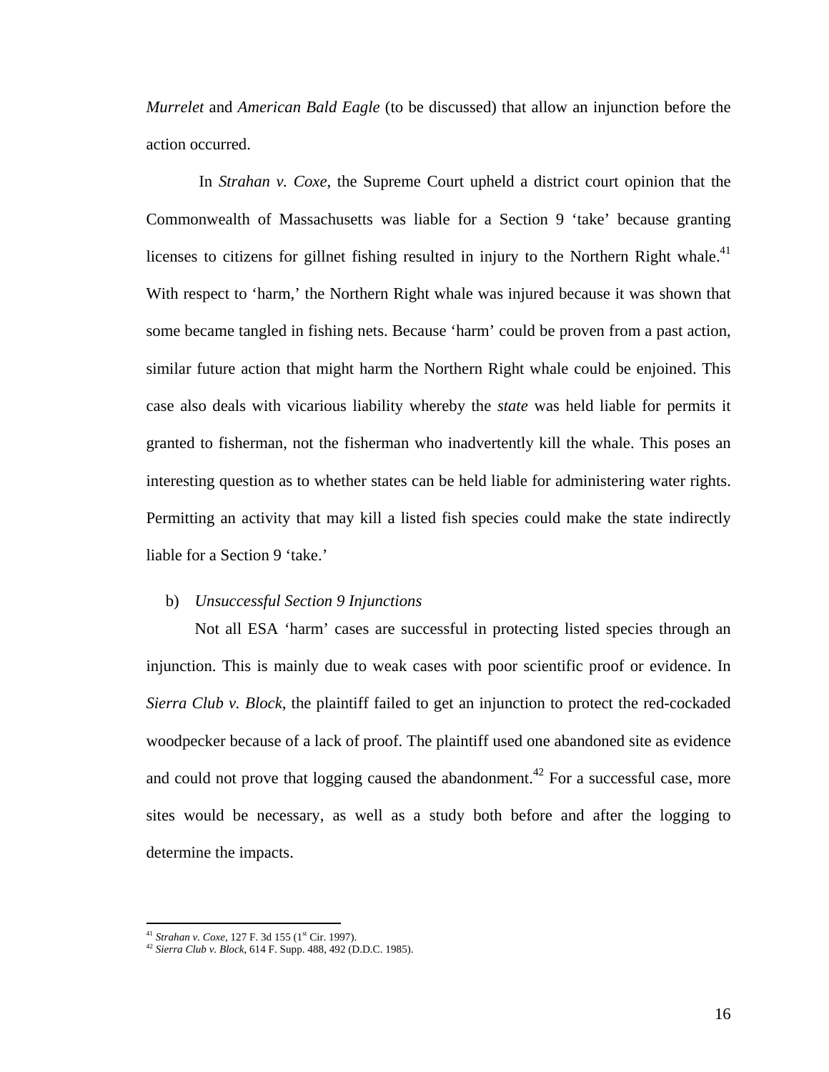*Murrelet* and *American Bald Eagle* (to be discussed) that allow an injunction before the action occurred.

In *Strahan v. Coxe*, the Supreme Court upheld a district court opinion that the Commonwealth of Massachusetts was liable for a Section 9 'take' because granting licenses to citizens for gillnet fishing resulted in injury to the Northern Right whale.[41] With respect to 'harm,' the Northern Right whale was injured because it was shown that some became tangled in fishing nets. Because 'harm' could be proven from a past action, similar future action that might harm the Northern Right whale could be enjoined. This case also deals with vicarious liability whereby the *state* was held liable for permits it granted to fisherman, not the fisherman who inadvertently kill the whale. This poses an interesting question as to whether states can be held liable for administering water rights. Permitting an activity that may kill a listed fish species could make the state indirectly liable for a Section 9 'take.'

b) *Unsuccessful Section 9 Injunctions*

Not all ESA 'harm' cases are successful in protecting listed species through an injunction. This is mainly due to weak cases with poor scientific proof or evidence. In *Sierra Club v. Block*, the plaintiff failed to get an injunction to protect the red-cockaded woodpecker because of a lack of proof. The plaintiff used one abandoned site as evidence and could not prove that logging caused the abandonment.[42] For a successful case, more sites would be necessary, as well as a study both before and after the logging to determine the impacts.

---

[41] *Strahan v. Coxe*, 127 F. 3d 155 (1st Cir. 1997).

[42] *Sierra Club v. Block*, 614 F. Supp. 488, 492 (D.D.C. 1985).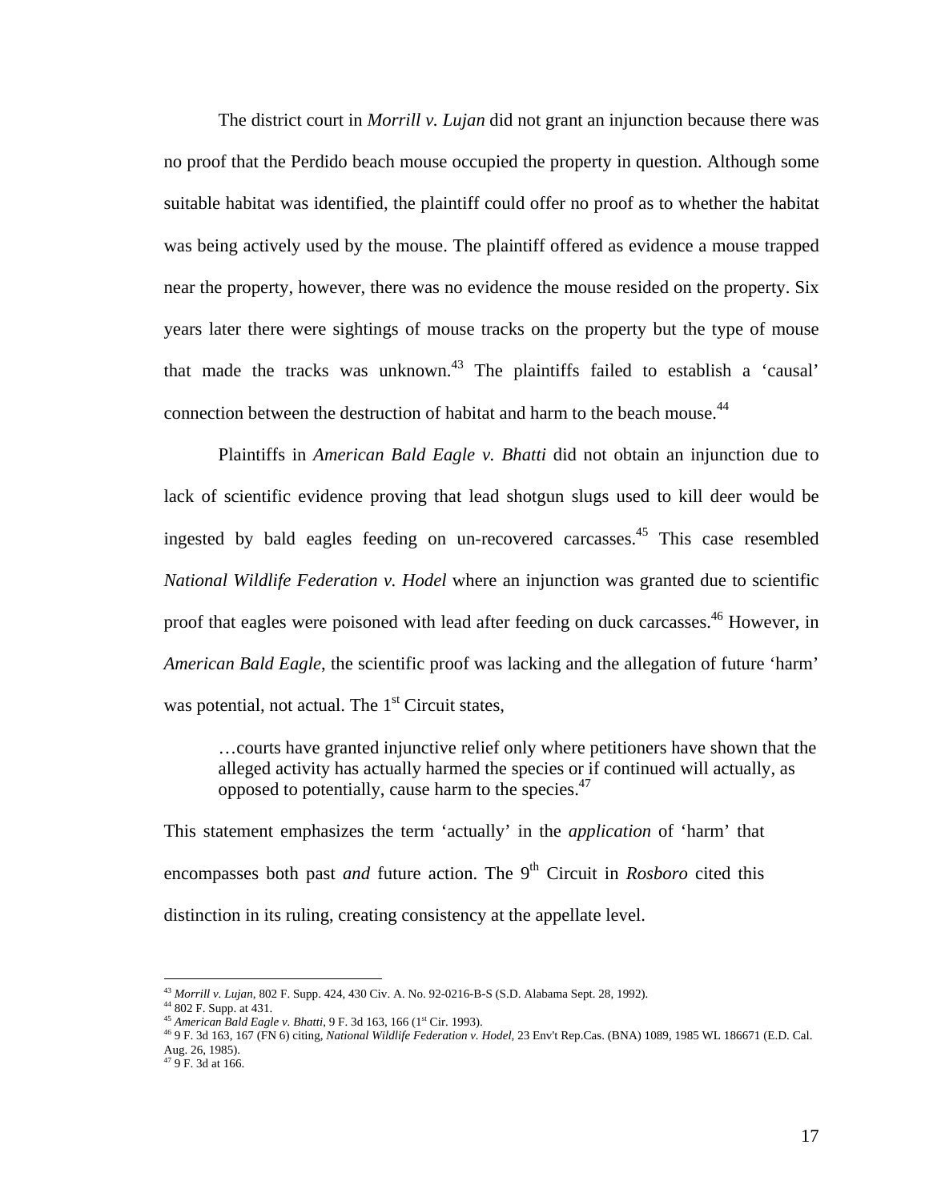The district court in *Morrill v. Lujan* did not grant an injunction because there was no proof that the Perdido beach mouse occupied the property in question. Although some suitable habitat was identified, the plaintiff could offer no proof as to whether the habitat was being actively used by the mouse. The plaintiff offered as evidence a mouse trapped near the property, however, there was no evidence the mouse resided on the property. Six years later there were sightings of mouse tracks on the property but the type of mouse that made the tracks was unknown.[43] The plaintiffs failed to establish a 'causal' connection between the destruction of habitat and harm to the beach mouse.[44]

Plaintiffs in *American Bald Eagle v. Bhatti* did not obtain an injunction due to lack of scientific evidence proving that lead shotgun slugs used to kill deer would be ingested by bald eagles feeding on un-recovered carcasses.[45] This case resembled *National Wildlife Federation v. Hodel* where an injunction was granted due to scientific proof that eagles were poisoned with lead after feeding on duck carcasses.[46] However, in *American Bald Eagle*, the scientific proof was lacking and the allegation of future 'harm' was potential, not actual. The 1st Circuit states,

> …courts have granted injunctive relief only where petitioners have shown that the alleged activity has actually harmed the species or if continued will actually, as opposed to potentially, cause harm to the species.[47]

This statement emphasizes the term 'actually' in the *application* of 'harm' that encompasses both past *and* future action. The 9th Circuit in *Rosboro* cited this distinction in its ruling, creating consistency at the appellate level.

---

[43] *Morrill v. Lujan*, 802 F. Supp. 424, 430 Civ. A. No. 92-0216-B-S (S.D. Alabama Sept. 28, 1992).
[44] 802 F. Supp. at 431.
[45] *American Bald Eagle v. Bhatti*, 9 F. 3d 163, 166 (1st Cir. 1993).
[46] 9 F. 3d 163, 167 (FN 6) citing, *National Wildlife Federation v. Hodel*, 23 Env't Rep.Cas. (BNA) 1089, 1985 WL 186671 (E.D. Cal. Aug. 26, 1985).
[47] 9 F. 3d at 166.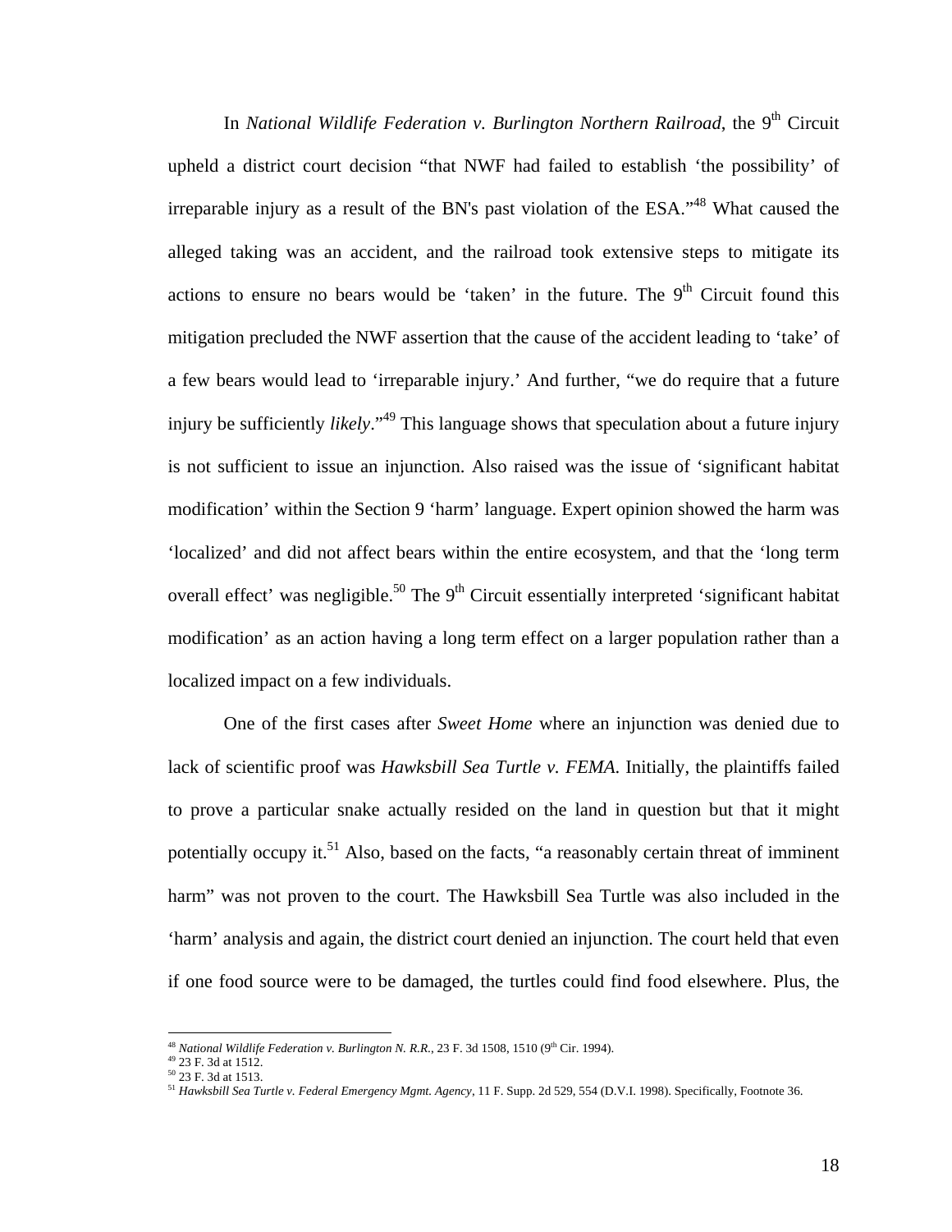In *National Wildlife Federation v. Burlington Northern Railroad*, the 9th Circuit upheld a district court decision "that NWF had failed to establish 'the possibility' of irreparable injury as a result of the BN's past violation of the ESA."[48] What caused the alleged taking was an accident, and the railroad took extensive steps to mitigate its actions to ensure no bears would be 'taken' in the future. The 9th Circuit found this mitigation precluded the NWF assertion that the cause of the accident leading to 'take' of a few bears would lead to 'irreparable injury.' And further, "we do require that a future injury be sufficiently *likely*."[49] This language shows that speculation about a future injury is not sufficient to issue an injunction. Also raised was the issue of 'significant habitat modification' within the Section 9 'harm' language. Expert opinion showed the harm was 'localized' and did not affect bears within the entire ecosystem, and that the 'long term overall effect' was negligible.[50] The 9th Circuit essentially interpreted 'significant habitat modification' as an action having a long term effect on a larger population rather than a localized impact on a few individuals.

One of the first cases after *Sweet Home* where an injunction was denied due to lack of scientific proof was *Hawksbill Sea Turtle v. FEMA*. Initially, the plaintiffs failed to prove a particular snake actually resided on the land in question but that it might potentially occupy it.[51] Also, based on the facts, "a reasonably certain threat of imminent harm" was not proven to the court. The Hawksbill Sea Turtle was also included in the 'harm' analysis and again, the district court denied an injunction. The court held that even if one food source were to be damaged, the turtles could find food elsewhere. Plus, the

---

[48] *National Wildlife Federation v. Burlington N. R.R.*, 23 F. 3d 1508, 1510 (9th Cir. 1994).
[49] 23 F. 3d at 1512.
[50] 23 F. 3d at 1513.
[51] *Hawksbill Sea Turtle v. Federal Emergency Mgmt. Agency*, 11 F. Supp. 2d 529, 554 (D.V.I. 1998). Specifically, Footnote 36.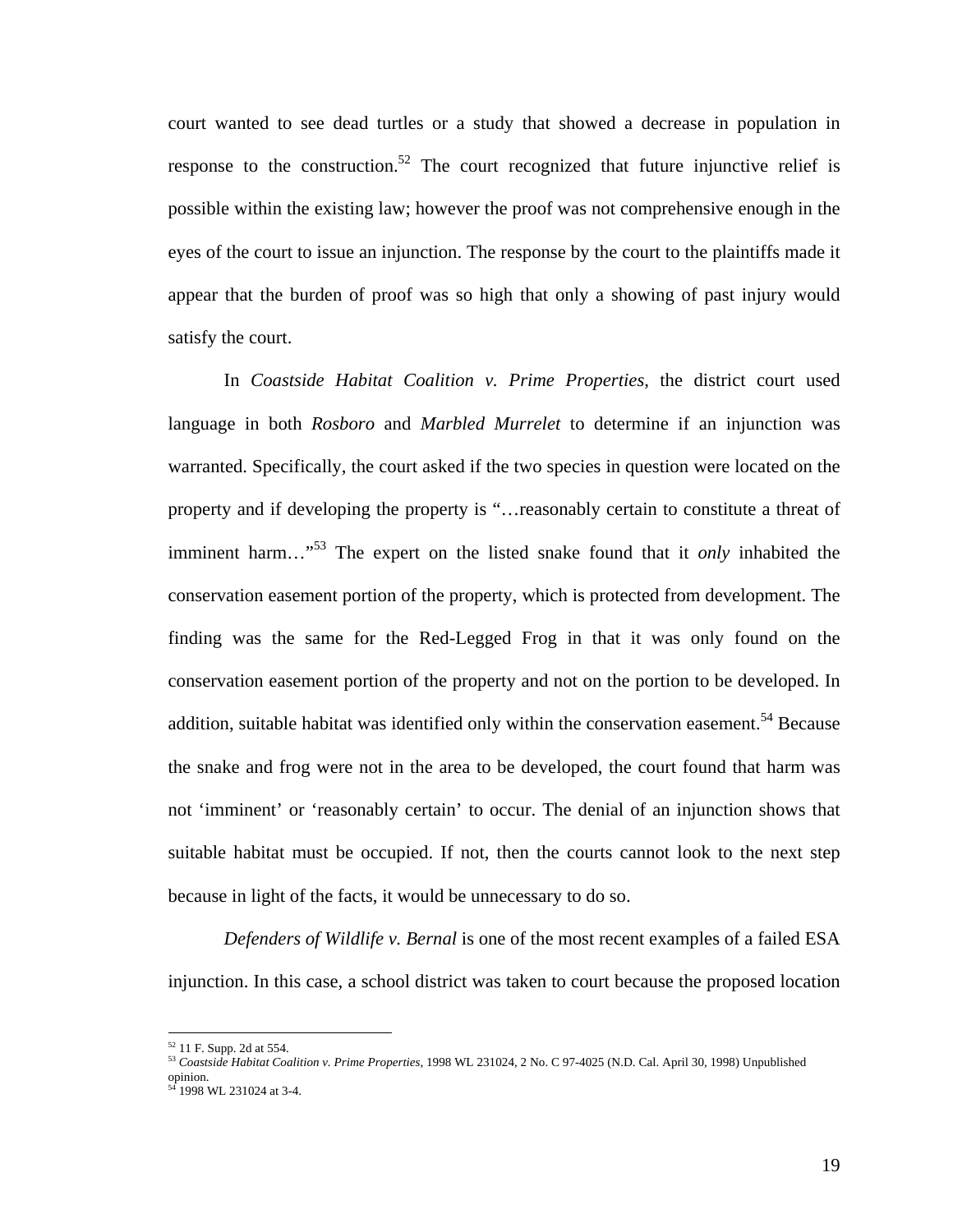court wanted to see dead turtles or a study that showed a decrease in population in response to the construction.[52] The court recognized that future injunctive relief is possible within the existing law; however the proof was not comprehensive enough in the eyes of the court to issue an injunction. The response by the court to the plaintiffs made it appear that the burden of proof was so high that only a showing of past injury would satisfy the court.

In *Coastside Habitat Coalition v. Prime Properties*, the district court used language in both *Rosboro* and *Marbled Murrelet* to determine if an injunction was warranted. Specifically, the court asked if the two species in question were located on the property and if developing the property is "…reasonably certain to constitute a threat of imminent harm…"[53] The expert on the listed snake found that it *only* inhabited the conservation easement portion of the property, which is protected from development. The finding was the same for the Red-Legged Frog in that it was only found on the conservation easement portion of the property and not on the portion to be developed. In addition, suitable habitat was identified only within the conservation easement.[54] Because the snake and frog were not in the area to be developed, the court found that harm was not 'imminent' or 'reasonably certain' to occur. The denial of an injunction shows that suitable habitat must be occupied. If not, then the courts cannot look to the next step because in light of the facts, it would be unnecessary to do so.

*Defenders of Wildlife v. Bernal* is one of the most recent examples of a failed ESA injunction. In this case, a school district was taken to court because the proposed location

---

[52] 11 F. Supp. 2d at 554.

[53] *Coastside Habitat Coalition v. Prime Properties*, 1998 WL 231024, 2 No. C 97-4025 (N.D. Cal. April 30, 1998) Unpublished opinion.

[54] 1998 WL 231024 at 3-4.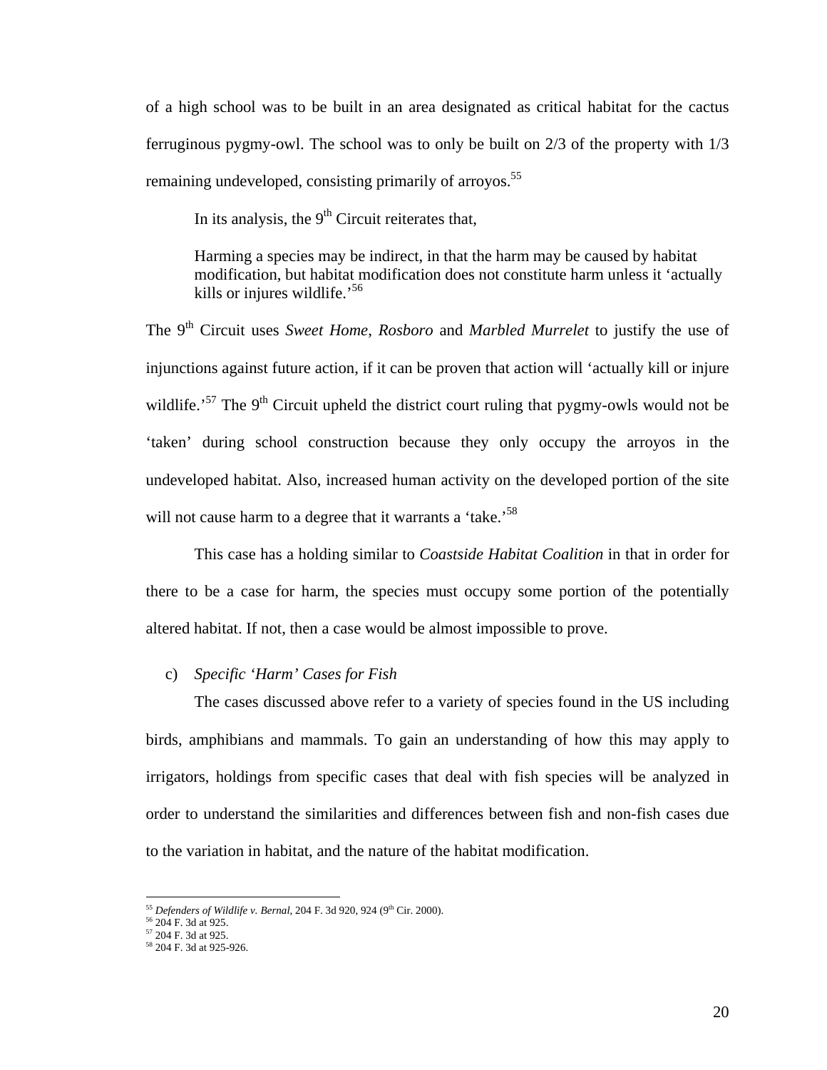of a high school was to be built in an area designated as critical habitat for the cactus ferruginous pygmy-owl. The school was to only be built on 2/3 of the property with 1/3 remaining undeveloped, consisting primarily of arroyos.[55]

In its analysis, the 9th Circuit reiterates that,

> Harming a species may be indirect, in that the harm may be caused by habitat modification, but habitat modification does not constitute harm unless it 'actually kills or injures wildlife.'[56]

The 9th Circuit uses *Sweet Home*, *Rosboro* and *Marbled Murrelet* to justify the use of injunctions against future action, if it can be proven that action will 'actually kill or injure wildlife.'[57] The 9th Circuit upheld the district court ruling that pygmy-owls would not be 'taken' during school construction because they only occupy the arroyos in the undeveloped habitat. Also, increased human activity on the developed portion of the site will not cause harm to a degree that it warrants a 'take.'[58]

This case has a holding similar to *Coastside Habitat Coalition* in that in order for there to be a case for harm, the species must occupy some portion of the potentially altered habitat. If not, then a case would be almost impossible to prove.

c) *Specific 'Harm' Cases for Fish*

The cases discussed above refer to a variety of species found in the US including birds, amphibians and mammals. To gain an understanding of how this may apply to irrigators, holdings from specific cases that deal with fish species will be analyzed in order to understand the similarities and differences between fish and non-fish cases due to the variation in habitat, and the nature of the habitat modification.

---

[55] *Defenders of Wildlife v. Bernal*, 204 F. 3d 920, 924 (9th Cir. 2000).
[56] 204 F. 3d at 925.
[57] 204 F. 3d at 925.
[58] 204 F. 3d at 925-926.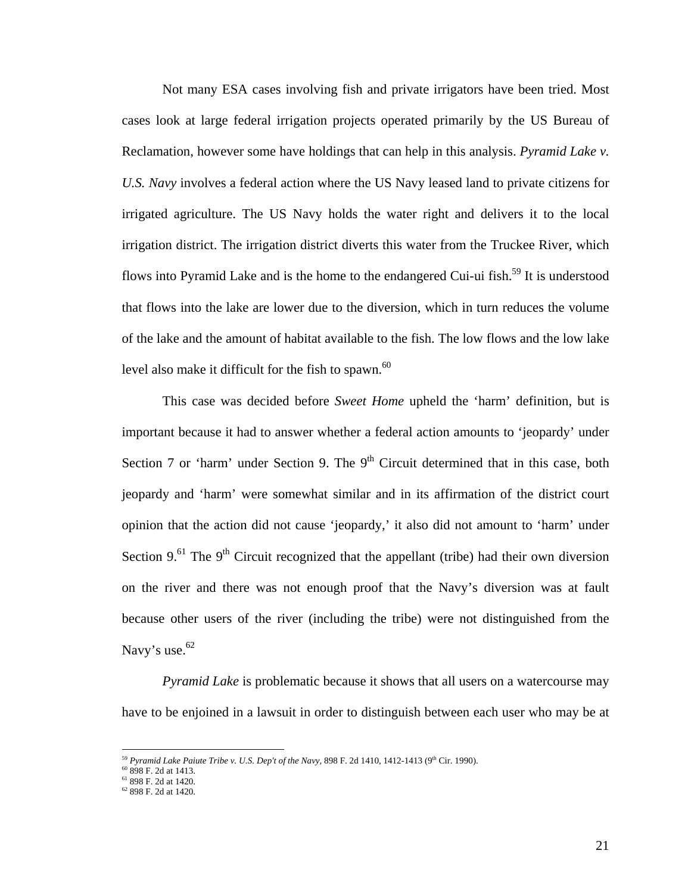Not many ESA cases involving fish and private irrigators have been tried. Most cases look at large federal irrigation projects operated primarily by the US Bureau of Reclamation, however some have holdings that can help in this analysis. *Pyramid Lake v. U.S. Navy* involves a federal action where the US Navy leased land to private citizens for irrigated agriculture. The US Navy holds the water right and delivers it to the local irrigation district. The irrigation district diverts this water from the Truckee River, which flows into Pyramid Lake and is the home to the endangered Cui-ui fish.[59] It is understood that flows into the lake are lower due to the diversion, which in turn reduces the volume of the lake and the amount of habitat available to the fish. The low flows and the low lake level also make it difficult for the fish to spawn.[60]

This case was decided before *Sweet Home* upheld the 'harm' definition, but is important because it had to answer whether a federal action amounts to 'jeopardy' under Section 7 or 'harm' under Section 9. The 9th Circuit determined that in this case, both jeopardy and 'harm' were somewhat similar and in its affirmation of the district court opinion that the action did not cause 'jeopardy,' it also did not amount to 'harm' under Section 9.[61] The 9th Circuit recognized that the appellant (tribe) had their own diversion on the river and there was not enough proof that the Navy's diversion was at fault because other users of the river (including the tribe) were not distinguished from the Navy's use.[62]

*Pyramid Lake* is problematic because it shows that all users on a watercourse may have to be enjoined in a lawsuit in order to distinguish between each user who may be at

---

[59] *Pyramid Lake Paiute Tribe v. U.S. Dep't of the Navy*, 898 F. 2d 1410, 1412-1413 (9th Cir. 1990).
[60] 898 F. 2d at 1413.
[61] 898 F. 2d at 1420.
[62] 898 F. 2d at 1420.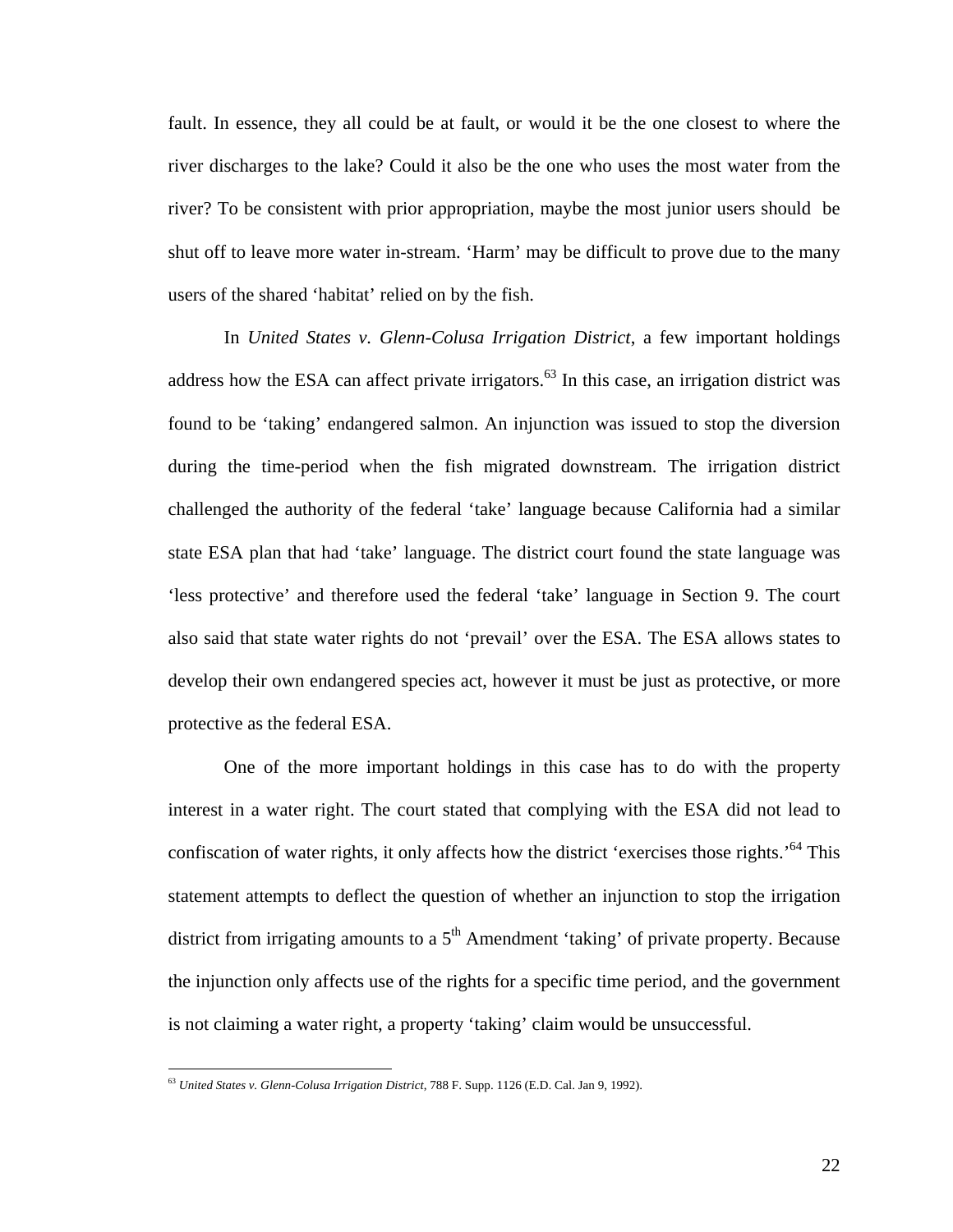fault. In essence, they all could be at fault, or would it be the one closest to where the river discharges to the lake? Could it also be the one who uses the most water from the river? To be consistent with prior appropriation, maybe the most junior users should be shut off to leave more water in-stream. 'Harm' may be difficult to prove due to the many users of the shared 'habitat' relied on by the fish.

In *United States v. Glenn-Colusa Irrigation District*, a few important holdings address how the ESA can affect private irrigators.[63] In this case, an irrigation district was found to be 'taking' endangered salmon. An injunction was issued to stop the diversion during the time-period when the fish migrated downstream. The irrigation district challenged the authority of the federal 'take' language because California had a similar state ESA plan that had 'take' language. The district court found the state language was 'less protective' and therefore used the federal 'take' language in Section 9. The court also said that state water rights do not 'prevail' over the ESA. The ESA allows states to develop their own endangered species act, however it must be just as protective, or more protective as the federal ESA.

One of the more important holdings in this case has to do with the property interest in a water right. The court stated that complying with the ESA did not lead to confiscation of water rights, it only affects how the district 'exercises those rights.'[64] This statement attempts to deflect the question of whether an injunction to stop the irrigation district from irrigating amounts to a 5th Amendment 'taking' of private property. Because the injunction only affects use of the rights for a specific time period, and the government is not claiming a water right, a property 'taking' claim would be unsuccessful.

---

[63] *United States v. Glenn-Colusa Irrigation District*, 788 F. Supp. 1126 (E.D. Cal. Jan 9, 1992).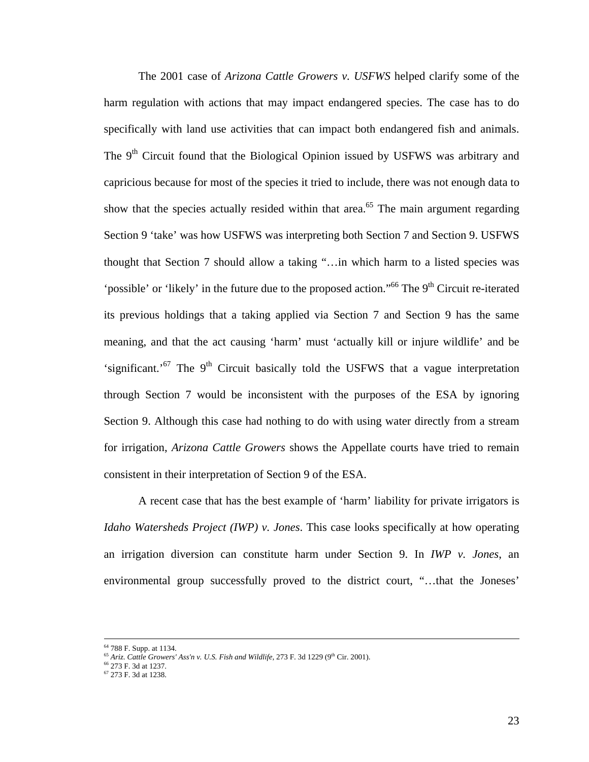The 2001 case of *Arizona Cattle Growers v. USFWS* helped clarify some of the harm regulation with actions that may impact endangered species. The case has to do specifically with land use activities that can impact both endangered fish and animals. The 9th Circuit found that the Biological Opinion issued by USFWS was arbitrary and capricious because for most of the species it tried to include, there was not enough data to show that the species actually resided within that area.[65] The main argument regarding Section 9 'take' was how USFWS was interpreting both Section 7 and Section 9. USFWS thought that Section 7 should allow a taking "…in which harm to a listed species was 'possible' or 'likely' in the future due to the proposed action."[66] The 9th Circuit re-iterated its previous holdings that a taking applied via Section 7 and Section 9 has the same meaning, and that the act causing 'harm' must 'actually kill or injure wildlife' and be 'significant.'[67] The 9th Circuit basically told the USFWS that a vague interpretation through Section 7 would be inconsistent with the purposes of the ESA by ignoring Section 9. Although this case had nothing to do with using water directly from a stream for irrigation, *Arizona Cattle Growers* shows the Appellate courts have tried to remain consistent in their interpretation of Section 9 of the ESA.

A recent case that has the best example of 'harm' liability for private irrigators is *Idaho Watersheds Project (IWP) v. Jones*. This case looks specifically at how operating an irrigation diversion can constitute harm under Section 9. In *IWP v. Jones*, an environmental group successfully proved to the district court, "…that the Joneses'

---

[64] 788 F. Supp. at 1134.

[65] *Ariz. Cattle Growers' Ass'n v. U.S. Fish and Wildlife*, 273 F. 3d 1229 (9th Cir. 2001).

[66] 273 F. 3d at 1237.

[67] 273 F. 3d at 1238.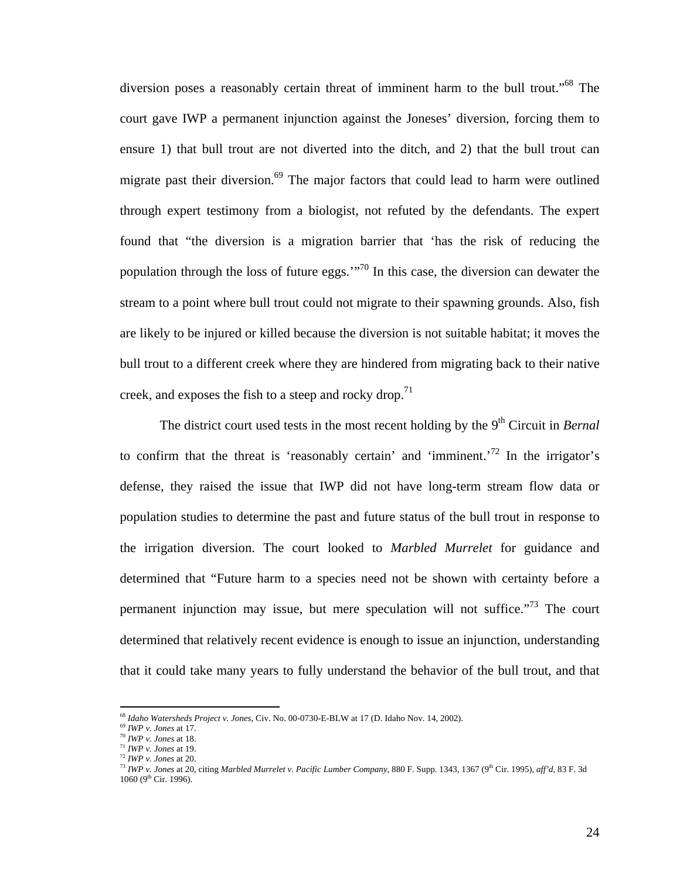diversion poses a reasonably certain threat of imminent harm to the bull trout."[68] The court gave IWP a permanent injunction against the Joneses' diversion, forcing them to ensure 1) that bull trout are not diverted into the ditch, and 2) that the bull trout can migrate past their diversion.[69] The major factors that could lead to harm were outlined through expert testimony from a biologist, not refuted by the defendants. The expert found that "the diversion is a migration barrier that 'has the risk of reducing the population through the loss of future eggs.'"[70] In this case, the diversion can dewater the stream to a point where bull trout could not migrate to their spawning grounds. Also, fish are likely to be injured or killed because the diversion is not suitable habitat; it moves the bull trout to a different creek where they are hindered from migrating back to their native creek, and exposes the fish to a steep and rocky drop.[71]

The district court used tests in the most recent holding by the 9th Circuit in *Bernal* to confirm that the threat is 'reasonably certain' and 'imminent.'[72] In the irrigator's defense, they raised the issue that IWP did not have long-term stream flow data or population studies to determine the past and future status of the bull trout in response to the irrigation diversion. The court looked to *Marbled Murrelet* for guidance and determined that "Future harm to a species need not be shown with certainty before a permanent injunction may issue, but mere speculation will not suffice."[73] The court determined that relatively recent evidence is enough to issue an injunction, understanding that it could take many years to fully understand the behavior of the bull trout, and that

---

[68] *Idaho Watersheds Project v. Jones*, Civ. No. 00-0730-E-BLW at 17 (D. Idaho Nov. 14, 2002).
[69] *IWP v. Jones* at 17.
[70] *IWP v. Jones* at 18.
[71] *IWP v. Jones* at 19.
[72] *IWP v. Jones* at 20.
[73] *IWP v. Jones* at 20, citing *Marbled Murrelet v. Pacific Lumber Company*, 880 F. Supp. 1343, 1367 (9th Cir. 1995), *aff'd*, 83 F. 3d 1060 (9th Cir. 1996).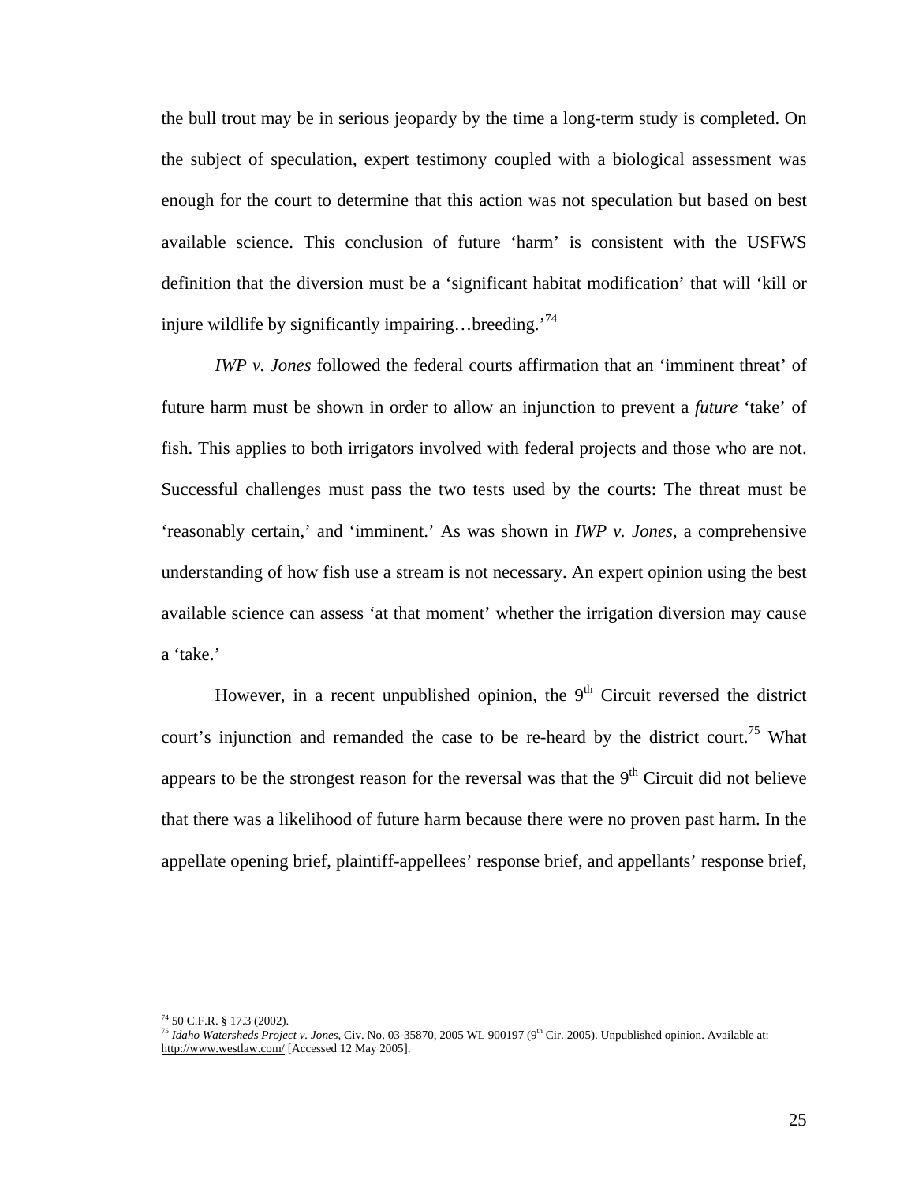the bull trout may be in serious jeopardy by the time a long-term study is completed. On the subject of speculation, expert testimony coupled with a biological assessment was enough for the court to determine that this action was not speculation but based on best available science. This conclusion of future 'harm' is consistent with the USFWS definition that the diversion must be a 'significant habitat modification' that will 'kill or injure wildlife by significantly impairing…breeding.'[74]

*IWP v. Jones* followed the federal courts affirmation that an 'imminent threat' of future harm must be shown in order to allow an injunction to prevent a *future* 'take' of fish. This applies to both irrigators involved with federal projects and those who are not. Successful challenges must pass the two tests used by the courts: The threat must be 'reasonably certain,' and 'imminent.' As was shown in *IWP v. Jones*, a comprehensive understanding of how fish use a stream is not necessary. An expert opinion using the best available science can assess 'at that moment' whether the irrigation diversion may cause a 'take.'

However, in a recent unpublished opinion, the 9th Circuit reversed the district court's injunction and remanded the case to be re-heard by the district court.[75] What appears to be the strongest reason for the reversal was that the 9th Circuit did not believe that there was a likelihood of future harm because there were no proven past harm. In the appellate opening brief, plaintiff-appellees' response brief, and appellants' response brief,

---

[74] 50 C.F.R. § 17.3 (2002).

[75] *Idaho Watersheds Project v. Jones*, Civ. No. 03-35870, 2005 WL 900197 (9th Cir. 2005). Unpublished opinion. Available at: http://www.westlaw.com/ [Accessed 12 May 2005].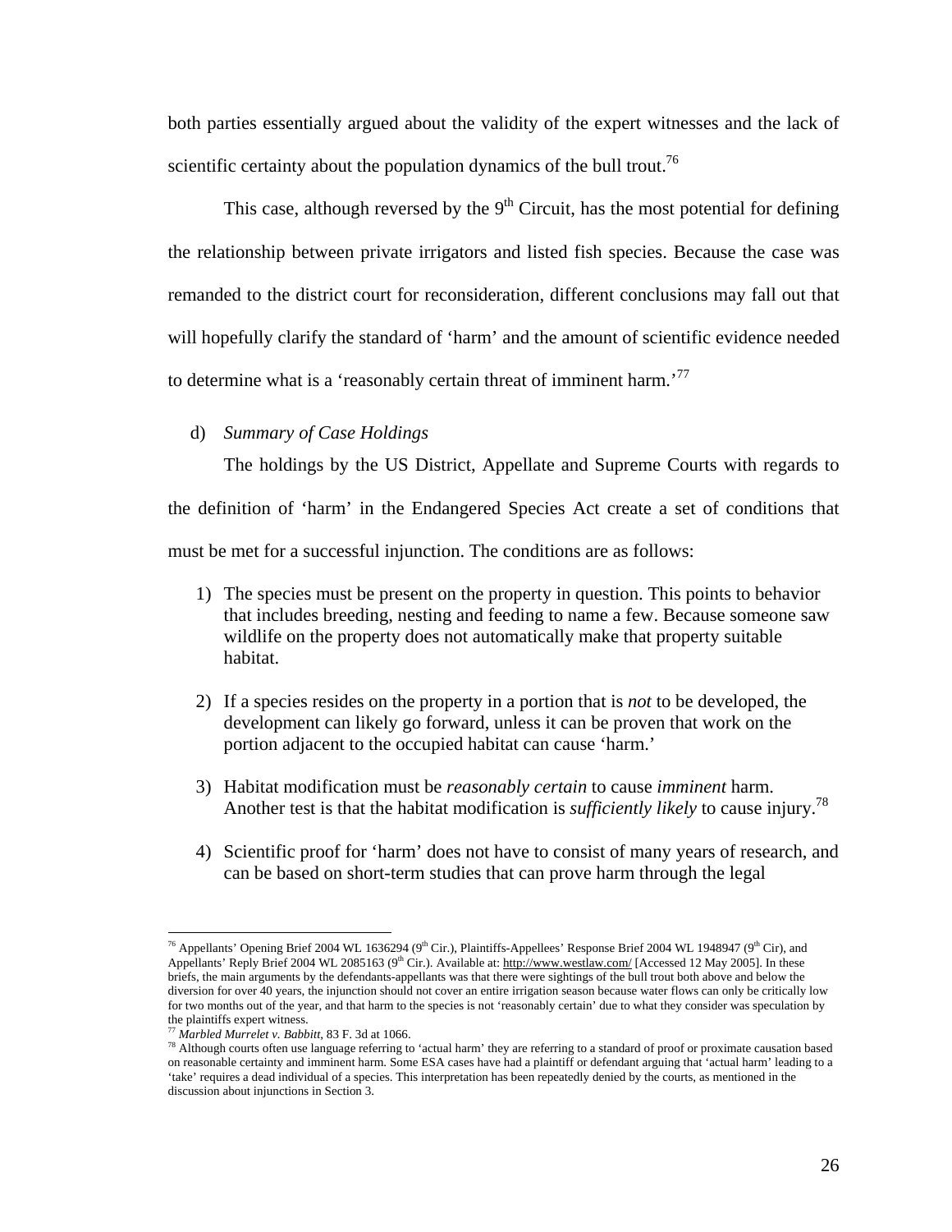both parties essentially argued about the validity of the expert witnesses and the lack of scientific certainty about the population dynamics of the bull trout.[76]

This case, although reversed by the 9th Circuit, has the most potential for defining the relationship between private irrigators and listed fish species. Because the case was remanded to the district court for reconsideration, different conclusions may fall out that will hopefully clarify the standard of 'harm' and the amount of scientific evidence needed to determine what is a 'reasonably certain threat of imminent harm.'[77]

d) *Summary of Case Holdings*

The holdings by the US District, Appellate and Supreme Courts with regards to the definition of 'harm' in the Endangered Species Act create a set of conditions that must be met for a successful injunction. The conditions are as follows:

1) The species must be present on the property in question. This points to behavior that includes breeding, nesting and feeding to name a few. Because someone saw wildlife on the property does not automatically make that property suitable habitat.

2) If a species resides on the property in a portion that is *not* to be developed, the development can likely go forward, unless it can be proven that work on the portion adjacent to the occupied habitat can cause 'harm.'

3) Habitat modification must be *reasonably certain* to cause *imminent* harm. Another test is that the habitat modification is *sufficiently likely* to cause injury.[78]

4) Scientific proof for 'harm' does not have to consist of many years of research, and can be based on short-term studies that can prove harm through the legal

---

[76] Appellants' Opening Brief 2004 WL 1636294 (9th Cir.), Plaintiffs-Appellees' Response Brief 2004 WL 1948947 (9th Cir), and Appellants' Reply Brief 2004 WL 2085163 (9th Cir.). Available at: http://www.westlaw.com/ [Accessed 12 May 2005]. In these briefs, the main arguments by the defendants-appellants was that there were sightings of the bull trout both above and below the diversion for over 40 years, the injunction should not cover an entire irrigation season because water flows can only be critically low for two months out of the year, and that harm to the species is not 'reasonably certain' due to what they consider was speculation by the plaintiffs expert witness.

[77] *Marbled Murrelet v. Babbitt*, 83 F. 3d at 1066.

[78] Although courts often use language referring to 'actual harm' they are referring to a standard of proof or proximate causation based on reasonable certainty and imminent harm. Some ESA cases have had a plaintiff or defendant arguing that 'actual harm' leading to a 'take' requires a dead individual of a species. This interpretation has been repeatedly denied by the courts, as mentioned in the discussion about injunctions in Section 3.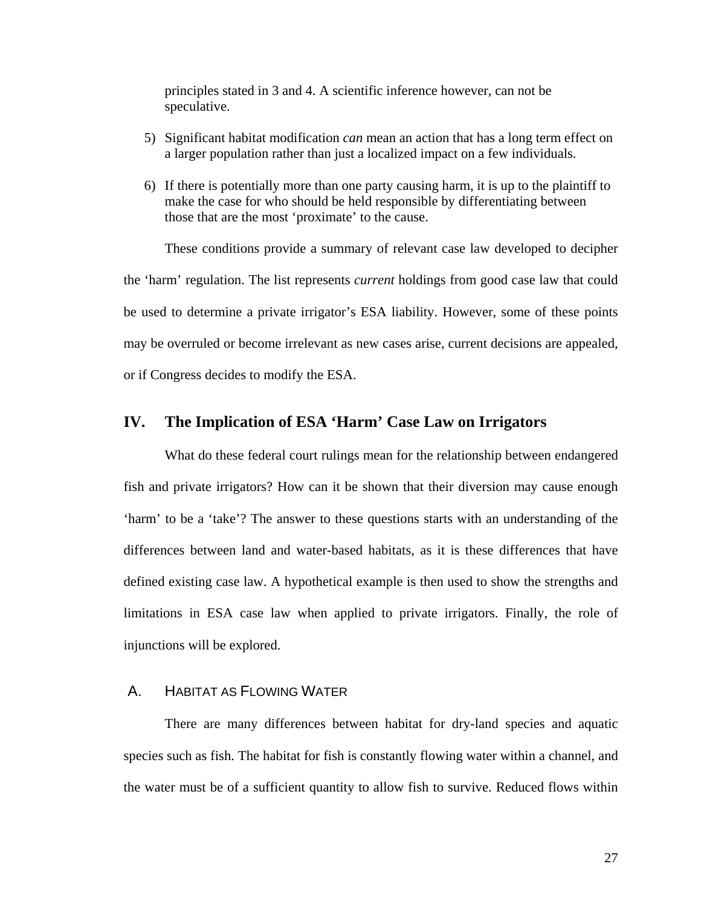principles stated in 3 and 4. A scientific inference however, can not be speculative.

5) Significant habitat modification *can* mean an action that has a long term effect on a larger population rather than just a localized impact on a few individuals.

6) If there is potentially more than one party causing harm, it is up to the plaintiff to make the case for who should be held responsible by differentiating between those that are the most 'proximate' to the cause.

These conditions provide a summary of relevant case law developed to decipher the 'harm' regulation. The list represents *current* holdings from good case law that could be used to determine a private irrigator's ESA liability. However, some of these points may be overruled or become irrelevant as new cases arise, current decisions are appealed, or if Congress decides to modify the ESA.

## IV. The Implication of ESA 'Harm' Case Law on Irrigators

What do these federal court rulings mean for the relationship between endangered fish and private irrigators? How can it be shown that their diversion may cause enough 'harm' to be a 'take'? The answer to these questions starts with an understanding of the differences between land and water-based habitats, as it is these differences that have defined existing case law. A hypothetical example is then used to show the strengths and limitations in ESA case law when applied to private irrigators. Finally, the role of injunctions will be explored.

### A. HABITAT AS FLOWING WATER

There are many differences between habitat for dry-land species and aquatic species such as fish. The habitat for fish is constantly flowing water within a channel, and the water must be of a sufficient quantity to allow fish to survive. Reduced flows within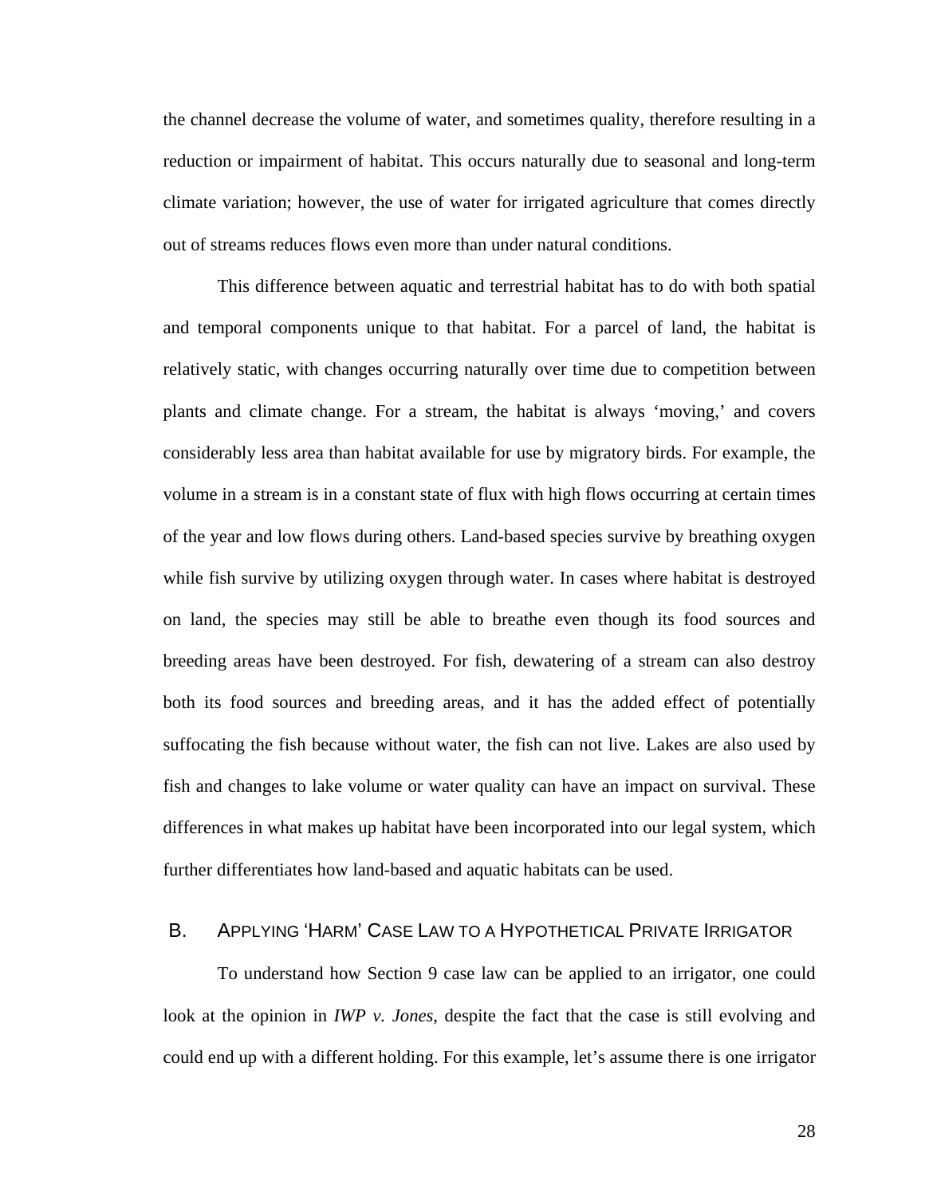the channel decrease the volume of water, and sometimes quality, therefore resulting in a reduction or impairment of habitat. This occurs naturally due to seasonal and long-term climate variation; however, the use of water for irrigated agriculture that comes directly out of streams reduces flows even more than under natural conditions.

This difference between aquatic and terrestrial habitat has to do with both spatial and temporal components unique to that habitat. For a parcel of land, the habitat is relatively static, with changes occurring naturally over time due to competition between plants and climate change. For a stream, the habitat is always 'moving,' and covers considerably less area than habitat available for use by migratory birds. For example, the volume in a stream is in a constant state of flux with high flows occurring at certain times of the year and low flows during others. Land-based species survive by breathing oxygen while fish survive by utilizing oxygen through water. In cases where habitat is destroyed on land, the species may still be able to breathe even though its food sources and breeding areas have been destroyed. For fish, dewatering of a stream can also destroy both its food sources and breeding areas, and it has the added effect of potentially suffocating the fish because without water, the fish can not live. Lakes are also used by fish and changes to lake volume or water quality can have an impact on survival. These differences in what makes up habitat have been incorporated into our legal system, which further differentiates how land-based and aquatic habitats can be used.

## B. APPLYING 'HARM' CASE LAW TO A HYPOTHETICAL PRIVATE IRRIGATOR

To understand how Section 9 case law can be applied to an irrigator, one could look at the opinion in *IWP v. Jones*, despite the fact that the case is still evolving and could end up with a different holding. For this example, let's assume there is one irrigator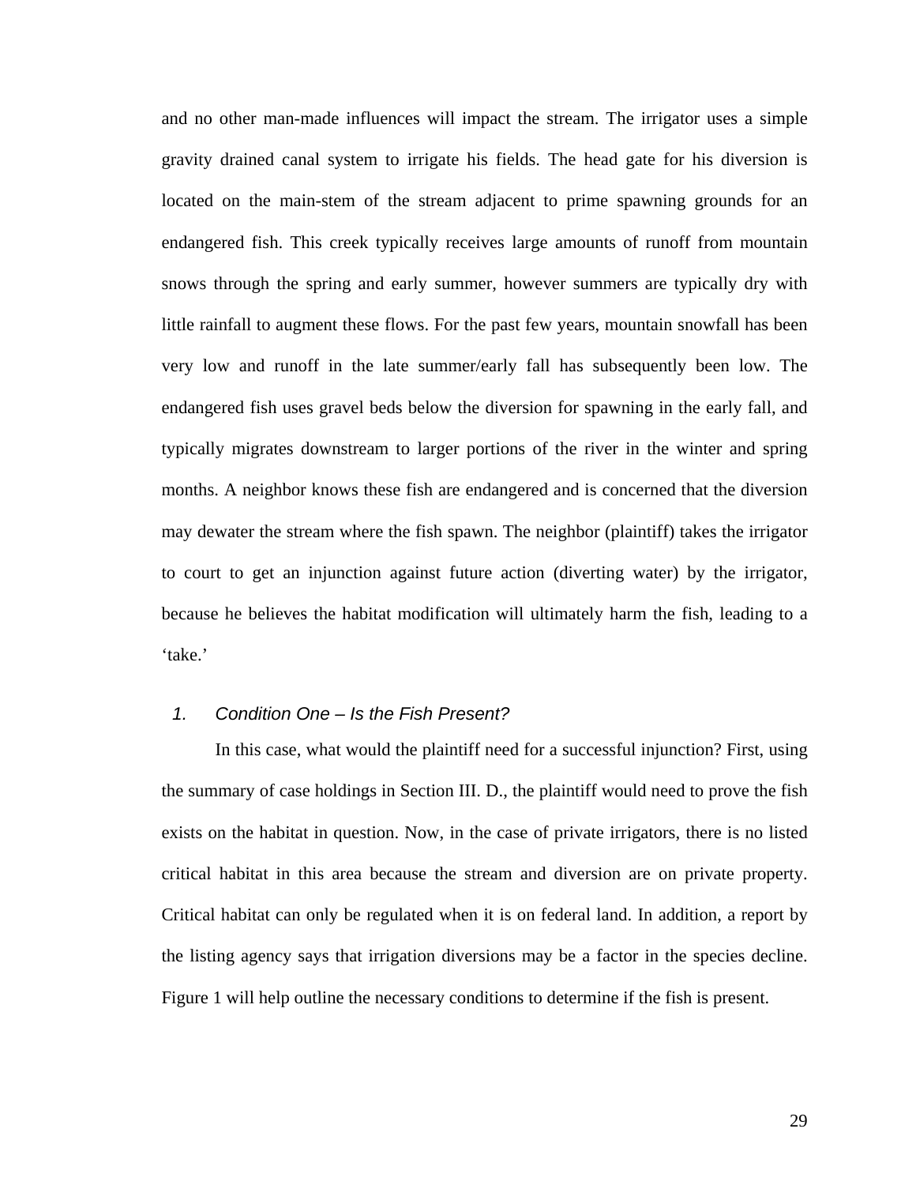and no other man-made influences will impact the stream. The irrigator uses a simple gravity drained canal system to irrigate his fields. The head gate for his diversion is located on the main-stem of the stream adjacent to prime spawning grounds for an endangered fish. This creek typically receives large amounts of runoff from mountain snows through the spring and early summer, however summers are typically dry with little rainfall to augment these flows. For the past few years, mountain snowfall has been very low and runoff in the late summer/early fall has subsequently been low. The endangered fish uses gravel beds below the diversion for spawning in the early fall, and typically migrates downstream to larger portions of the river in the winter and spring months. A neighbor knows these fish are endangered and is concerned that the diversion may dewater the stream where the fish spawn. The neighbor (plaintiff) takes the irrigator to court to get an injunction against future action (diverting water) by the irrigator, because he believes the habitat modification will ultimately harm the fish, leading to a 'take.'

### 1. *Condition One – Is the Fish Present?*

In this case, what would the plaintiff need for a successful injunction? First, using the summary of case holdings in Section III. D., the plaintiff would need to prove the fish exists on the habitat in question. Now, in the case of private irrigators, there is no listed critical habitat in this area because the stream and diversion are on private property. Critical habitat can only be regulated when it is on federal land. In addition, a report by the listing agency says that irrigation diversions may be a factor in the species decline. Figure 1 will help outline the necessary conditions to determine if the fish is present.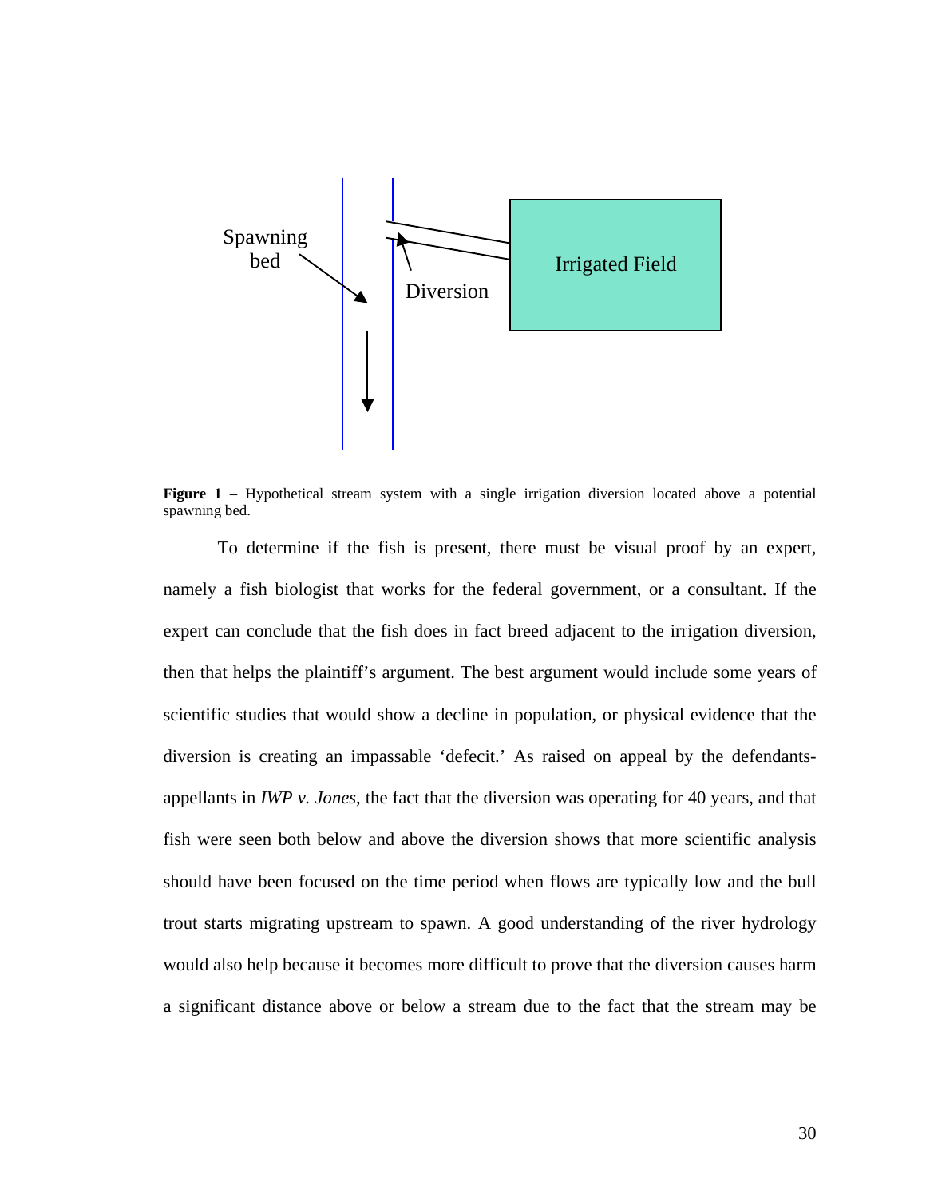**Figure 1** – Hypothetical stream system with a single irrigation diversion located above a potential spawning bed.

To determine if the fish is present, there must be visual proof by an expert, namely a fish biologist that works for the federal government, or a consultant. If the expert can conclude that the fish does in fact breed adjacent to the irrigation diversion, then that helps the plaintiff's argument. The best argument would include some years of scientific studies that would show a decline in population, or physical evidence that the diversion is creating an impassable 'defecit.' As raised on appeal by the defendants-appellants in *IWP v. Jones*, the fact that the diversion was operating for 40 years, and that fish were seen both below and above the diversion shows that more scientific analysis should have been focused on the time period when flows are typically low and the bull trout starts migrating upstream to spawn. A good understanding of the river hydrology would also help because it becomes more difficult to prove that the diversion causes harm a significant distance above or below a stream due to the fact that the stream may be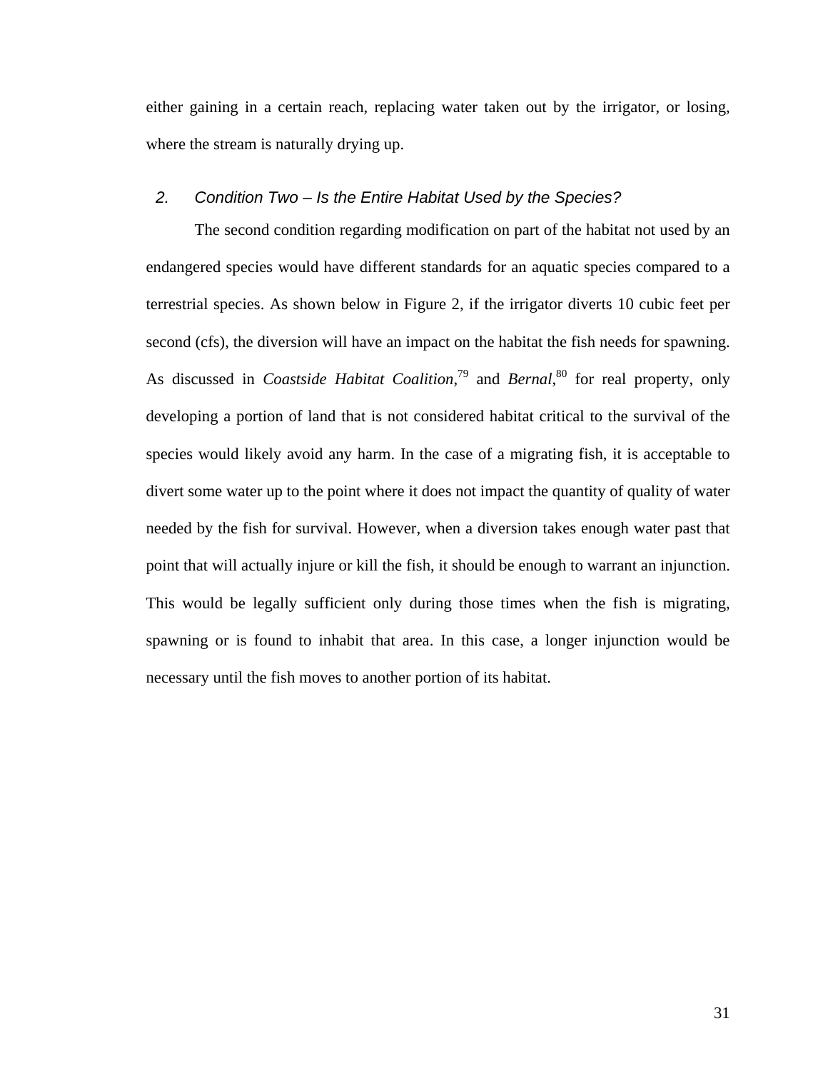either gaining in a certain reach, replacing water taken out by the irrigator, or losing, where the stream is naturally drying up.

### *2. Condition Two – Is the Entire Habitat Used by the Species?*

The second condition regarding modification on part of the habitat not used by an endangered species would have different standards for an aquatic species compared to a terrestrial species. As shown below in Figure 2, if the irrigator diverts 10 cubic feet per second (cfs), the diversion will have an impact on the habitat the fish needs for spawning. As discussed in *Coastside Habitat Coalition*,[79] and *Bernal*,[80] for real property, only developing a portion of land that is not considered habitat critical to the survival of the species would likely avoid any harm. In the case of a migrating fish, it is acceptable to divert some water up to the point where it does not impact the quantity of quality of water needed by the fish for survival. However, when a diversion takes enough water past that point that will actually injure or kill the fish, it should be enough to warrant an injunction. This would be legally sufficient only during those times when the fish is migrating, spawning or is found to inhabit that area. In this case, a longer injunction would be necessary until the fish moves to another portion of its habitat.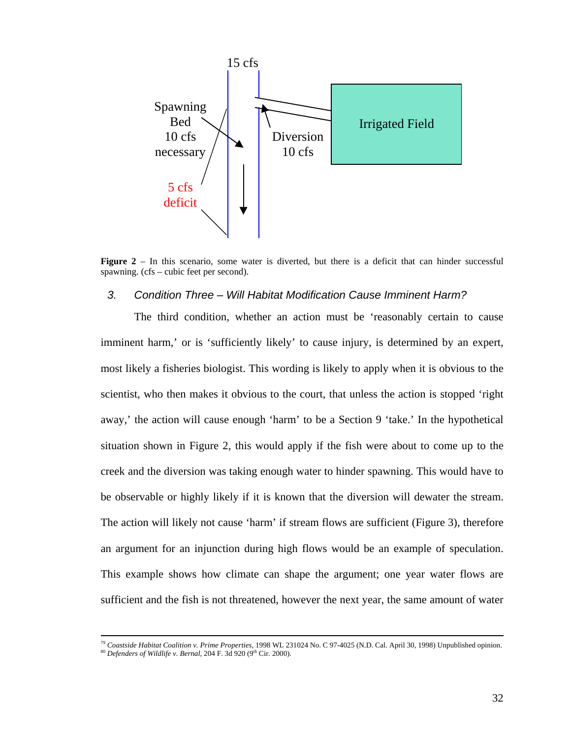15 cfs

Spawning Bed 10 cfs necessary

5 cfs deficit

Diversion 10 cfs

Irrigated Field

**Figure 2** – In this scenario, some water is diverted, but there is a deficit that can hinder successful spawning. (cfs – cubic feet per second).

### *3. Condition Three – Will Habitat Modification Cause Imminent Harm?*

The third condition, whether an action must be 'reasonably certain to cause imminent harm,' or is 'sufficiently likely' to cause injury, is determined by an expert, most likely a fisheries biologist. This wording is likely to apply when it is obvious to the scientist, who then makes it obvious to the court, that unless the action is stopped 'right away,' the action will cause enough 'harm' to be a Section 9 'take.' In the hypothetical situation shown in Figure 2, this would apply if the fish were about to come up to the creek and the diversion was taking enough water to hinder spawning. This would have to be observable or highly likely if it is known that the diversion will dewater the stream. The action will likely not cause 'harm' if stream flows are sufficient (Figure 3), therefore an argument for an injunction during high flows would be an example of speculation. This example shows how climate can shape the argument; one year water flows are sufficient and the fish is not threatened, however the next year, the same amount of water

---

[79] *Coastside Habitat Coalition v. Prime Properties*, 1998 WL 231024 No. C 97-4025 (N.D. Cal. April 30, 1998) Unpublished opinion.
[80] *Defenders of Wildlife v. Bernal*, 204 F. 3d 920 (9th Cir. 2000).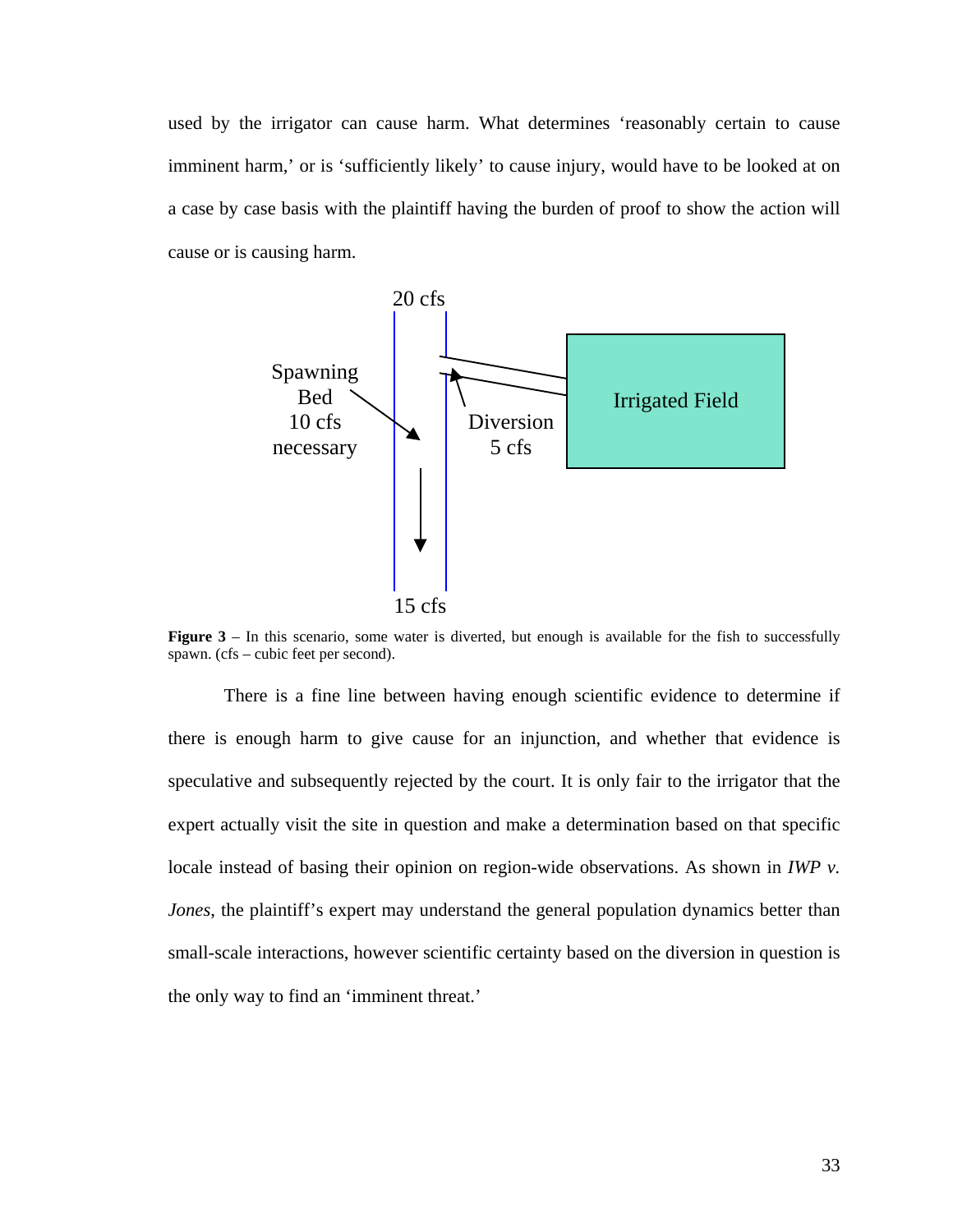used by the irrigator can cause harm. What determines 'reasonably certain to cause imminent harm,' or is 'sufficiently likely' to cause injury, would have to be looked at on a case by case basis with the plaintiff having the burden of proof to show the action will cause or is causing harm.

20 cfs

Spawning Bed 10 cfs necessary

Diversion 5 cfs

Irrigated Field

15 cfs

**Figure 3** – In this scenario, some water is diverted, but enough is available for the fish to successfully spawn. (cfs – cubic feet per second).

There is a fine line between having enough scientific evidence to determine if there is enough harm to give cause for an injunction, and whether that evidence is speculative and subsequently rejected by the court. It is only fair to the irrigator that the expert actually visit the site in question and make a determination based on that specific locale instead of basing their opinion on region-wide observations. As shown in *IWP v. Jones*, the plaintiff's expert may understand the general population dynamics better than small-scale interactions, however scientific certainty based on the diversion in question is the only way to find an 'imminent threat.'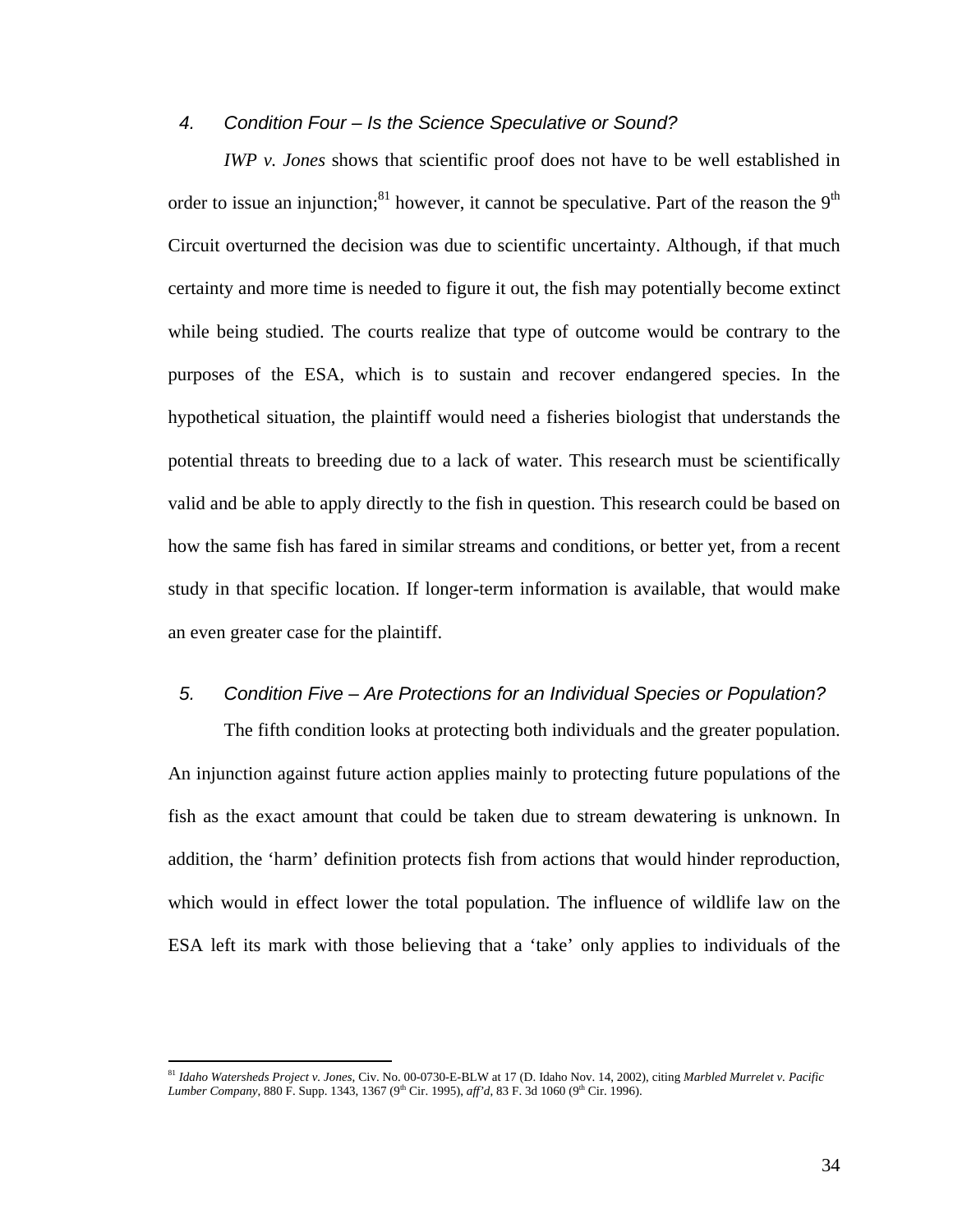### 4. Condition Four – Is the Science Speculative or Sound?

*IWP v. Jones* shows that scientific proof does not have to be well established in order to issue an injunction;[81] however, it cannot be speculative. Part of the reason the 9th Circuit overturned the decision was due to scientific uncertainty. Although, if that much certainty and more time is needed to figure it out, the fish may potentially become extinct while being studied. The courts realize that type of outcome would be contrary to the purposes of the ESA, which is to sustain and recover endangered species. In the hypothetical situation, the plaintiff would need a fisheries biologist that understands the potential threats to breeding due to a lack of water. This research must be scientifically valid and be able to apply directly to the fish in question. This research could be based on how the same fish has fared in similar streams and conditions, or better yet, from a recent study in that specific location. If longer-term information is available, that would make an even greater case for the plaintiff.

### 5. Condition Five – Are Protections for an Individual Species or Population?

The fifth condition looks at protecting both individuals and the greater population. An injunction against future action applies mainly to protecting future populations of the fish as the exact amount that could be taken due to stream dewatering is unknown. In addition, the 'harm' definition protects fish from actions that would hinder reproduction, which would in effect lower the total population. The influence of wildlife law on the ESA left its mark with those believing that a 'take' only applies to individuals of the

---

[81] *Idaho Watersheds Project v. Jones*, Civ. No. 00-0730-E-BLW at 17 (D. Idaho Nov. 14, 2002), citing *Marbled Murrelet v. Pacific Lumber Company*, 880 F. Supp. 1343, 1367 (9th Cir. 1995), *aff'd*, 83 F. 3d 1060 (9th Cir. 1996).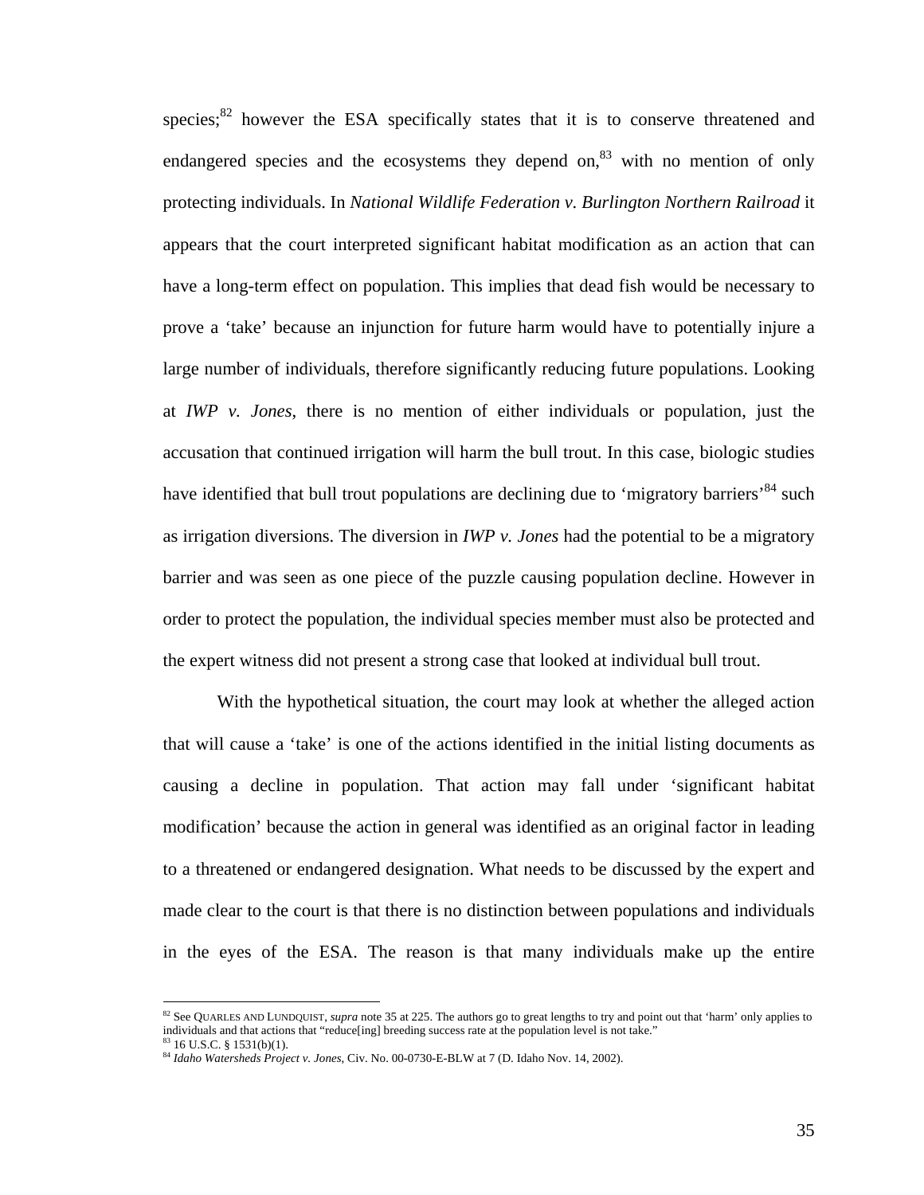species;[82] however the ESA specifically states that it is to conserve threatened and endangered species and the ecosystems they depend on,[83] with no mention of only protecting individuals. In *National Wildlife Federation v. Burlington Northern Railroad* it appears that the court interpreted significant habitat modification as an action that can have a long-term effect on population. This implies that dead fish would be necessary to prove a 'take' because an injunction for future harm would have to potentially injure a large number of individuals, therefore significantly reducing future populations. Looking at *IWP v. Jones*, there is no mention of either individuals or population, just the accusation that continued irrigation will harm the bull trout. In this case, biologic studies have identified that bull trout populations are declining due to 'migratory barriers'[84] such as irrigation diversions. The diversion in *IWP v. Jones* had the potential to be a migratory barrier and was seen as one piece of the puzzle causing population decline. However in order to protect the population, the individual species member must also be protected and the expert witness did not present a strong case that looked at individual bull trout.

With the hypothetical situation, the court may look at whether the alleged action that will cause a 'take' is one of the actions identified in the initial listing documents as causing a decline in population. That action may fall under 'significant habitat modification' because the action in general was identified as an original factor in leading to a threatened or endangered designation. What needs to be discussed by the expert and made clear to the court is that there is no distinction between populations and individuals in the eyes of the ESA. The reason is that many individuals make up the entire

---

[82] See QUARLES AND LUNDQUIST, *supra* note 35 at 225. The authors go to great lengths to try and point out that 'harm' only applies to individuals and that actions that "reduce[ing] breeding success rate at the population level is not take."

[83] 16 U.S.C. § 1531(b)(1).

[84] *Idaho Watersheds Project v. Jones*, Civ. No. 00-0730-E-BLW at 7 (D. Idaho Nov. 14, 2002).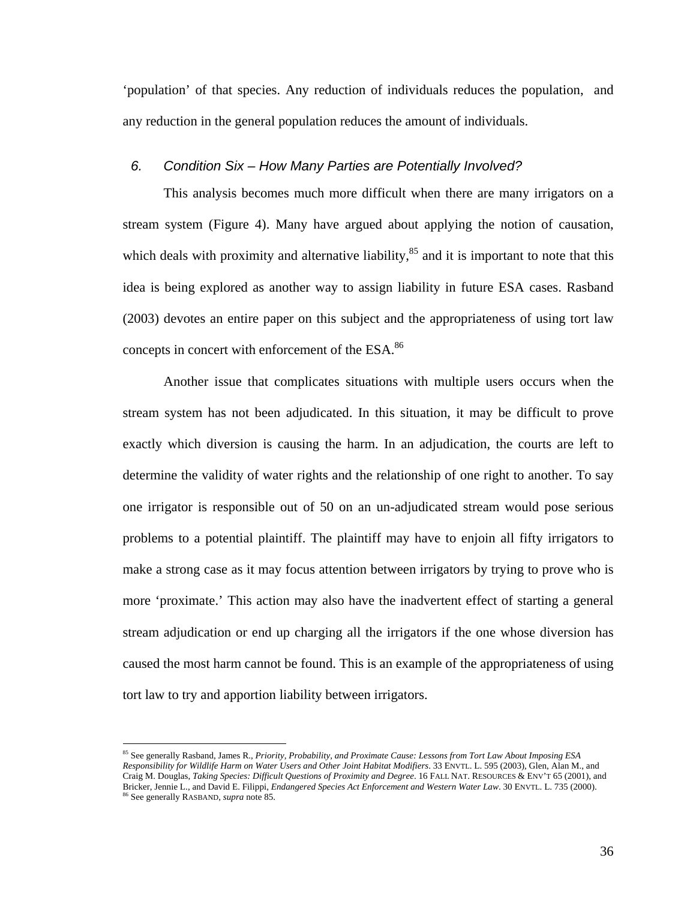'population' of that species. Any reduction of individuals reduces the population, and any reduction in the general population reduces the amount of individuals.

### *6. Condition Six – How Many Parties are Potentially Involved?*

This analysis becomes much more difficult when there are many irrigators on a stream system (Figure 4). Many have argued about applying the notion of causation, which deals with proximity and alternative liability,[85] and it is important to note that this idea is being explored as another way to assign liability in future ESA cases. Rasband (2003) devotes an entire paper on this subject and the appropriateness of using tort law concepts in concert with enforcement of the ESA.[86]

Another issue that complicates situations with multiple users occurs when the stream system has not been adjudicated. In this situation, it may be difficult to prove exactly which diversion is causing the harm. In an adjudication, the courts are left to determine the validity of water rights and the relationship of one right to another. To say one irrigator is responsible out of 50 on an un-adjudicated stream would pose serious problems to a potential plaintiff. The plaintiff may have to enjoin all fifty irrigators to make a strong case as it may focus attention between irrigators by trying to prove who is more 'proximate.' This action may also have the inadvertent effect of starting a general stream adjudication or end up charging all the irrigators if the one whose diversion has caused the most harm cannot be found. This is an example of the appropriateness of using tort law to try and apportion liability between irrigators.

---

[85] See generally Rasband, James R., *Priority, Probability, and Proximate Cause: Lessons from Tort Law About Imposing ESA Responsibility for Wildlife Harm on Water Users and Other Joint Habitat Modifiers*. 33 ENVTL. L. 595 (2003), Glen, Alan M., and Craig M. Douglas, *Taking Species: Difficult Questions of Proximity and Degree*. 16 FALL NAT. RESOURCES & ENV'T 65 (2001), and Bricker, Jennie L., and David E. Filippi, *Endangered Species Act Enforcement and Western Water Law*. 30 ENVTL. L. 735 (2000).

[86] See generally RASBAND, *supra* note 85.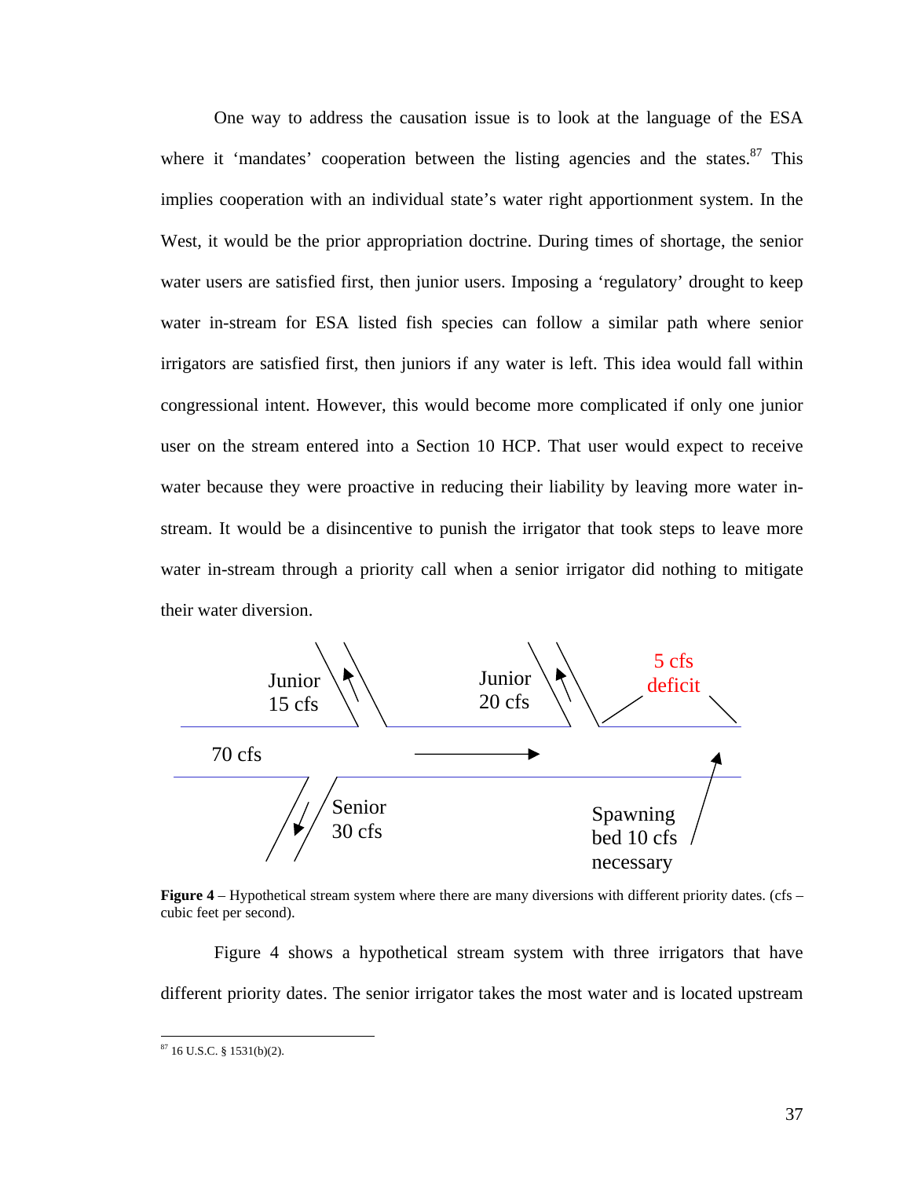One way to address the causation issue is to look at the language of the ESA where it 'mandates' cooperation between the listing agencies and the states.[87] This implies cooperation with an individual state's water right apportionment system. In the West, it would be the prior appropriation doctrine. During times of shortage, the senior water users are satisfied first, then junior users. Imposing a 'regulatory' drought to keep water in-stream for ESA listed fish species can follow a similar path where senior irrigators are satisfied first, then juniors if any water is left. This idea would fall within congressional intent. However, this would become more complicated if only one junior user on the stream entered into a Section 10 HCP. That user would expect to receive water because they were proactive in reducing their liability by leaving more water in-stream. It would be a disincentive to punish the irrigator that took steps to leave more water in-stream through a priority call when a senior irrigator did nothing to mitigate their water diversion.

Junior 15 cfs

Junior 20 cfs

5 cfs deficit

70 cfs

Senior 30 cfs

Spawning bed 10 cfs necessary

**Figure 4** – Hypothetical stream system where there are many diversions with different priority dates. (cfs – cubic feet per second).

Figure 4 shows a hypothetical stream system with three irrigators that have different priority dates. The senior irrigator takes the most water and is located upstream

[87] 16 U.S.C. § 1531(b)(2).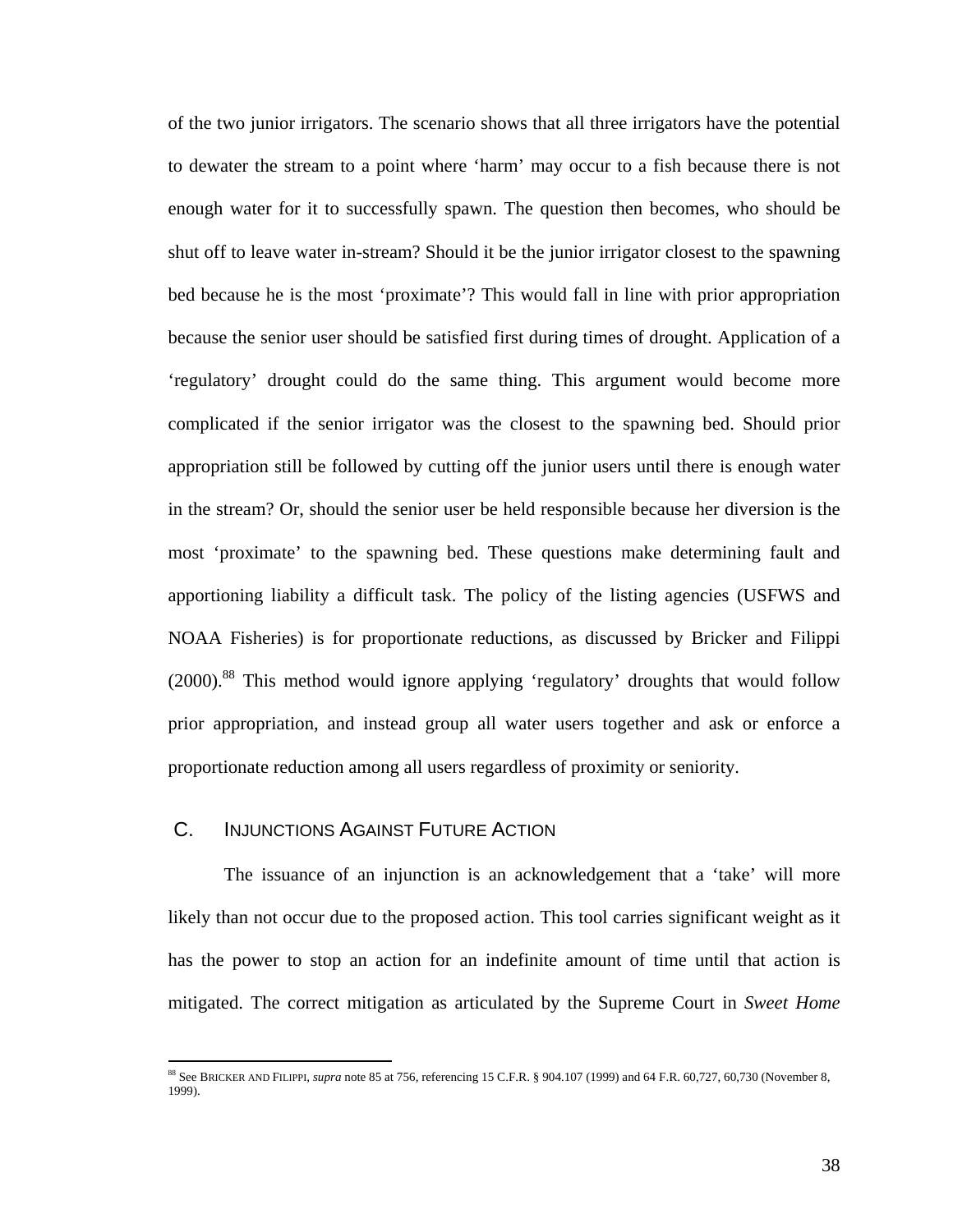of the two junior irrigators. The scenario shows that all three irrigators have the potential to dewater the stream to a point where 'harm' may occur to a fish because there is not enough water for it to successfully spawn. The question then becomes, who should be shut off to leave water in-stream? Should it be the junior irrigator closest to the spawning bed because he is the most 'proximate'? This would fall in line with prior appropriation because the senior user should be satisfied first during times of drought. Application of a 'regulatory' drought could do the same thing. This argument would become more complicated if the senior irrigator was the closest to the spawning bed. Should prior appropriation still be followed by cutting off the junior users until there is enough water in the stream? Or, should the senior user be held responsible because her diversion is the most 'proximate' to the spawning bed. These questions make determining fault and apportioning liability a difficult task. The policy of the listing agencies (USFWS and NOAA Fisheries) is for proportionate reductions, as discussed by Bricker and Filippi (2000).[88] This method would ignore applying 'regulatory' droughts that would follow prior appropriation, and instead group all water users together and ask or enforce a proportionate reduction among all users regardless of proximity or seniority.

## C. Injunctions Against Future Action

The issuance of an injunction is an acknowledgement that a 'take' will more likely than not occur due to the proposed action. This tool carries significant weight as it has the power to stop an action for an indefinite amount of time until that action is mitigated. The correct mitigation as articulated by the Supreme Court in *Sweet Home*

---

[88] See BRICKER AND FILIPPI, *supra* note 85 at 756, referencing 15 C.F.R. § 904.107 (1999) and 64 F.R. 60,727, 60,730 (November 8, 1999).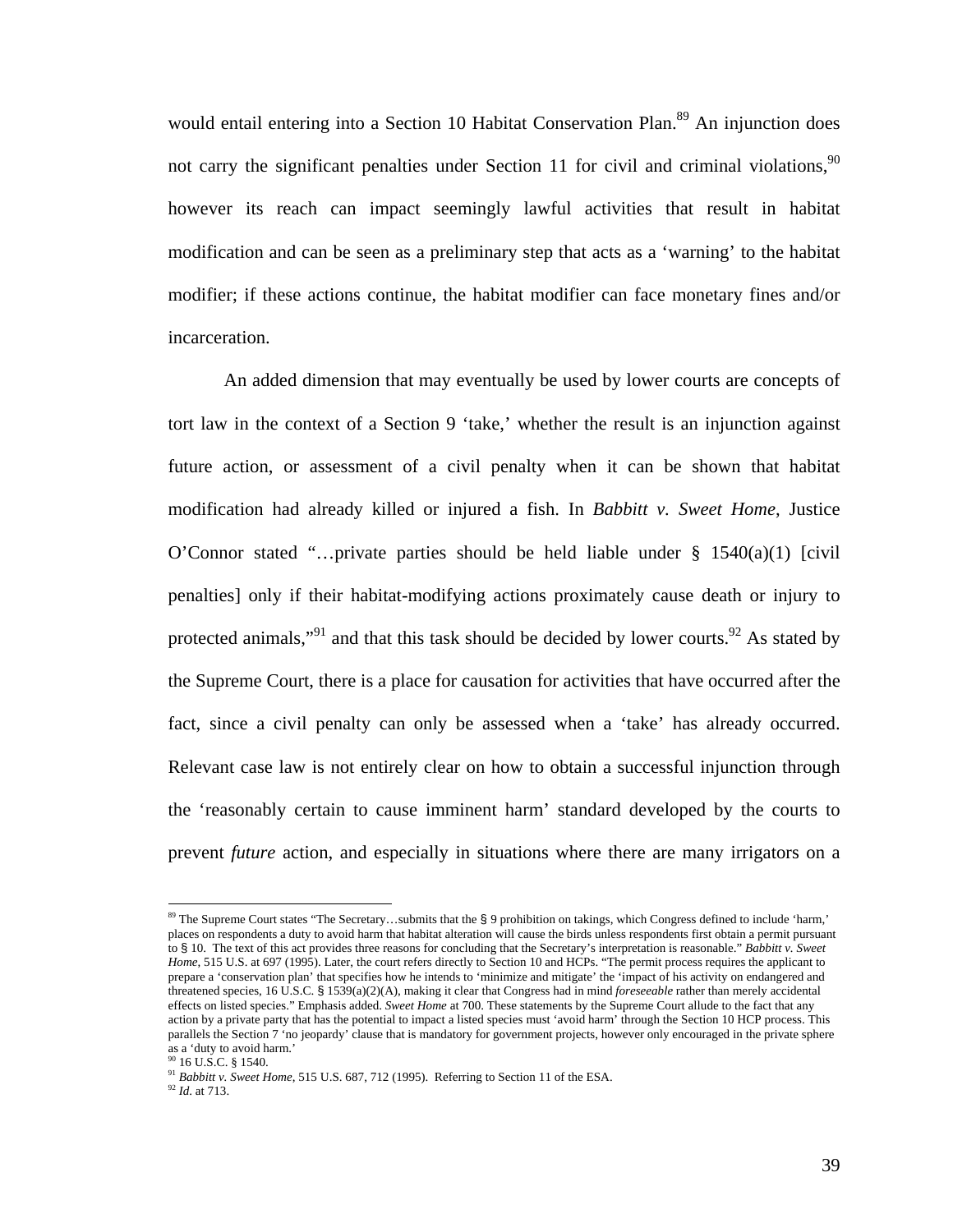would entail entering into a Section 10 Habitat Conservation Plan.[89] An injunction does not carry the significant penalties under Section 11 for civil and criminal violations,[90] however its reach can impact seemingly lawful activities that result in habitat modification and can be seen as a preliminary step that acts as a 'warning' to the habitat modifier; if these actions continue, the habitat modifier can face monetary fines and/or incarceration.

An added dimension that may eventually be used by lower courts are concepts of tort law in the context of a Section 9 'take,' whether the result is an injunction against future action, or assessment of a civil penalty when it can be shown that habitat modification had already killed or injured a fish. In *Babbitt v. Sweet Home*, Justice O'Connor stated "…private parties should be held liable under § 1540(a)(1) [civil penalties] only if their habitat-modifying actions proximately cause death or injury to protected animals,"[91] and that this task should be decided by lower courts.[92] As stated by the Supreme Court, there is a place for causation for activities that have occurred after the fact, since a civil penalty can only be assessed when a 'take' has already occurred. Relevant case law is not entirely clear on how to obtain a successful injunction through the 'reasonably certain to cause imminent harm' standard developed by the courts to prevent *future* action, and especially in situations where there are many irrigators on a

---

[89] The Supreme Court states "The Secretary…submits that the § 9 prohibition on takings, which Congress defined to include 'harm,' places on respondents a duty to avoid harm that habitat alteration will cause the birds unless respondents first obtain a permit pursuant to § 10. The text of this act provides three reasons for concluding that the Secretary's interpretation is reasonable." *Babbitt v. Sweet Home*, 515 U.S. at 697 (1995). Later, the court refers directly to Section 10 and HCPs. "The permit process requires the applicant to prepare a 'conservation plan' that specifies how he intends to 'minimize and mitigate' the 'impact of his activity on endangered and threatened species, 16 U.S.C. § 1539(a)(2)(A), making it clear that Congress had in mind *foreseeable* rather than merely accidental effects on listed species." Emphasis added. *Sweet Home* at 700. These statements by the Supreme Court allude to the fact that any action by a private party that has the potential to impact a listed species must 'avoid harm' through the Section 10 HCP process. This parallels the Section 7 'no jeopardy' clause that is mandatory for government projects, however only encouraged in the private sphere as a 'duty to avoid harm.'

[90] 16 U.S.C. § 1540.

[91] *Babbitt v. Sweet Home*, 515 U.S. 687, 712 (1995). Referring to Section 11 of the ESA.

[92] *Id*. at 713.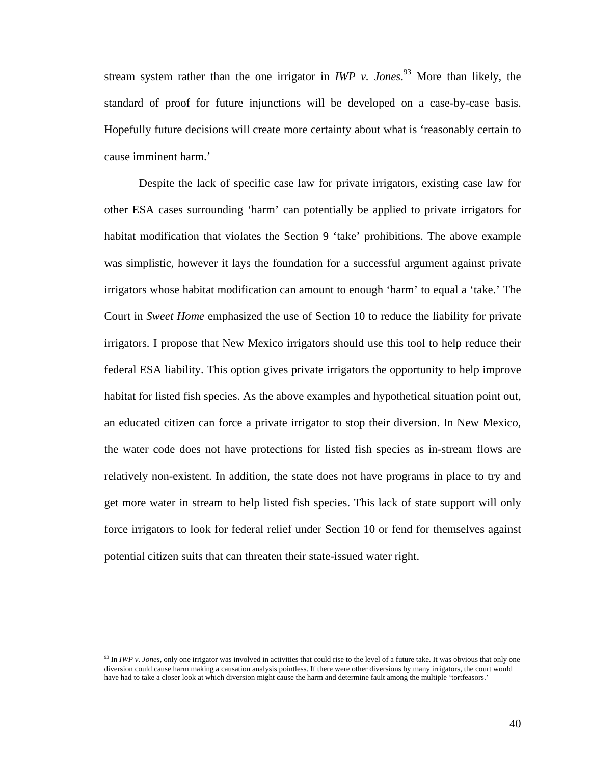stream system rather than the one irrigator in *IWP v. Jones*.[93] More than likely, the standard of proof for future injunctions will be developed on a case-by-case basis. Hopefully future decisions will create more certainty about what is 'reasonably certain to cause imminent harm.'

Despite the lack of specific case law for private irrigators, existing case law for other ESA cases surrounding 'harm' can potentially be applied to private irrigators for habitat modification that violates the Section 9 'take' prohibitions. The above example was simplistic, however it lays the foundation for a successful argument against private irrigators whose habitat modification can amount to enough 'harm' to equal a 'take.' The Court in *Sweet Home* emphasized the use of Section 10 to reduce the liability for private irrigators. I propose that New Mexico irrigators should use this tool to help reduce their federal ESA liability. This option gives private irrigators the opportunity to help improve habitat for listed fish species. As the above examples and hypothetical situation point out, an educated citizen can force a private irrigator to stop their diversion. In New Mexico, the water code does not have protections for listed fish species as in-stream flows are relatively non-existent. In addition, the state does not have programs in place to try and get more water in stream to help listed fish species. This lack of state support will only force irrigators to look for federal relief under Section 10 or fend for themselves against potential citizen suits that can threaten their state-issued water right.

---

[93] In *IWP v. Jones*, only one irrigator was involved in activities that could rise to the level of a future take. It was obvious that only one diversion could cause harm making a causation analysis pointless. If there were other diversions by many irrigators, the court would have had to take a closer look at which diversion might cause the harm and determine fault among the multiple 'tortfeasors.'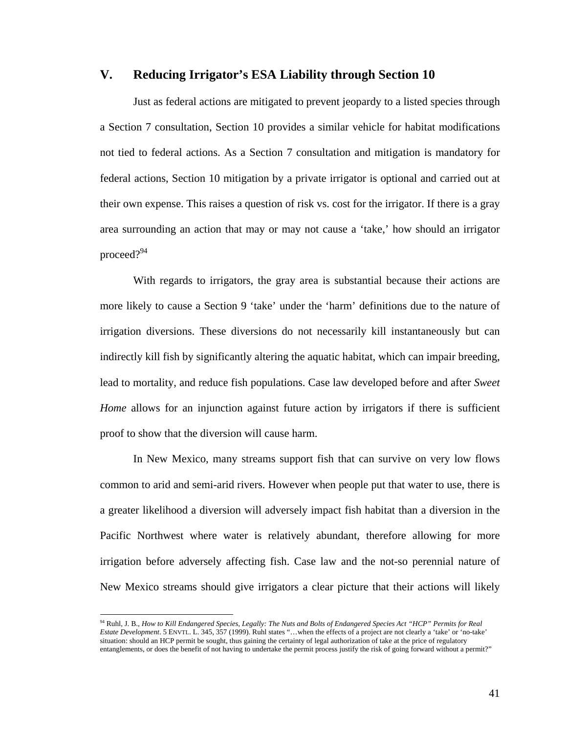## V. Reducing Irrigator's ESA Liability through Section 10

Just as federal actions are mitigated to prevent jeopardy to a listed species through a Section 7 consultation, Section 10 provides a similar vehicle for habitat modifications not tied to federal actions. As a Section 7 consultation and mitigation is mandatory for federal actions, Section 10 mitigation by a private irrigator is optional and carried out at their own expense. This raises a question of risk vs. cost for the irrigator. If there is a gray area surrounding an action that may or may not cause a 'take,' how should an irrigator proceed?[94]

With regards to irrigators, the gray area is substantial because their actions are more likely to cause a Section 9 'take' under the 'harm' definitions due to the nature of irrigation diversions. These diversions do not necessarily kill instantaneously but can indirectly kill fish by significantly altering the aquatic habitat, which can impair breeding, lead to mortality, and reduce fish populations. Case law developed before and after *Sweet Home* allows for an injunction against future action by irrigators if there is sufficient proof to show that the diversion will cause harm.

In New Mexico, many streams support fish that can survive on very low flows common to arid and semi-arid rivers. However when people put that water to use, there is a greater likelihood a diversion will adversely impact fish habitat than a diversion in the Pacific Northwest where water is relatively abundant, therefore allowing for more irrigation before adversely affecting fish. Case law and the not-so perennial nature of New Mexico streams should give irrigators a clear picture that their actions will likely

---

[94] Ruhl, J. B., *How to Kill Endangered Species, Legally: The Nuts and Bolts of Endangered Species Act "HCP" Permits for Real Estate Development*. 5 ENVTL. L. 345, 357 (1999). Ruhl states "…when the effects of a project are not clearly a 'take' or 'no-take' situation: should an HCP permit be sought, thus gaining the certainty of legal authorization of take at the price of regulatory entanglements, or does the benefit of not having to undertake the permit process justify the risk of going forward without a permit?"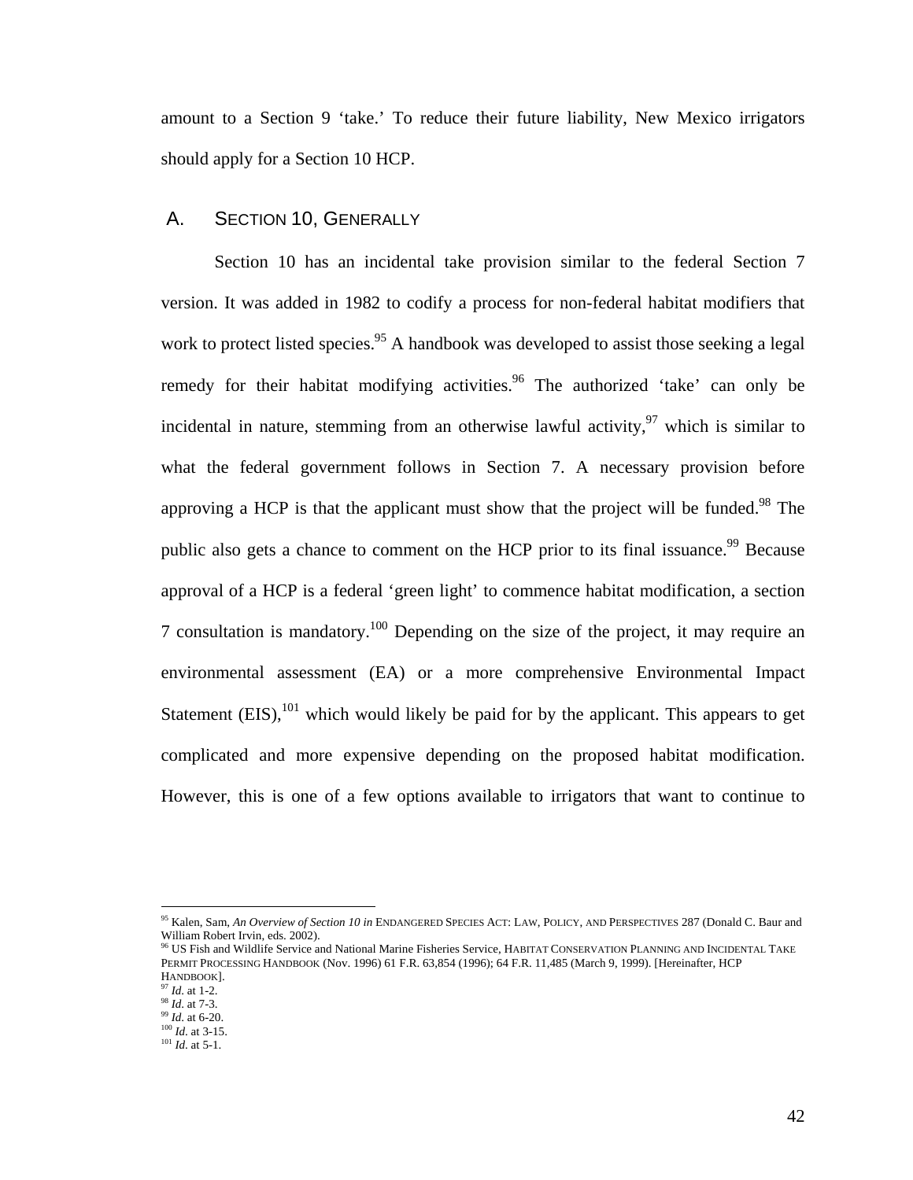amount to a Section 9 'take.' To reduce their future liability, New Mexico irrigators should apply for a Section 10 HCP.

## A. SECTION 10, GENERALLY

Section 10 has an incidental take provision similar to the federal Section 7 version. It was added in 1982 to codify a process for non-federal habitat modifiers that work to protect listed species.[95] A handbook was developed to assist those seeking a legal remedy for their habitat modifying activities.[96] The authorized 'take' can only be incidental in nature, stemming from an otherwise lawful activity,[97] which is similar to what the federal government follows in Section 7. A necessary provision before approving a HCP is that the applicant must show that the project will be funded.[98] The public also gets a chance to comment on the HCP prior to its final issuance.[99] Because approval of a HCP is a federal 'green light' to commence habitat modification, a section 7 consultation is mandatory.[100] Depending on the size of the project, it may require an environmental assessment (EA) or a more comprehensive Environmental Impact Statement (EIS),[101] which would likely be paid for by the applicant. This appears to get complicated and more expensive depending on the proposed habitat modification. However, this is one of a few options available to irrigators that want to continue to

---

[95] Kalen, Sam, *An Overview of Section 10 in* ENDANGERED SPECIES ACT: LAW, POLICY, AND PERSPECTIVES 287 (Donald C. Baur and William Robert Irvin, eds. 2002).
[96] US Fish and Wildlife Service and National Marine Fisheries Service, HABITAT CONSERVATION PLANNING AND INCIDENTAL TAKE PERMIT PROCESSING HANDBOOK (Nov. 1996) 61 F.R. 63,854 (1996); 64 F.R. 11,485 (March 9, 1999). [Hereinafter, HCP HANDBOOK].
[97] *Id*. at 1-2.
[98] *Id*. at 7-3.
[99] *Id*. at 6-20.
[100] *Id*. at 3-15.
[101] *Id*. at 5-1.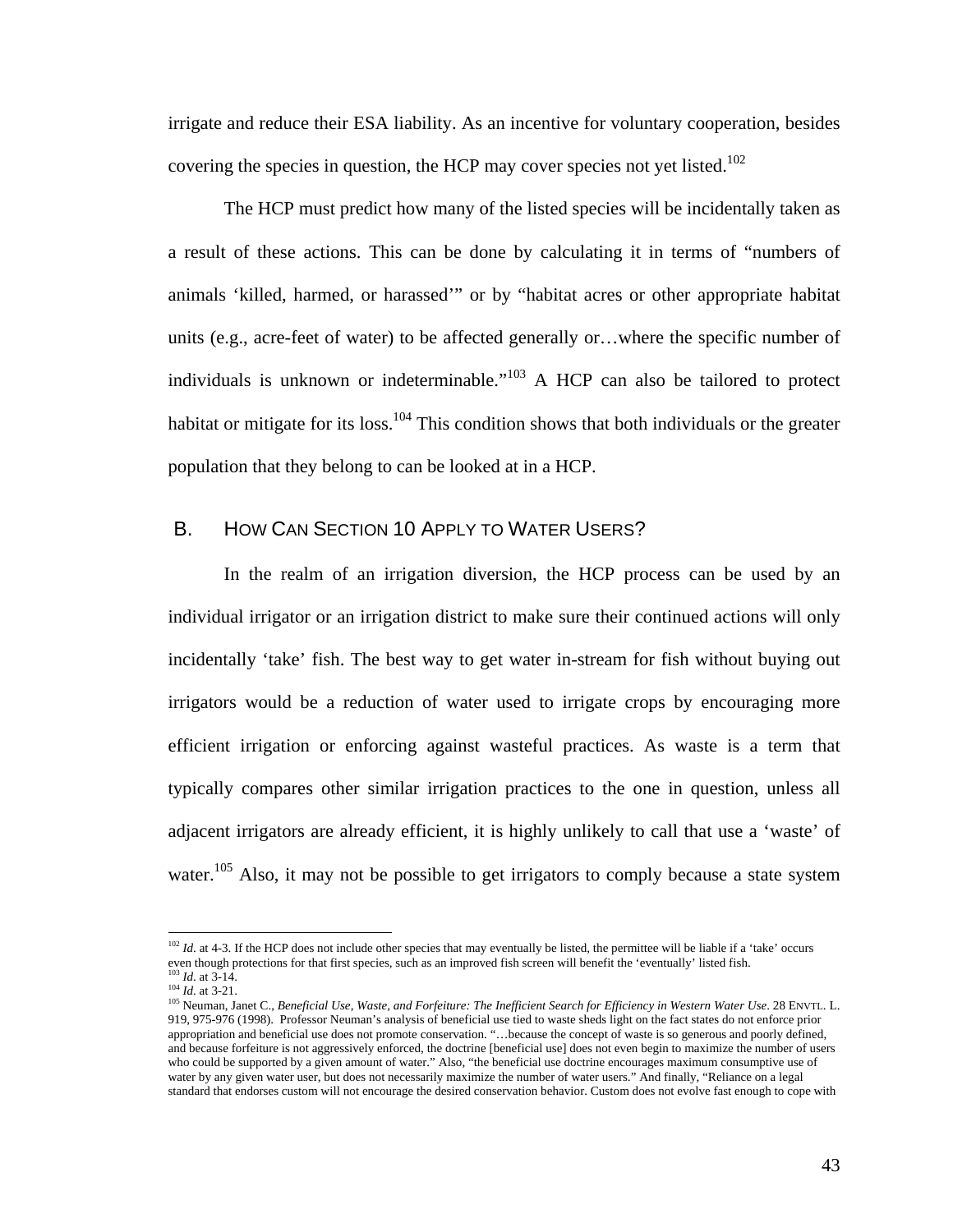irrigate and reduce their ESA liability. As an incentive for voluntary cooperation, besides covering the species in question, the HCP may cover species not yet listed.[102]

The HCP must predict how many of the listed species will be incidentally taken as a result of these actions. This can be done by calculating it in terms of "numbers of animals 'killed, harmed, or harassed'" or by "habitat acres or other appropriate habitat units (e.g., acre-feet of water) to be affected generally or…where the specific number of individuals is unknown or indeterminable."[103] A HCP can also be tailored to protect habitat or mitigate for its loss.[104] This condition shows that both individuals or the greater population that they belong to can be looked at in a HCP.

## B. How Can Section 10 Apply to Water Users?

In the realm of an irrigation diversion, the HCP process can be used by an individual irrigator or an irrigation district to make sure their continued actions will only incidentally 'take' fish. The best way to get water in-stream for fish without buying out irrigators would be a reduction of water used to irrigate crops by encouraging more efficient irrigation or enforcing against wasteful practices. As waste is a term that typically compares other similar irrigation practices to the one in question, unless all adjacent irrigators are already efficient, it is highly unlikely to call that use a 'waste' of water.[105] Also, it may not be possible to get irrigators to comply because a state system

---

[102] *Id*. at 4-3. If the HCP does not include other species that may eventually be listed, the permittee will be liable if a 'take' occurs even though protections for that first species, such as an improved fish screen will benefit the 'eventually' listed fish.

[103] *Id*. at 3-14.

[104] *Id*. at 3-21.

[105] Neuman, Janet C., *Beneficial Use, Waste, and Forfeiture: The Inefficient Search for Efficiency in Western Water Use*. 28 Envtl. L. 919, 975-976 (1998). Professor Neuman's analysis of beneficial use tied to waste sheds light on the fact states do not enforce prior appropriation and beneficial use does not promote conservation. "…because the concept of waste is so generous and poorly defined, and because forfeiture is not aggressively enforced, the doctrine [beneficial use] does not even begin to maximize the number of users who could be supported by a given amount of water." Also, "the beneficial use doctrine encourages maximum consumptive use of water by any given water user, but does not necessarily maximize the number of water users." And finally, "Reliance on a legal standard that endorses custom will not encourage the desired conservation behavior. Custom does not evolve fast enough to cope with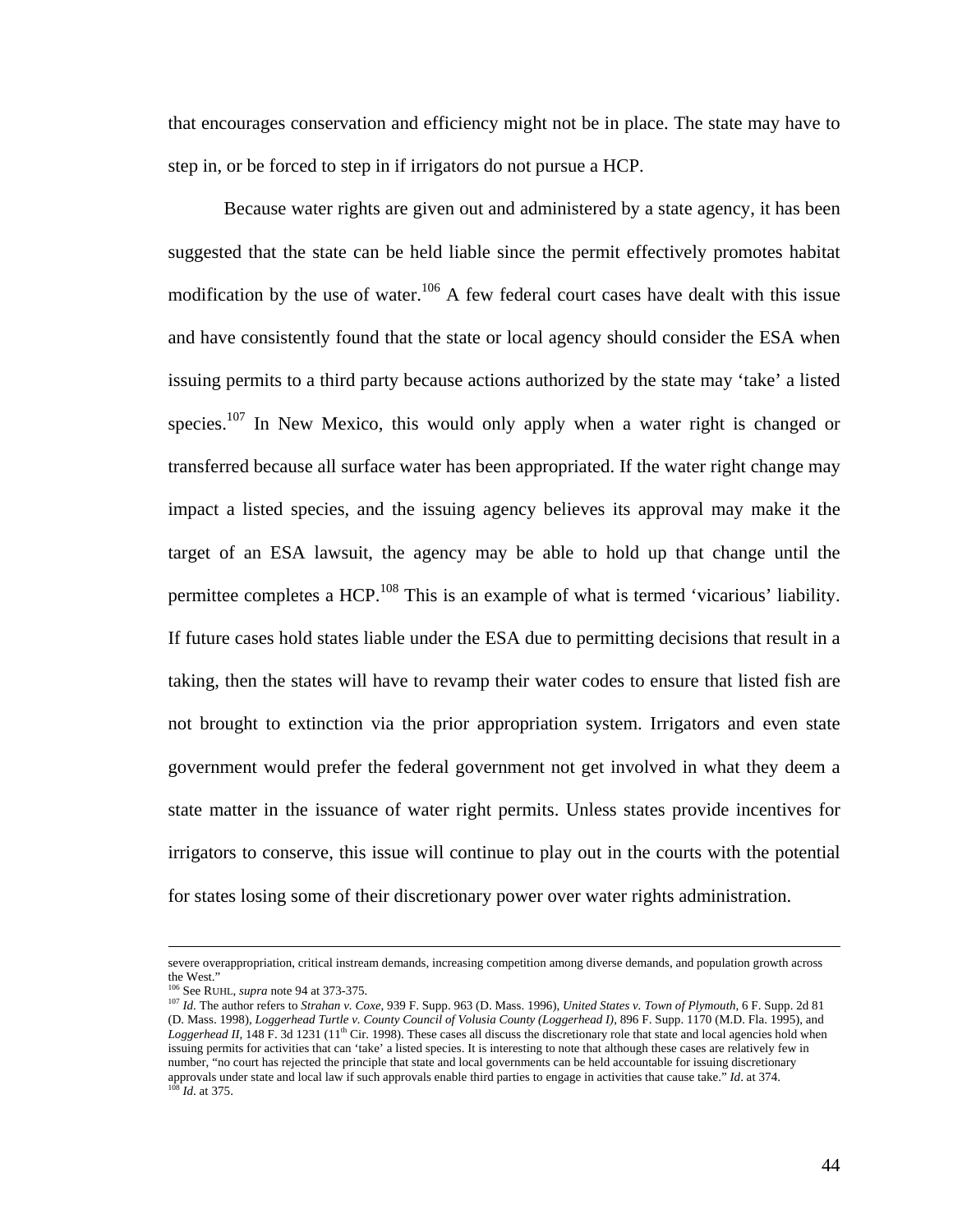that encourages conservation and efficiency might not be in place. The state may have to step in, or be forced to step in if irrigators do not pursue a HCP.

Because water rights are given out and administered by a state agency, it has been suggested that the state can be held liable since the permit effectively promotes habitat modification by the use of water.[106] A few federal court cases have dealt with this issue and have consistently found that the state or local agency should consider the ESA when issuing permits to a third party because actions authorized by the state may 'take' a listed species.[107] In New Mexico, this would only apply when a water right is changed or transferred because all surface water has been appropriated. If the water right change may impact a listed species, and the issuing agency believes its approval may make it the target of an ESA lawsuit, the agency may be able to hold up that change until the permittee completes a HCP.[108] This is an example of what is termed 'vicarious' liability. If future cases hold states liable under the ESA due to permitting decisions that result in a taking, then the states will have to revamp their water codes to ensure that listed fish are not brought to extinction via the prior appropriation system. Irrigators and even state government would prefer the federal government not get involved in what they deem a state matter in the issuance of water right permits. Unless states provide incentives for irrigators to conserve, this issue will continue to play out in the courts with the potential for states losing some of their discretionary power over water rights administration.

---

severe overappropriation, critical instream demands, increasing competition among diverse demands, and population growth across the West."

[106] See RUHL, *supra* note 94 at 373-375.

[107] *Id*. The author refers to *Strahan v. Coxe*, 939 F. Supp. 963 (D. Mass. 1996), *United States v. Town of Plymouth*, 6 F. Supp. 2d 81 (D. Mass. 1998), *Loggerhead Turtle v. County Council of Volusia County (Loggerhead I)*, 896 F. Supp. 1170 (M.D. Fla. 1995), and *Loggerhead II*, 148 F. 3d 1231 (11th Cir. 1998). These cases all discuss the discretionary role that state and local agencies hold when issuing permits for activities that can 'take' a listed species. It is interesting to note that although these cases are relatively few in number, "no court has rejected the principle that state and local governments can be held accountable for issuing discretionary approvals under state and local law if such approvals enable third parties to engage in activities that cause take." *Id*. at 374.

[108] *Id*. at 375.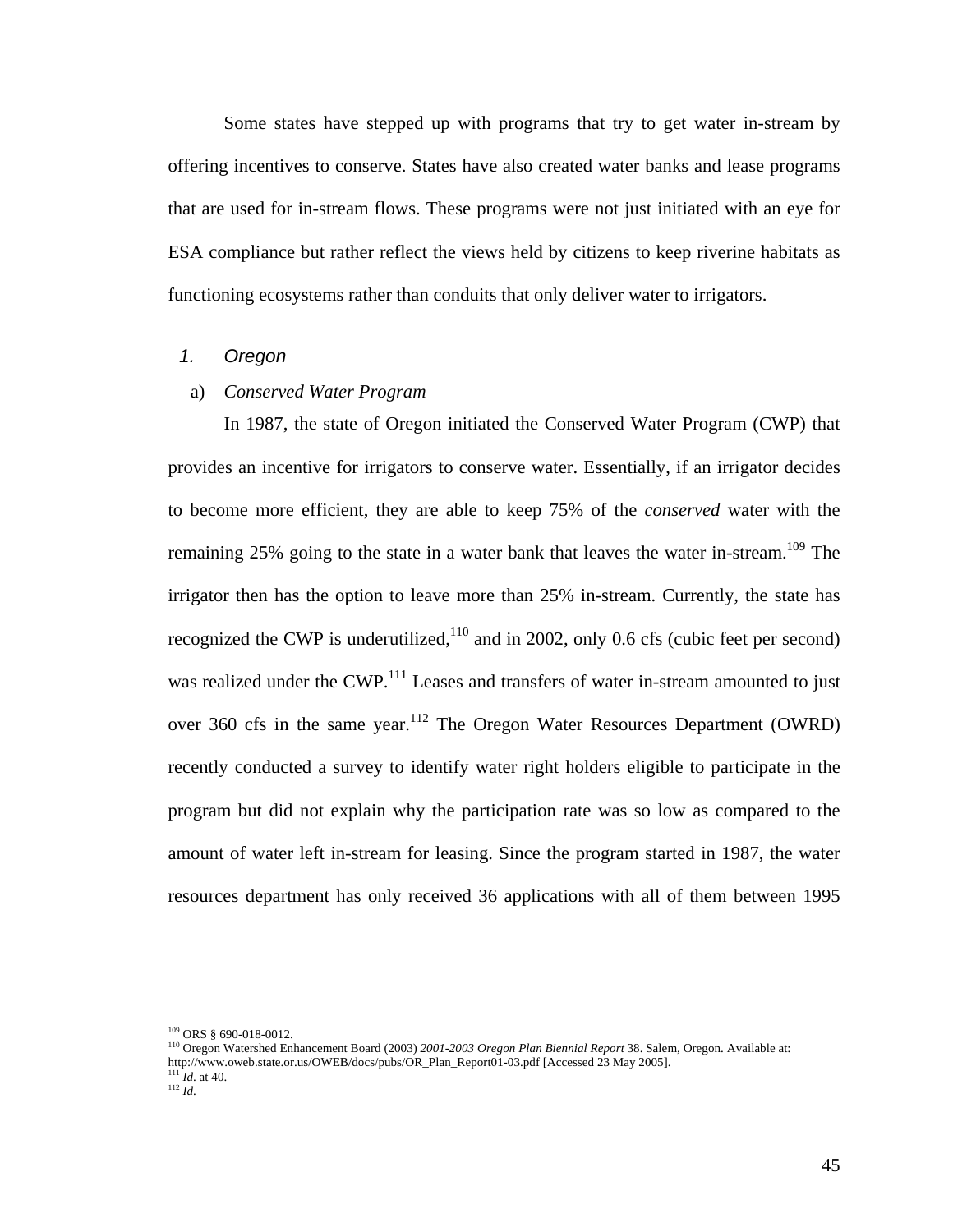Some states have stepped up with programs that try to get water in-stream by offering incentives to conserve. States have also created water banks and lease programs that are used for in-stream flows. These programs were not just initiated with an eye for ESA compliance but rather reflect the views held by citizens to keep riverine habitats as functioning ecosystems rather than conduits that only deliver water to irrigators.

### 1. Oregon

#### a) *Conserved Water Program*

In 1987, the state of Oregon initiated the Conserved Water Program (CWP) that provides an incentive for irrigators to conserve water. Essentially, if an irrigator decides to become more efficient, they are able to keep 75% of the *conserved* water with the remaining 25% going to the state in a water bank that leaves the water in-stream.[109] The irrigator then has the option to leave more than 25% in-stream. Currently, the state has recognized the CWP is underutilized,[110] and in 2002, only 0.6 cfs (cubic feet per second) was realized under the CWP.[111] Leases and transfers of water in-stream amounted to just over 360 cfs in the same year.[112] The Oregon Water Resources Department (OWRD) recently conducted a survey to identify water right holders eligible to participate in the program but did not explain why the participation rate was so low as compared to the amount of water left in-stream for leasing. Since the program started in 1987, the water resources department has only received 36 applications with all of them between 1995

---

[109] ORS § 690-018-0012.

[110] Oregon Watershed Enhancement Board (2003) *2001-2003 Oregon Plan Biennial Report* 38. Salem, Oregon. Available at: http://www.oweb.state.or.us/OWEB/docs/pubs/OR_Plan_Report01-03.pdf [Accessed 23 May 2005].

[111] *Id.* at 40.

[112] *Id.*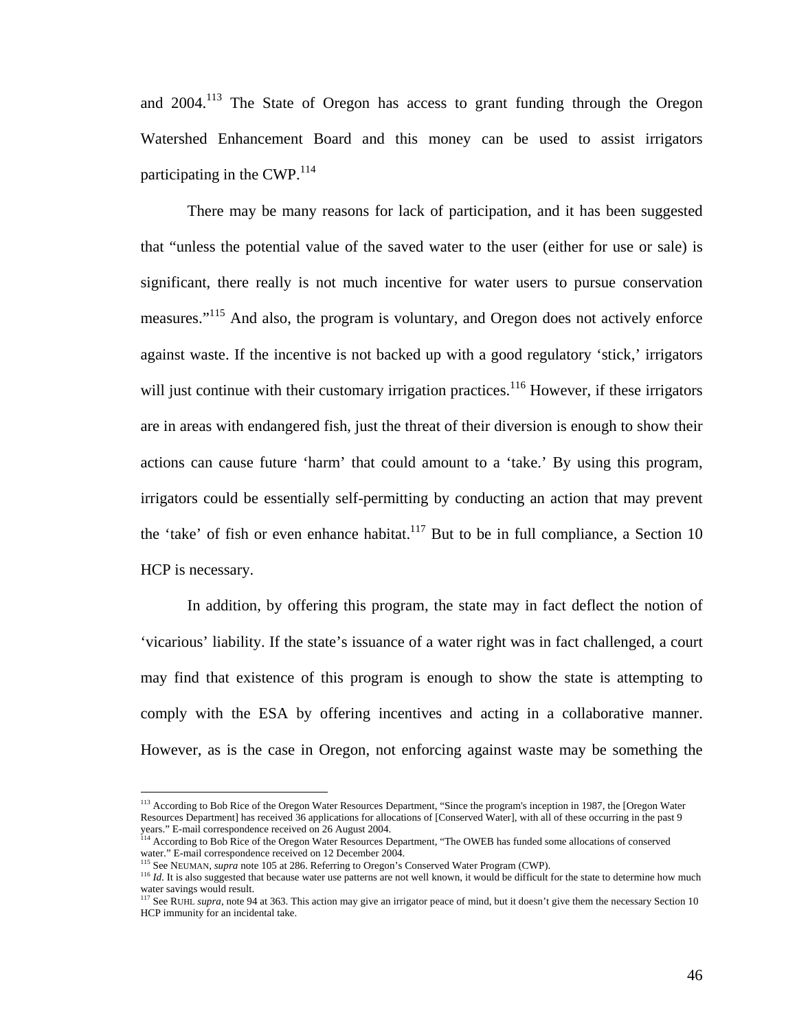and 2004.[113] The State of Oregon has access to grant funding through the Oregon Watershed Enhancement Board and this money can be used to assist irrigators participating in the CWP.[114]

There may be many reasons for lack of participation, and it has been suggested that "unless the potential value of the saved water to the user (either for use or sale) is significant, there really is not much incentive for water users to pursue conservation measures."[115] And also, the program is voluntary, and Oregon does not actively enforce against waste. If the incentive is not backed up with a good regulatory 'stick,' irrigators will just continue with their customary irrigation practices.[116] However, if these irrigators are in areas with endangered fish, just the threat of their diversion is enough to show their actions can cause future 'harm' that could amount to a 'take.' By using this program, irrigators could be essentially self-permitting by conducting an action that may prevent the 'take' of fish or even enhance habitat.[117] But to be in full compliance, a Section 10 HCP is necessary.

In addition, by offering this program, the state may in fact deflect the notion of 'vicarious' liability. If the state's issuance of a water right was in fact challenged, a court may find that existence of this program is enough to show the state is attempting to comply with the ESA by offering incentives and acting in a collaborative manner. However, as is the case in Oregon, not enforcing against waste may be something the

---

[113] According to Bob Rice of the Oregon Water Resources Department, "Since the program's inception in 1987, the [Oregon Water Resources Department] has received 36 applications for allocations of [Conserved Water], with all of these occurring in the past 9 years." E-mail correspondence received on 26 August 2004.

[114] According to Bob Rice of the Oregon Water Resources Department, "The OWEB has funded some allocations of conserved water." E-mail correspondence received on 12 December 2004.

[115] See NEUMAN, *supra* note 105 at 286. Referring to Oregon's Conserved Water Program (CWP).

[116] *Id*. It is also suggested that because water use patterns are not well known, it would be difficult for the state to determine how much water savings would result.

[117] See RUHL *supra*, note 94 at 363. This action may give an irrigator peace of mind, but it doesn't give them the necessary Section 10 HCP immunity for an incidental take.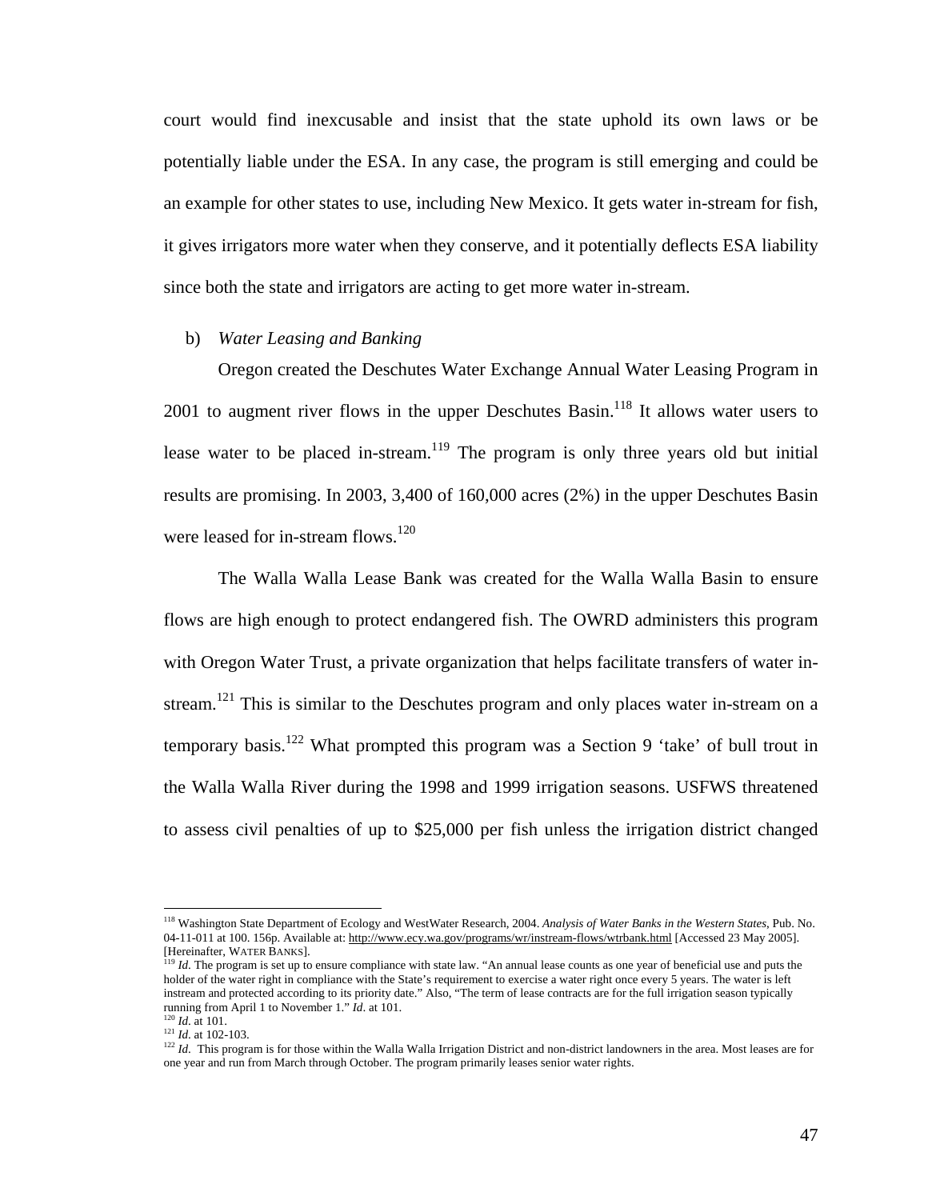court would find inexcusable and insist that the state uphold its own laws or be potentially liable under the ESA. In any case, the program is still emerging and could be an example for other states to use, including New Mexico. It gets water in-stream for fish, it gives irrigators more water when they conserve, and it potentially deflects ESA liability since both the state and irrigators are acting to get more water in-stream.

b) *Water Leasing and Banking*

Oregon created the Deschutes Water Exchange Annual Water Leasing Program in 2001 to augment river flows in the upper Deschutes Basin.[118] It allows water users to lease water to be placed in-stream.[119] The program is only three years old but initial results are promising. In 2003, 3,400 of 160,000 acres (2%) in the upper Deschutes Basin were leased for in-stream flows.[120]

The Walla Walla Lease Bank was created for the Walla Walla Basin to ensure flows are high enough to protect endangered fish. The OWRD administers this program with Oregon Water Trust, a private organization that helps facilitate transfers of water in-stream.[121] This is similar to the Deschutes program and only places water in-stream on a temporary basis.[122] What prompted this program was a Section 9 'take' of bull trout in the Walla Walla River during the 1998 and 1999 irrigation seasons. USFWS threatened to assess civil penalties of up to $25,000 per fish unless the irrigation district changed

---

[118] Washington State Department of Ecology and WestWater Research, 2004. *Analysis of Water Banks in the Western States*, Pub. No. 04-11-011 at 100. 156p. Available at: http://www.ecy.wa.gov/programs/wr/instream-flows/wtrbank.html [Accessed 23 May 2005]. [Hereinafter, WATER BANKS].

[119] *Id*. The program is set up to ensure compliance with state law. "An annual lease counts as one year of beneficial use and puts the holder of the water right in compliance with the State's requirement to exercise a water right once every 5 years. The water is left instream and protected according to its priority date." Also, "The term of lease contracts are for the full irrigation season typically running from April 1 to November 1." *Id*. at 101.

[120] *Id*. at 101.

[121] *Id*. at 102-103.

[122] *Id*. This program is for those within the Walla Walla Irrigation District and non-district landowners in the area. Most leases are for one year and run from March through October. The program primarily leases senior water rights.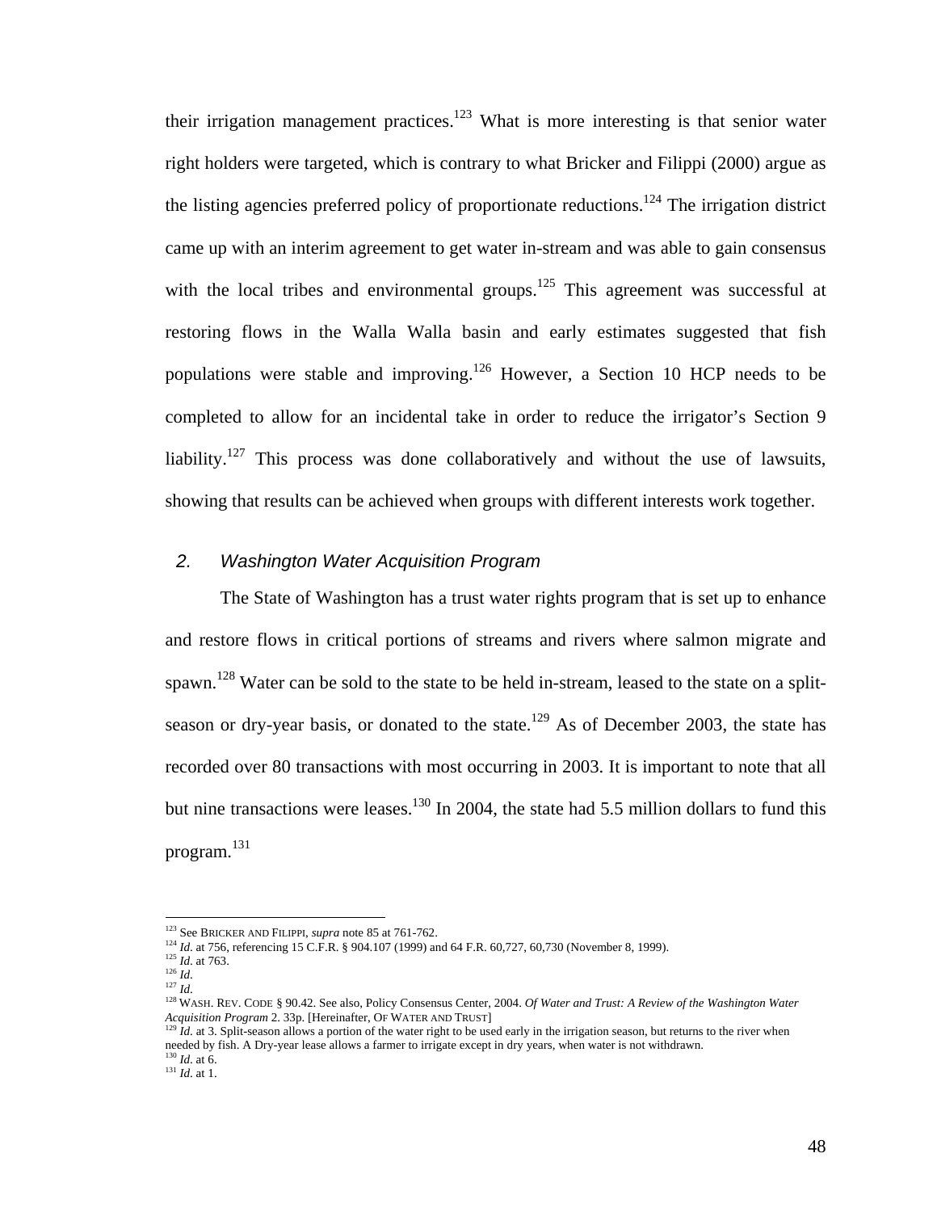their irrigation management practices.[123] What is more interesting is that senior water right holders were targeted, which is contrary to what Bricker and Filippi (2000) argue as the listing agencies preferred policy of proportionate reductions.[124] The irrigation district came up with an interim agreement to get water in-stream and was able to gain consensus with the local tribes and environmental groups.[125] This agreement was successful at restoring flows in the Walla Walla basin and early estimates suggested that fish populations were stable and improving.[126] However, a Section 10 HCP needs to be completed to allow for an incidental take in order to reduce the irrigator's Section 9 liability.[127] This process was done collaboratively and without the use of lawsuits, showing that results can be achieved when groups with different interests work together.

### *2. Washington Water Acquisition Program*

The State of Washington has a trust water rights program that is set up to enhance and restore flows in critical portions of streams and rivers where salmon migrate and spawn.[128] Water can be sold to the state to be held in-stream, leased to the state on a split-season or dry-year basis, or donated to the state.[129] As of December 2003, the state has recorded over 80 transactions with most occurring in 2003. It is important to note that all but nine transactions were leases.[130] In 2004, the state had 5.5 million dollars to fund this program.[131]

---

[123] See BRICKER AND FILIPPI, *supra* note 85 at 761-762.
[124] *Id.* at 756, referencing 15 C.F.R. § 904.107 (1999) and 64 F.R. 60,727, 60,730 (November 8, 1999).
[125] *Id.* at 763.
[126] *Id.*
[127] *Id.*
[128] WASH. REV. CODE § 90.42. See also, Policy Consensus Center, 2004. *Of Water and Trust: A Review of the Washington Water Acquisition Program* 2. 33p. [Hereinafter, OF WATER AND TRUST]
[129] *Id.* at 3. Split-season allows a portion of the water right to be used early in the irrigation season, but returns to the river when needed by fish. A Dry-year lease allows a farmer to irrigate except in dry years, when water is not withdrawn.
[130] *Id.* at 6.
[131] *Id.* at 1.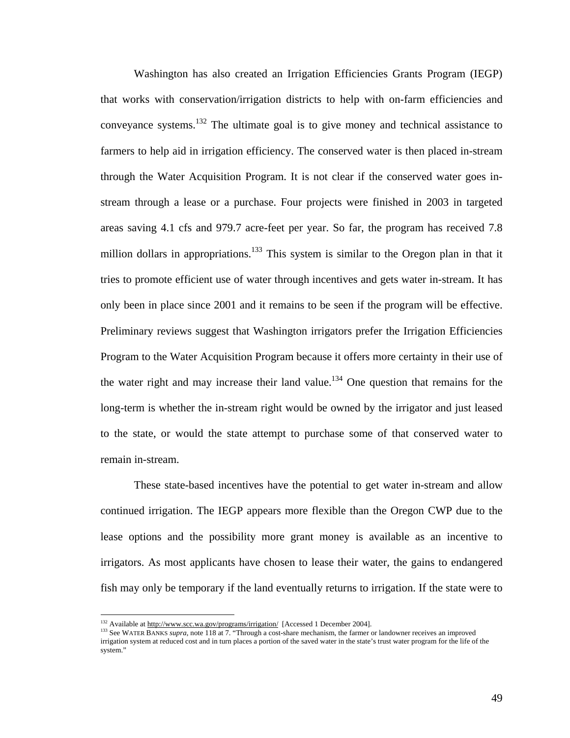Washington has also created an Irrigation Efficiencies Grants Program (IEGP) that works with conservation/irrigation districts to help with on-farm efficiencies and conveyance systems.[132] The ultimate goal is to give money and technical assistance to farmers to help aid in irrigation efficiency. The conserved water is then placed in-stream through the Water Acquisition Program. It is not clear if the conserved water goes in-stream through a lease or a purchase. Four projects were finished in 2003 in targeted areas saving 4.1 cfs and 979.7 acre-feet per year. So far, the program has received 7.8 million dollars in appropriations.[133] This system is similar to the Oregon plan in that it tries to promote efficient use of water through incentives and gets water in-stream. It has only been in place since 2001 and it remains to be seen if the program will be effective. Preliminary reviews suggest that Washington irrigators prefer the Irrigation Efficiencies Program to the Water Acquisition Program because it offers more certainty in their use of the water right and may increase their land value.[134] One question that remains for the long-term is whether the in-stream right would be owned by the irrigator and just leased to the state, or would the state attempt to purchase some of that conserved water to remain in-stream.

These state-based incentives have the potential to get water in-stream and allow continued irrigation. The IEGP appears more flexible than the Oregon CWP due to the lease options and the possibility more grant money is available as an incentive to irrigators. As most applicants have chosen to lease their water, the gains to endangered fish may only be temporary if the land eventually returns to irrigation. If the state were to

---

[132] Available at http://www.scc.wa.gov/programs/irrigation/ [Accessed 1 December 2004].

[133] See WATER BANKS *supra*, note 118 at 7. "Through a cost-share mechanism, the farmer or landowner receives an improved irrigation system at reduced cost and in turn places a portion of the saved water in the state's trust water program for the life of the system."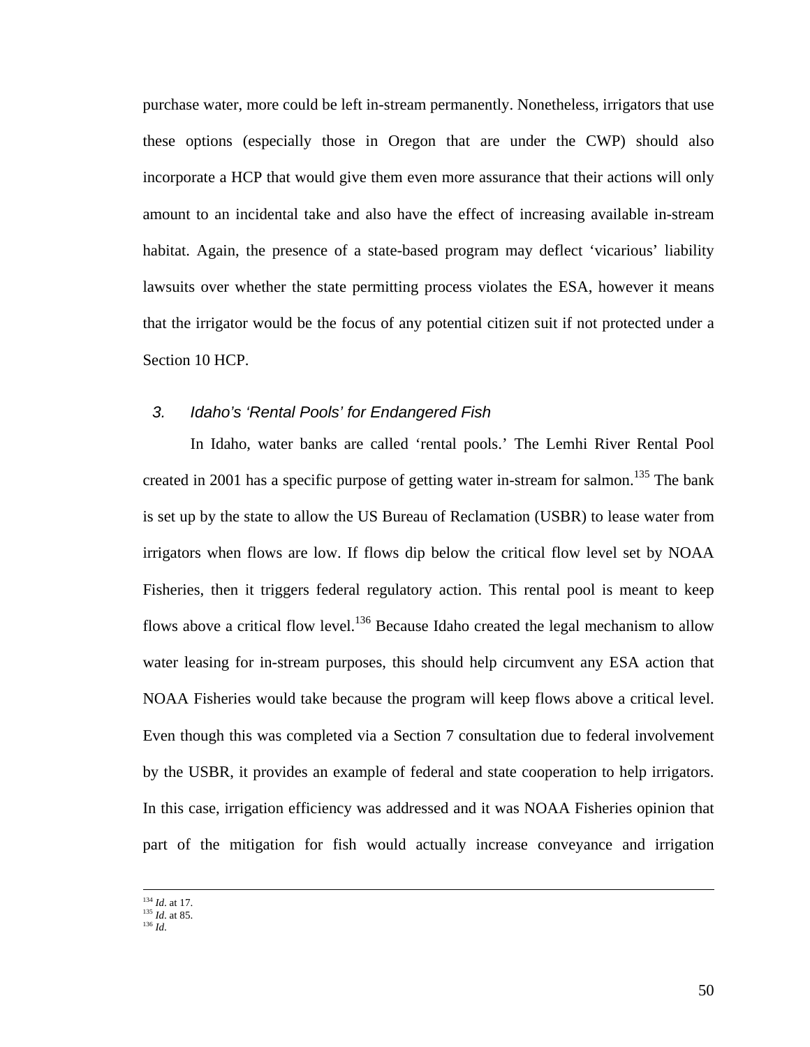purchase water, more could be left in-stream permanently. Nonetheless, irrigators that use these options (especially those in Oregon that are under the CWP) should also incorporate a HCP that would give them even more assurance that their actions will only amount to an incidental take and also have the effect of increasing available in-stream habitat. Again, the presence of a state-based program may deflect 'vicarious' liability lawsuits over whether the state permitting process violates the ESA, however it means that the irrigator would be the focus of any potential citizen suit if not protected under a Section 10 HCP.

### 3. *Idaho's 'Rental Pools' for Endangered Fish*

In Idaho, water banks are called 'rental pools.' The Lemhi River Rental Pool created in 2001 has a specific purpose of getting water in-stream for salmon.[135] The bank is set up by the state to allow the US Bureau of Reclamation (USBR) to lease water from irrigators when flows are low. If flows dip below the critical flow level set by NOAA Fisheries, then it triggers federal regulatory action. This rental pool is meant to keep flows above a critical flow level.[136] Because Idaho created the legal mechanism to allow water leasing for in-stream purposes, this should help circumvent any ESA action that NOAA Fisheries would take because the program will keep flows above a critical level. Even though this was completed via a Section 7 consultation due to federal involvement by the USBR, it provides an example of federal and state cooperation to help irrigators. In this case, irrigation efficiency was addressed and it was NOAA Fisheries opinion that part of the mitigation for fish would actually increase conveyance and irrigation

---

[134] *Id*. at 17.
[135] *Id*. at 85.
[136] *Id*.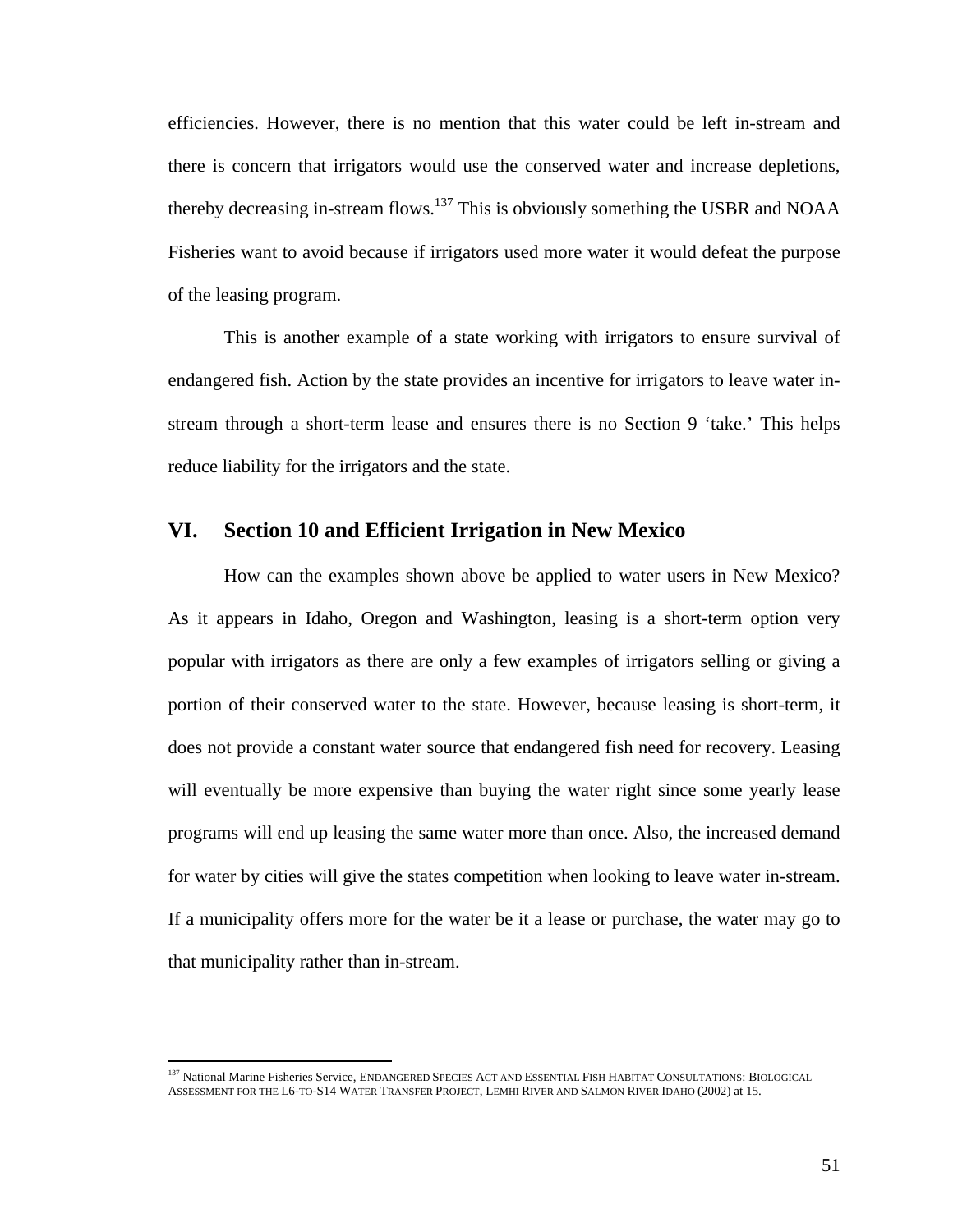efficiencies. However, there is no mention that this water could be left in-stream and there is concern that irrigators would use the conserved water and increase depletions, thereby decreasing in-stream flows.[137] This is obviously something the USBR and NOAA Fisheries want to avoid because if irrigators used more water it would defeat the purpose of the leasing program.

This is another example of a state working with irrigators to ensure survival of endangered fish. Action by the state provides an incentive for irrigators to leave water in-stream through a short-term lease and ensures there is no Section 9 'take.' This helps reduce liability for the irrigators and the state.

## VI. Section 10 and Efficient Irrigation in New Mexico

How can the examples shown above be applied to water users in New Mexico? As it appears in Idaho, Oregon and Washington, leasing is a short-term option very popular with irrigators as there are only a few examples of irrigators selling or giving a portion of their conserved water to the state. However, because leasing is short-term, it does not provide a constant water source that endangered fish need for recovery. Leasing will eventually be more expensive than buying the water right since some yearly lease programs will end up leasing the same water more than once. Also, the increased demand for water by cities will give the states competition when looking to leave water in-stream. If a municipality offers more for the water be it a lease or purchase, the water may go to that municipality rather than in-stream.

---

[137] National Marine Fisheries Service, ENDANGERED SPECIES ACT AND ESSENTIAL FISH HABITAT CONSULTATIONS: BIOLOGICAL ASSESSMENT FOR THE L6-TO-S14 WATER TRANSFER PROJECT, LEMHI RIVER AND SALMON RIVER IDAHO (2002) at 15.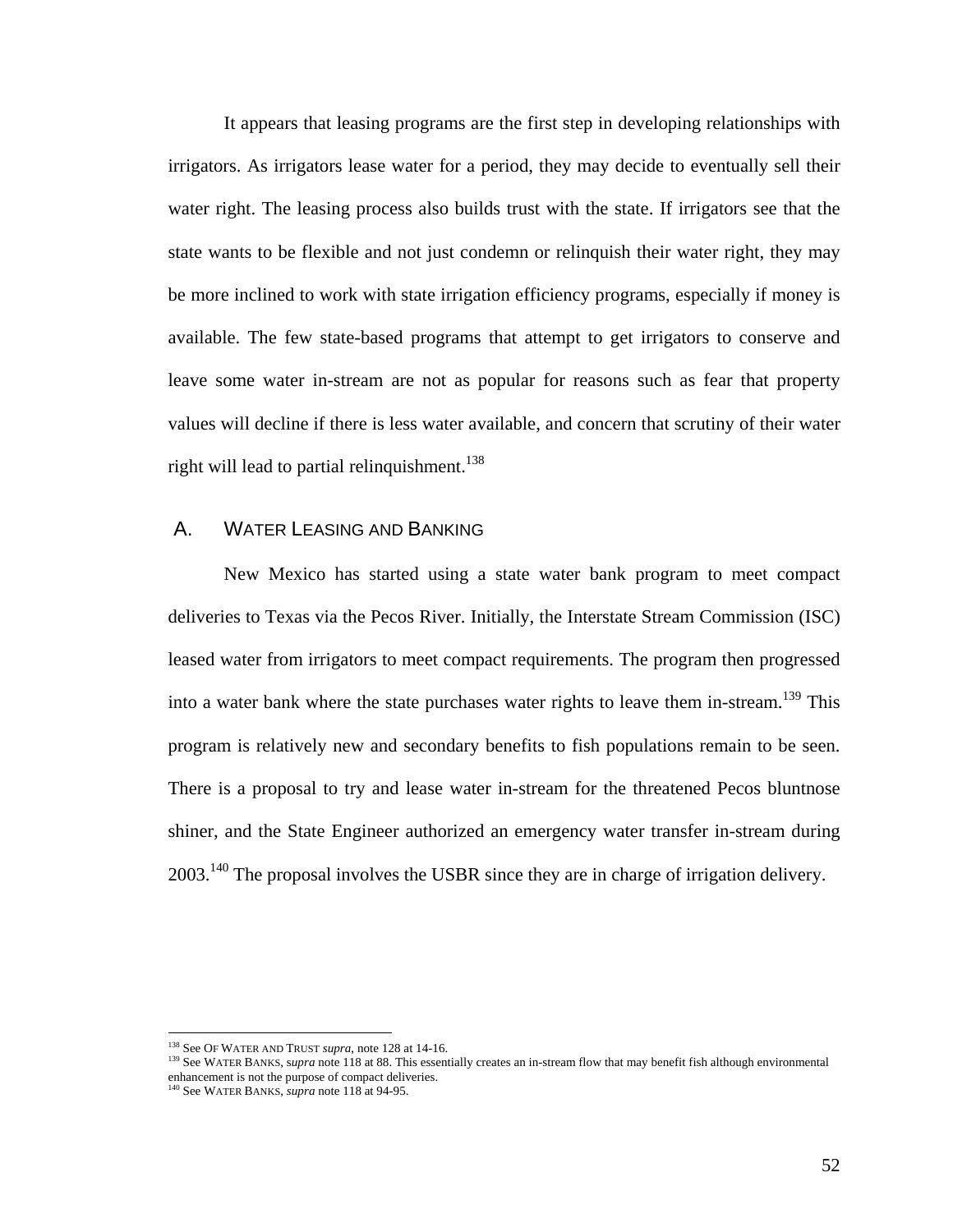It appears that leasing programs are the first step in developing relationships with irrigators. As irrigators lease water for a period, they may decide to eventually sell their water right. The leasing process also builds trust with the state. If irrigators see that the state wants to be flexible and not just condemn or relinquish their water right, they may be more inclined to work with state irrigation efficiency programs, especially if money is available. The few state-based programs that attempt to get irrigators to conserve and leave some water in-stream are not as popular for reasons such as fear that property values will decline if there is less water available, and concern that scrutiny of their water right will lead to partial relinquishment.[138]

## A. WATER LEASING AND BANKING

New Mexico has started using a state water bank program to meet compact deliveries to Texas via the Pecos River. Initially, the Interstate Stream Commission (ISC) leased water from irrigators to meet compact requirements. The program then progressed into a water bank where the state purchases water rights to leave them in-stream.[139] This program is relatively new and secondary benefits to fish populations remain to be seen. There is a proposal to try and lease water in-stream for the threatened Pecos bluntnose shiner, and the State Engineer authorized an emergency water transfer in-stream during 2003.[140] The proposal involves the USBR since they are in charge of irrigation delivery.

---

[138] See OF WATER AND TRUST *supra*, note 128 at 14-16.

[139] See WATER BANKS, *supra* note 118 at 88. This essentially creates an in-stream flow that may benefit fish although environmental enhancement is not the purpose of compact deliveries.

[140] See WATER BANKS, *supra* note 118 at 94-95.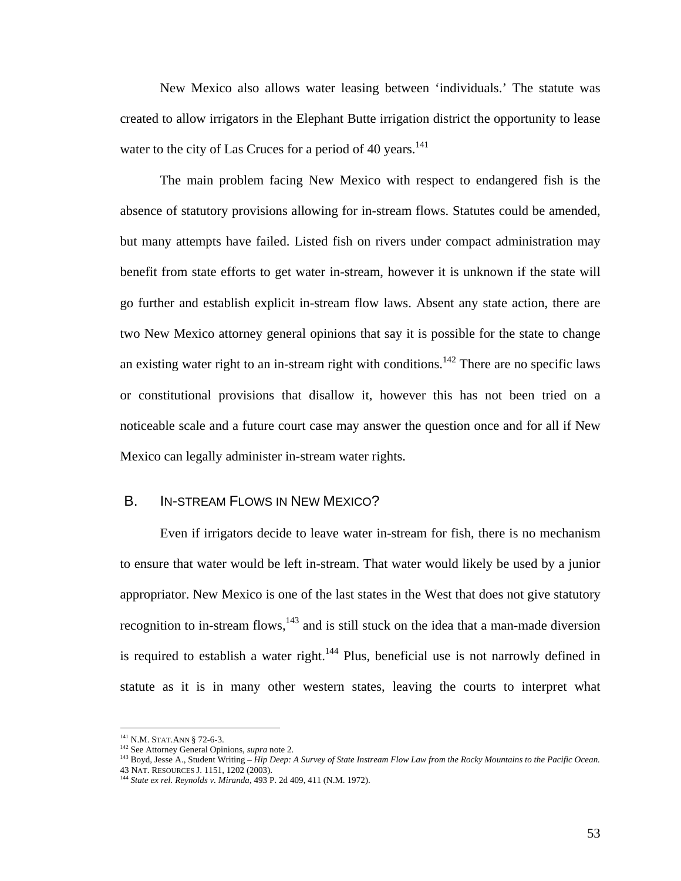New Mexico also allows water leasing between 'individuals.' The statute was created to allow irrigators in the Elephant Butte irrigation district the opportunity to lease water to the city of Las Cruces for a period of 40 years.[141]

The main problem facing New Mexico with respect to endangered fish is the absence of statutory provisions allowing for in-stream flows. Statutes could be amended, but many attempts have failed. Listed fish on rivers under compact administration may benefit from state efforts to get water in-stream, however it is unknown if the state will go further and establish explicit in-stream flow laws. Absent any state action, there are two New Mexico attorney general opinions that say it is possible for the state to change an existing water right to an in-stream right with conditions.[142] There are no specific laws or constitutional provisions that disallow it, however this has not been tried on a noticeable scale and a future court case may answer the question once and for all if New Mexico can legally administer in-stream water rights.

## B. IN-STREAM FLOWS IN NEW MEXICO?

Even if irrigators decide to leave water in-stream for fish, there is no mechanism to ensure that water would be left in-stream. That water would likely be used by a junior appropriator. New Mexico is one of the last states in the West that does not give statutory recognition to in-stream flows,[143] and is still stuck on the idea that a man-made diversion is required to establish a water right.[144] Plus, beneficial use is not narrowly defined in statute as it is in many other western states, leaving the courts to interpret what

---

[141] N.M. STAT.ANN § 72-6-3.

[142] See Attorney General Opinions, *supra* note 2.

[143] Boyd, Jesse A., Student Writing – *Hip Deep: A Survey of State Instream Flow Law from the Rocky Mountains to the Pacific Ocean.* 43 NAT. RESOURCES J. 1151, 1202 (2003).

[144] *State ex rel. Reynolds v. Miranda*, 493 P. 2d 409, 411 (N.M. 1972).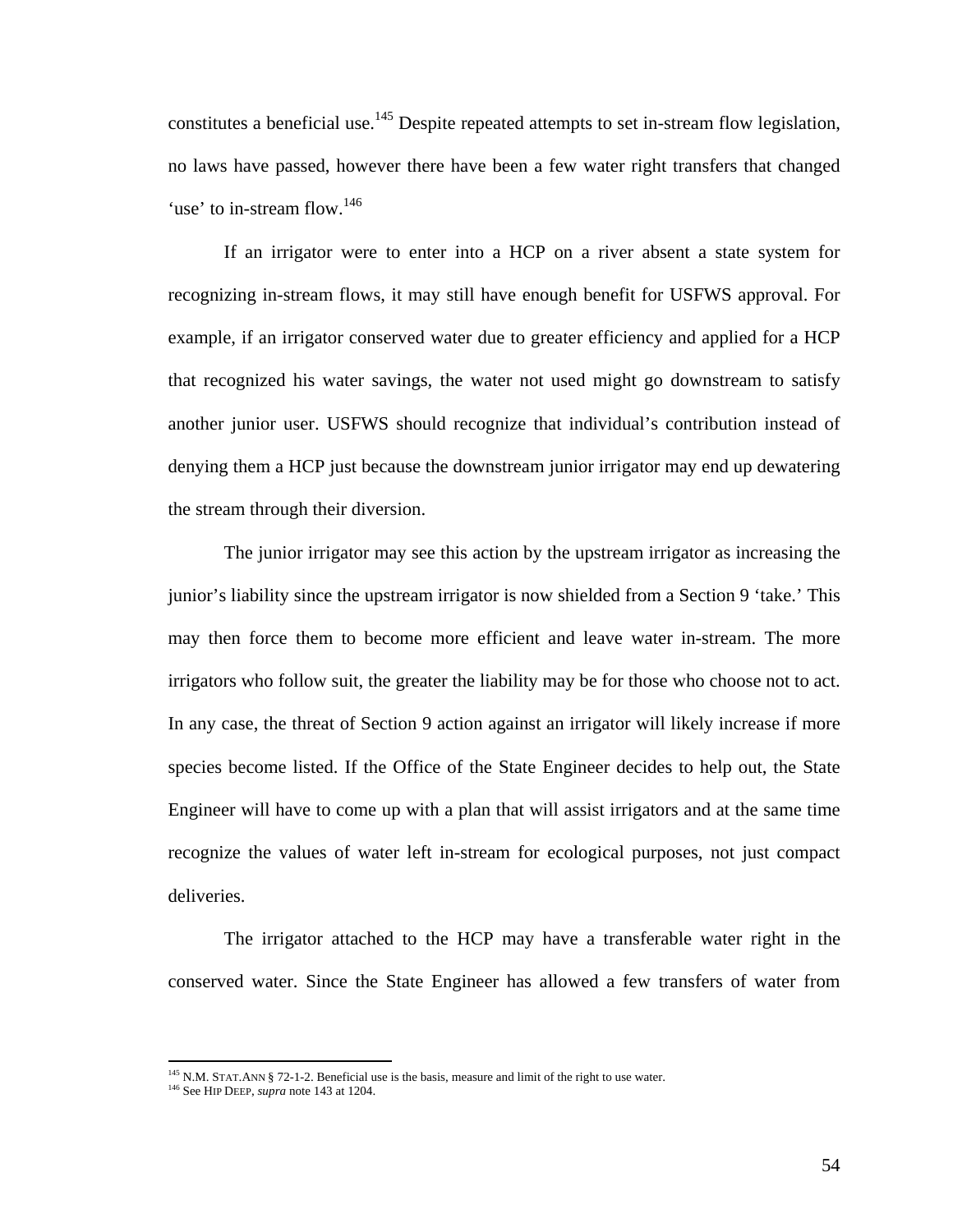constitutes a beneficial use.[145] Despite repeated attempts to set in-stream flow legislation, no laws have passed, however there have been a few water right transfers that changed 'use' to in-stream flow.[146]

If an irrigator were to enter into a HCP on a river absent a state system for recognizing in-stream flows, it may still have enough benefit for USFWS approval. For example, if an irrigator conserved water due to greater efficiency and applied for a HCP that recognized his water savings, the water not used might go downstream to satisfy another junior user. USFWS should recognize that individual's contribution instead of denying them a HCP just because the downstream junior irrigator may end up dewatering the stream through their diversion.

The junior irrigator may see this action by the upstream irrigator as increasing the junior's liability since the upstream irrigator is now shielded from a Section 9 'take.' This may then force them to become more efficient and leave water in-stream. The more irrigators who follow suit, the greater the liability may be for those who choose not to act. In any case, the threat of Section 9 action against an irrigator will likely increase if more species become listed. If the Office of the State Engineer decides to help out, the State Engineer will have to come up with a plan that will assist irrigators and at the same time recognize the values of water left in-stream for ecological purposes, not just compact deliveries.

The irrigator attached to the HCP may have a transferable water right in the conserved water. Since the State Engineer has allowed a few transfers of water from

---

[145] N.M. STAT.ANN § 72-1-2. Beneficial use is the basis, measure and limit of the right to use water.

[146] See HIP DEEP, *supra* note 143 at 1204.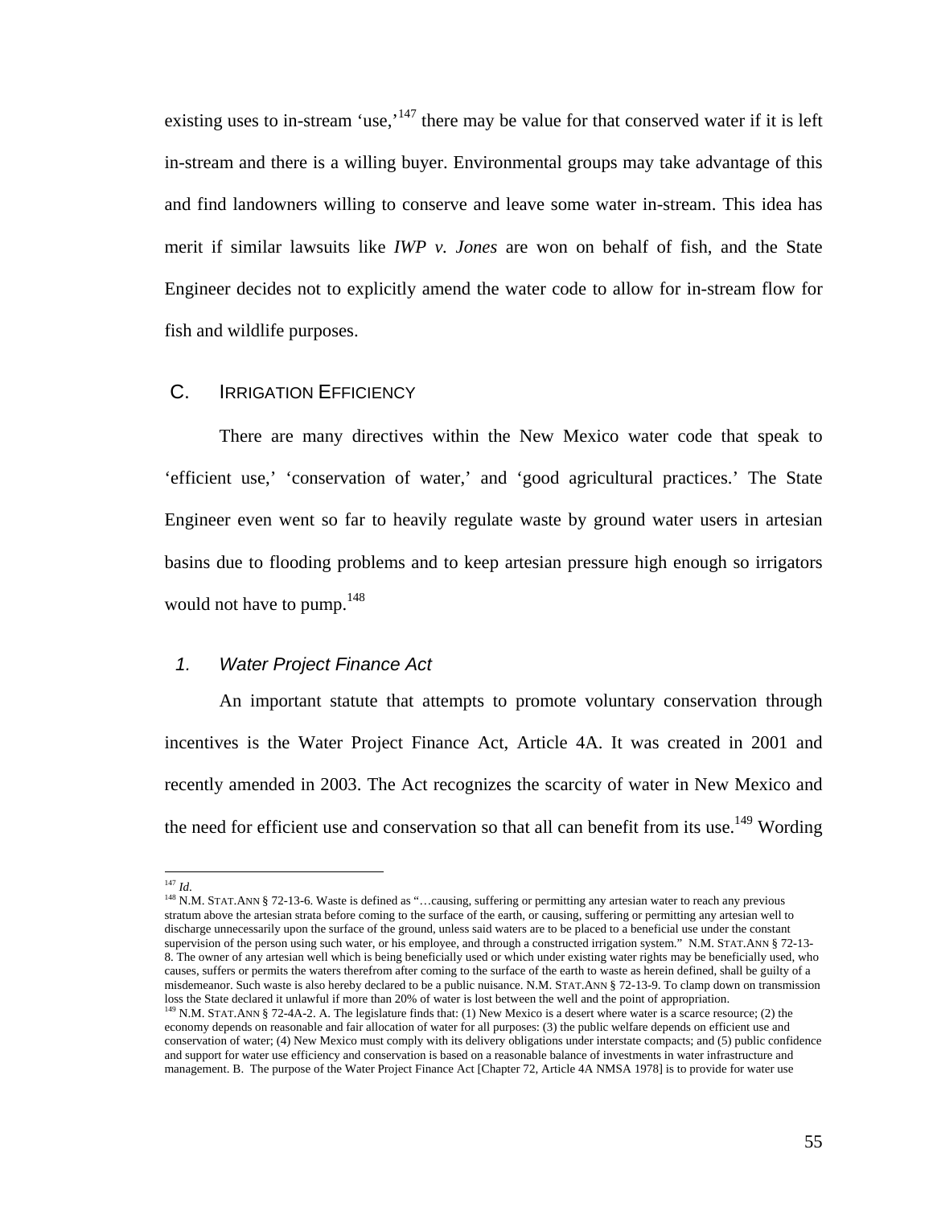existing uses to in-stream 'use,'[147] there may be value for that conserved water if it is left in-stream and there is a willing buyer. Environmental groups may take advantage of this and find landowners willing to conserve and leave some water in-stream. This idea has merit if similar lawsuits like *IWP v. Jones* are won on behalf of fish, and the State Engineer decides not to explicitly amend the water code to allow for in-stream flow for fish and wildlife purposes.

## C. IRRIGATION EFFICIENCY

There are many directives within the New Mexico water code that speak to 'efficient use,' 'conservation of water,' and 'good agricultural practices.' The State Engineer even went so far to heavily regulate waste by ground water users in artesian basins due to flooding problems and to keep artesian pressure high enough so irrigators would not have to pump.[148]

### *1. Water Project Finance Act*

An important statute that attempts to promote voluntary conservation through incentives is the Water Project Finance Act, Article 4A. It was created in 2001 and recently amended in 2003. The Act recognizes the scarcity of water in New Mexico and the need for efficient use and conservation so that all can benefit from its use.[149] Wording

---

[147] *Id*.

[148] N.M. STAT.ANN § 72-13-6. Waste is defined as "…causing, suffering or permitting any artesian water to reach any previous stratum above the artesian strata before coming to the surface of the earth, or causing, suffering or permitting any artesian well to discharge unnecessarily upon the surface of the ground, unless said waters are to be placed to a beneficial use under the constant supervision of the person using such water, or his employee, and through a constructed irrigation system." N.M. STAT.ANN § 72-13-8. The owner of any artesian well which is being beneficially used or which under existing water rights may be beneficially used, who causes, suffers or permits the waters therefrom after coming to the surface of the earth to waste as herein defined, shall be guilty of a misdemeanor. Such waste is also hereby declared to be a public nuisance. N.M. STAT.ANN § 72-13-9. To clamp down on transmission loss the State declared it unlawful if more than 20% of water is lost between the well and the point of appropriation.

[149] N.M. STAT.ANN § 72-4A-2. A. The legislature finds that: (1) New Mexico is a desert where water is a scarce resource; (2) the economy depends on reasonable and fair allocation of water for all purposes: (3) the public welfare depends on efficient use and conservation of water; (4) New Mexico must comply with its delivery obligations under interstate compacts; and (5) public confidence and support for water use efficiency and conservation is based on a reasonable balance of investments in water infrastructure and management. B. The purpose of the Water Project Finance Act [Chapter 72, Article 4A NMSA 1978] is to provide for water use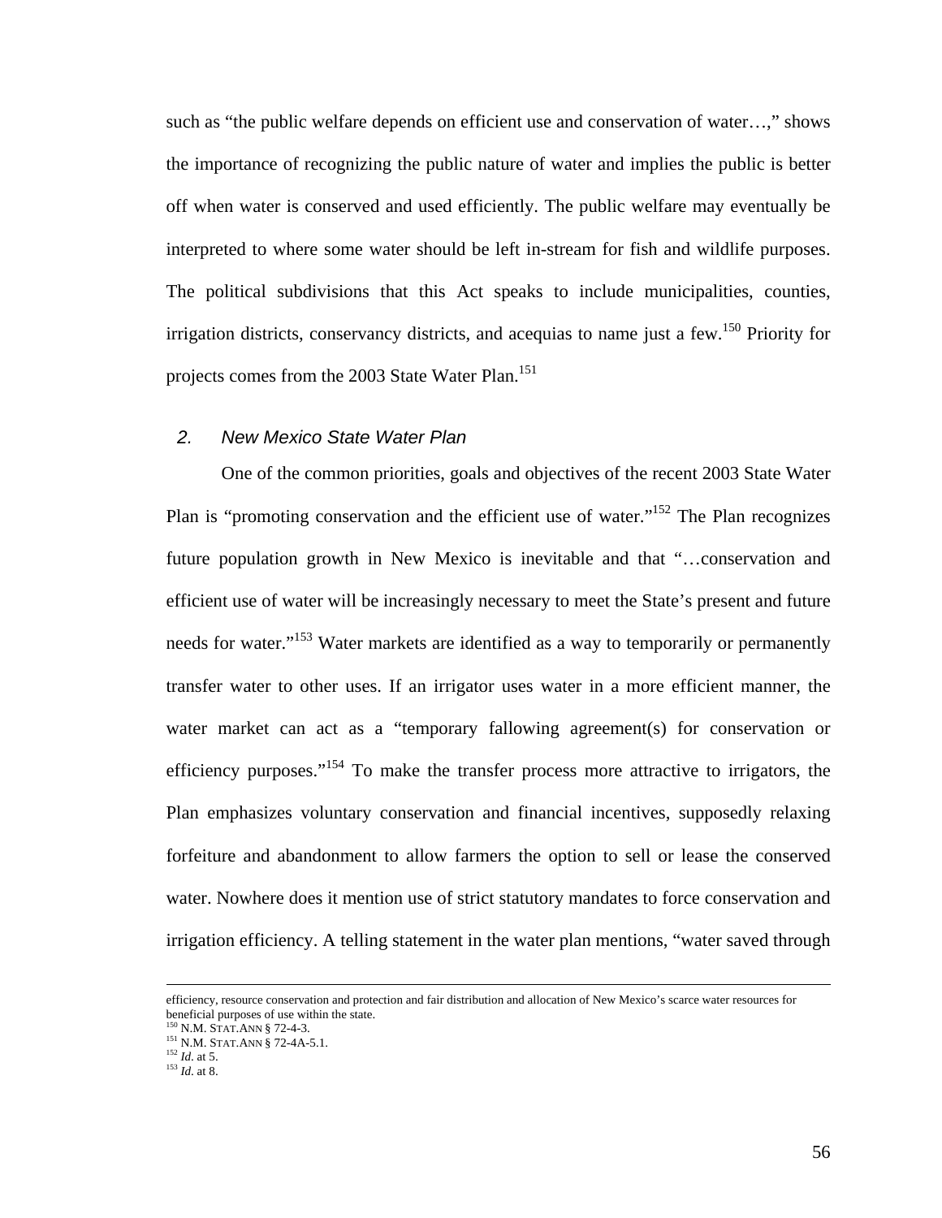such as "the public welfare depends on efficient use and conservation of water…," shows the importance of recognizing the public nature of water and implies the public is better off when water is conserved and used efficiently. The public welfare may eventually be interpreted to where some water should be left in-stream for fish and wildlife purposes. The political subdivisions that this Act speaks to include municipalities, counties, irrigation districts, conservancy districts, and acequias to name just a few.[150] Priority for projects comes from the 2003 State Water Plan.[151]

### *2. New Mexico State Water Plan*

One of the common priorities, goals and objectives of the recent 2003 State Water Plan is "promoting conservation and the efficient use of water."[152] The Plan recognizes future population growth in New Mexico is inevitable and that "…conservation and efficient use of water will be increasingly necessary to meet the State's present and future needs for water."[153] Water markets are identified as a way to temporarily or permanently transfer water to other uses. If an irrigator uses water in a more efficient manner, the water market can act as a "temporary fallowing agreement(s) for conservation or efficiency purposes."[154] To make the transfer process more attractive to irrigators, the Plan emphasizes voluntary conservation and financial incentives, supposedly relaxing forfeiture and abandonment to allow farmers the option to sell or lease the conserved water. Nowhere does it mention use of strict statutory mandates to force conservation and irrigation efficiency. A telling statement in the water plan mentions, "water saved through

---

efficiency, resource conservation and protection and fair distribution and allocation of New Mexico's scarce water resources for beneficial purposes of use within the state.

[150] N.M. STAT.ANN § 72-4-3.

[151] N.M. STAT.ANN § 72-4A-5.1.

[152] *Id.* at 5.

[153] *Id.* at 8.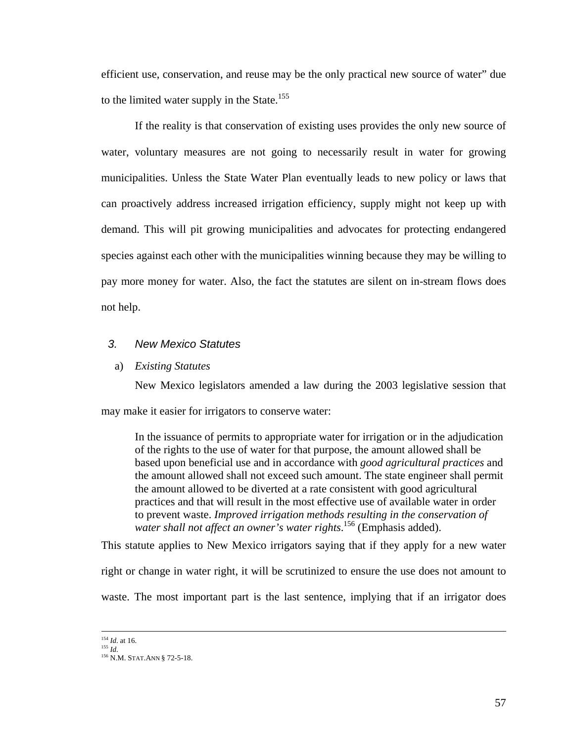efficient use, conservation, and reuse may be the only practical new source of water" due to the limited water supply in the State.[155]

If the reality is that conservation of existing uses provides the only new source of water, voluntary measures are not going to necessarily result in water for growing municipalities. Unless the State Water Plan eventually leads to new policy or laws that can proactively address increased irrigation efficiency, supply might not keep up with demand. This will pit growing municipalities and advocates for protecting endangered species against each other with the municipalities winning because they may be willing to pay more money for water. Also, the fact the statutes are silent on in-stream flows does not help.

### 3. *New Mexico Statutes*

#### a) *Existing Statutes*

New Mexico legislators amended a law during the 2003 legislative session that may make it easier for irrigators to conserve water:

> In the issuance of permits to appropriate water for irrigation or in the adjudication of the rights to the use of water for that purpose, the amount allowed shall be based upon beneficial use and in accordance with *good agricultural practices* and the amount allowed shall not exceed such amount. The state engineer shall permit the amount allowed to be diverted at a rate consistent with good agricultural practices and that will result in the most effective use of available water in order to prevent waste. *Improved irrigation methods resulting in the conservation of water shall not affect an owner's water rights*.[156] (Emphasis added).

This statute applies to New Mexico irrigators saying that if they apply for a new water right or change in water right, it will be scrutinized to ensure the use does not amount to waste. The most important part is the last sentence, implying that if an irrigator does

---

[154] *Id.* at 16.
[155] *Id.*
[156] N.M. STAT.ANN § 72-5-18.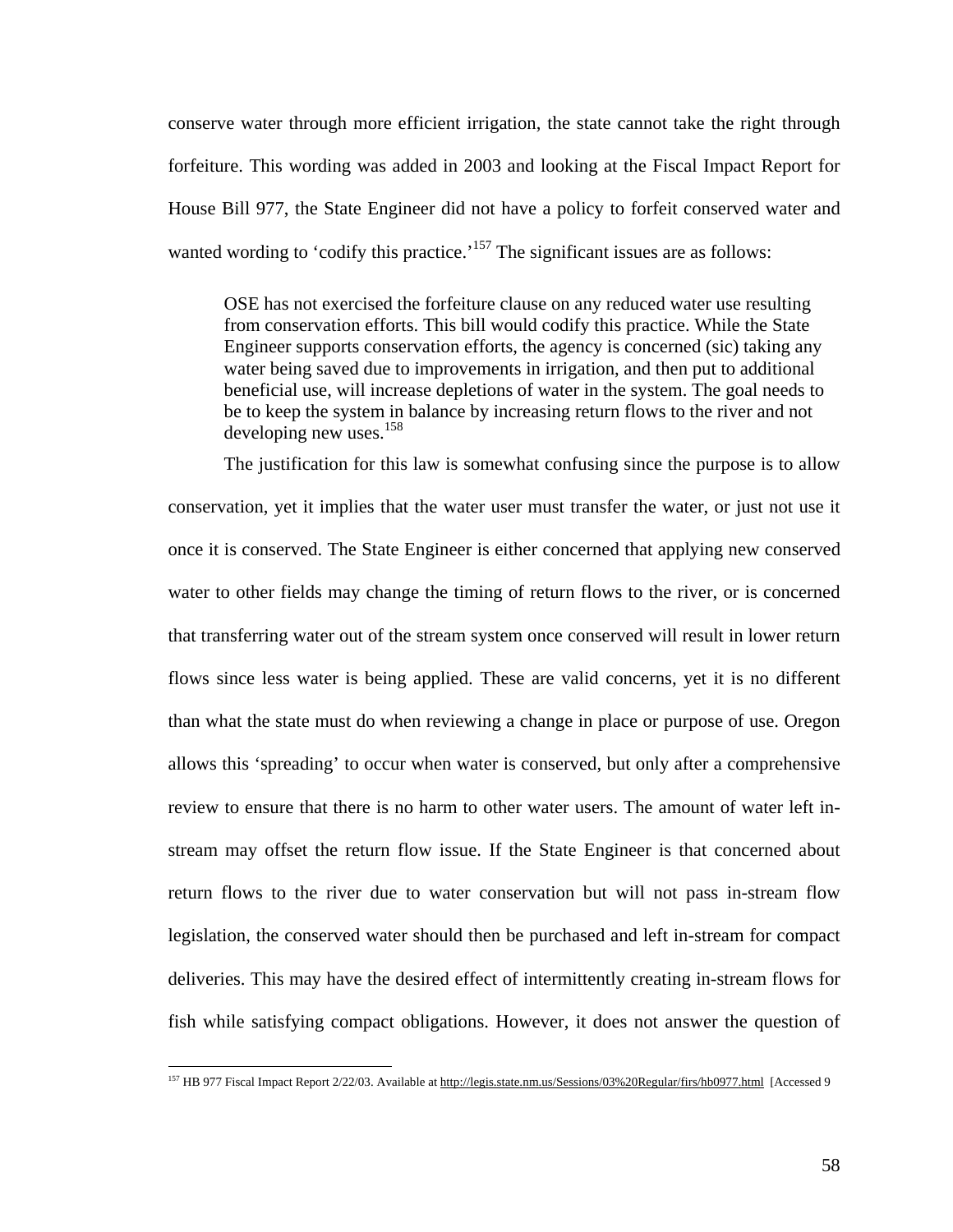conserve water through more efficient irrigation, the state cannot take the right through forfeiture. This wording was added in 2003 and looking at the Fiscal Impact Report for House Bill 977, the State Engineer did not have a policy to forfeit conserved water and wanted wording to 'codify this practice.'[157] The significant issues are as follows:

> OSE has not exercised the forfeiture clause on any reduced water use resulting from conservation efforts. This bill would codify this practice. While the State Engineer supports conservation efforts, the agency is concerned (sic) taking any water being saved due to improvements in irrigation, and then put to additional beneficial use, will increase depletions of water in the system. The goal needs to be to keep the system in balance by increasing return flows to the river and not developing new uses.[158]

The justification for this law is somewhat confusing since the purpose is to allow conservation, yet it implies that the water user must transfer the water, or just not use it once it is conserved. The State Engineer is either concerned that applying new conserved water to other fields may change the timing of return flows to the river, or is concerned that transferring water out of the stream system once conserved will result in lower return flows since less water is being applied. These are valid concerns, yet it is no different than what the state must do when reviewing a change in place or purpose of use. Oregon allows this 'spreading' to occur when water is conserved, but only after a comprehensive review to ensure that there is no harm to other water users. The amount of water left in-stream may offset the return flow issue. If the State Engineer is that concerned about return flows to the river due to water conservation but will not pass in-stream flow legislation, the conserved water should then be purchased and left in-stream for compact deliveries. This may have the desired effect of intermittently creating in-stream flows for fish while satisfying compact obligations. However, it does not answer the question of

---

[157] HB 977 Fiscal Impact Report 2/22/03. Available at http://legis.state.nm.us/Sessions/03%20Regular/firs/hb0977.html [Accessed 9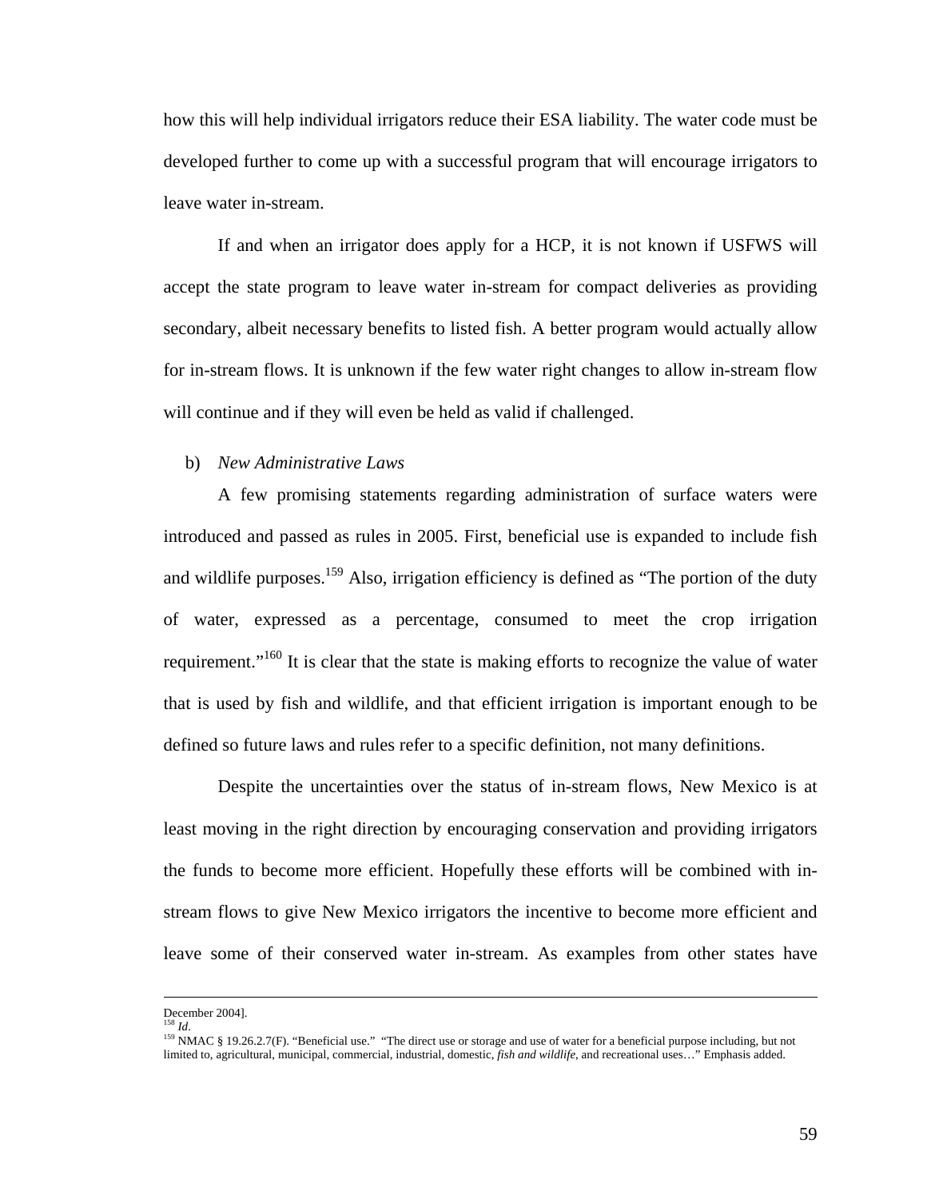how this will help individual irrigators reduce their ESA liability. The water code must be developed further to come up with a successful program that will encourage irrigators to leave water in-stream.

If and when an irrigator does apply for a HCP, it is not known if USFWS will accept the state program to leave water in-stream for compact deliveries as providing secondary, albeit necessary benefits to listed fish. A better program would actually allow for in-stream flows. It is unknown if the few water right changes to allow in-stream flow will continue and if they will even be held as valid if challenged.

b) *New Administrative Laws*

A few promising statements regarding administration of surface waters were introduced and passed as rules in 2005. First, beneficial use is expanded to include fish and wildlife purposes.[159] Also, irrigation efficiency is defined as "The portion of the duty of water, expressed as a percentage, consumed to meet the crop irrigation requirement."[160] It is clear that the state is making efforts to recognize the value of water that is used by fish and wildlife, and that efficient irrigation is important enough to be defined so future laws and rules refer to a specific definition, not many definitions.

Despite the uncertainties over the status of in-stream flows, New Mexico is at least moving in the right direction by encouraging conservation and providing irrigators the funds to become more efficient. Hopefully these efforts will be combined with in-stream flows to give New Mexico irrigators the incentive to become more efficient and leave some of their conserved water in-stream. As examples from other states have

---

December 2004].

[158] *Id*.

[159] NMAC § 19.26.2.7(F). "Beneficial use." "The direct use or storage and use of water for a beneficial purpose including, but not limited to, agricultural, municipal, commercial, industrial, domestic, *fish and wildlife*, and recreational uses…" Emphasis added.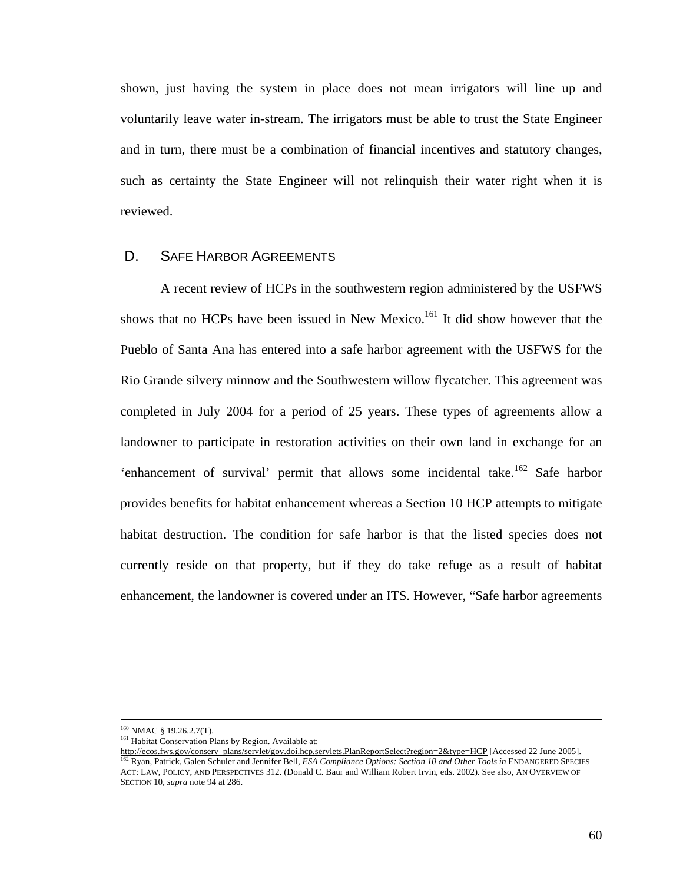shown, just having the system in place does not mean irrigators will line up and voluntarily leave water in-stream. The irrigators must be able to trust the State Engineer and in turn, there must be a combination of financial incentives and statutory changes, such as certainty the State Engineer will not relinquish their water right when it is reviewed.

### D. Safe Harbor Agreements

A recent review of HCPs in the southwestern region administered by the USFWS shows that no HCPs have been issued in New Mexico.[161] It did show however that the Pueblo of Santa Ana has entered into a safe harbor agreement with the USFWS for the Rio Grande silvery minnow and the Southwestern willow flycatcher. This agreement was completed in July 2004 for a period of 25 years. These types of agreements allow a landowner to participate in restoration activities on their own land in exchange for an 'enhancement of survival' permit that allows some incidental take.[162] Safe harbor provides benefits for habitat enhancement whereas a Section 10 HCP attempts to mitigate habitat destruction. The condition for safe harbor is that the listed species does not currently reside on that property, but if they do take refuge as a result of habitat enhancement, the landowner is covered under an ITS. However, "Safe harbor agreements

---

[160] NMAC § 19.26.2.7(T).

[161] Habitat Conservation Plans by Region. Available at: http://ecos.fws.gov/conserv_plans/servlet/gov.doi.hcp.servlets.PlanReportSelect?region=2&type=HCP [Accessed 22 June 2005].

[162] Ryan, Patrick, Galen Schuler and Jennifer Bell, *ESA Compliance Options: Section 10 and Other Tools in* ENDANGERED SPECIES ACT: LAW, POLICY, AND PERSPECTIVES 312. (Donald C. Baur and William Robert Irvin, eds. 2002). See also, AN OVERVIEW OF SECTION 10, *supra* note 94 at 286.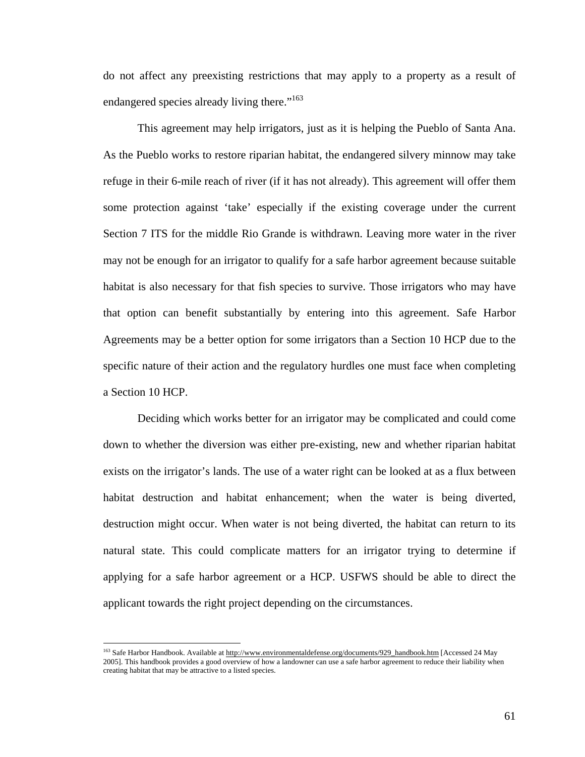do not affect any preexisting restrictions that may apply to a property as a result of endangered species already living there."[163]

This agreement may help irrigators, just as it is helping the Pueblo of Santa Ana. As the Pueblo works to restore riparian habitat, the endangered silvery minnow may take refuge in their 6-mile reach of river (if it has not already). This agreement will offer them some protection against 'take' especially if the existing coverage under the current Section 7 ITS for the middle Rio Grande is withdrawn. Leaving more water in the river may not be enough for an irrigator to qualify for a safe harbor agreement because suitable habitat is also necessary for that fish species to survive. Those irrigators who may have that option can benefit substantially by entering into this agreement. Safe Harbor Agreements may be a better option for some irrigators than a Section 10 HCP due to the specific nature of their action and the regulatory hurdles one must face when completing a Section 10 HCP.

Deciding which works better for an irrigator may be complicated and could come down to whether the diversion was either pre-existing, new and whether riparian habitat exists on the irrigator's lands. The use of a water right can be looked at as a flux between habitat destruction and habitat enhancement; when the water is being diverted, destruction might occur. When water is not being diverted, the habitat can return to its natural state. This could complicate matters for an irrigator trying to determine if applying for a safe harbor agreement or a HCP. USFWS should be able to direct the applicant towards the right project depending on the circumstances.

---

[163] Safe Harbor Handbook. Available at http://www.environmentaldefense.org/documents/929_handbook.htm [Accessed 24 May 2005]. This handbook provides a good overview of how a landowner can use a safe harbor agreement to reduce their liability when creating habitat that may be attractive to a listed species.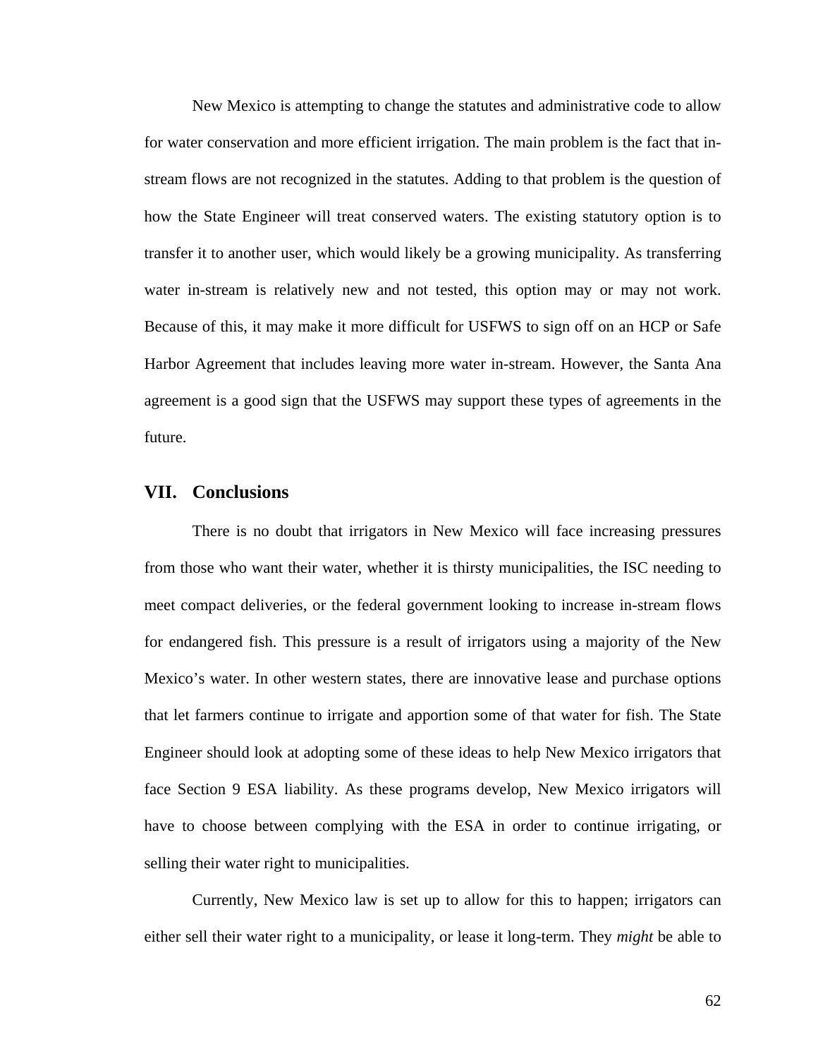New Mexico is attempting to change the statutes and administrative code to allow for water conservation and more efficient irrigation. The main problem is the fact that in-stream flows are not recognized in the statutes. Adding to that problem is the question of how the State Engineer will treat conserved waters. The existing statutory option is to transfer it to another user, which would likely be a growing municipality. As transferring water in-stream is relatively new and not tested, this option may or may not work. Because of this, it may make it more difficult for USFWS to sign off on an HCP or Safe Harbor Agreement that includes leaving more water in-stream. However, the Santa Ana agreement is a good sign that the USFWS may support these types of agreements in the future.

## VII. Conclusions

There is no doubt that irrigators in New Mexico will face increasing pressures from those who want their water, whether it is thirsty municipalities, the ISC needing to meet compact deliveries, or the federal government looking to increase in-stream flows for endangered fish. This pressure is a result of irrigators using a majority of the New Mexico's water. In other western states, there are innovative lease and purchase options that let farmers continue to irrigate and apportion some of that water for fish. The State Engineer should look at adopting some of these ideas to help New Mexico irrigators that face Section 9 ESA liability. As these programs develop, New Mexico irrigators will have to choose between complying with the ESA in order to continue irrigating, or selling their water right to municipalities.

Currently, New Mexico law is set up to allow for this to happen; irrigators can either sell their water right to a municipality, or lease it long-term. They *might* be able to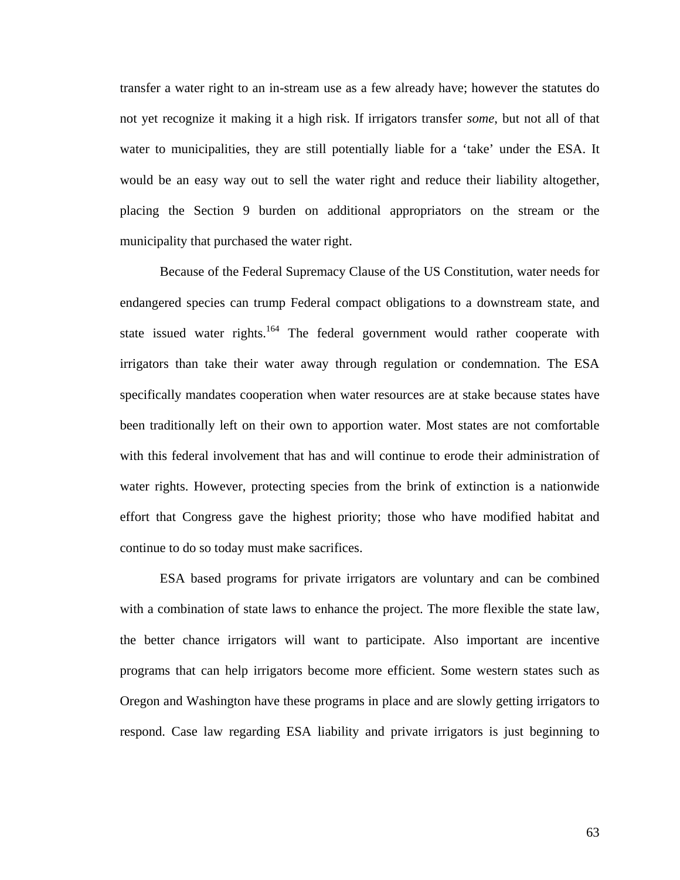transfer a water right to an in-stream use as a few already have; however the statutes do not yet recognize it making it a high risk. If irrigators transfer *some*, but not all of that water to municipalities, they are still potentially liable for a 'take' under the ESA. It would be an easy way out to sell the water right and reduce their liability altogether, placing the Section 9 burden on additional appropriators on the stream or the municipality that purchased the water right.

Because of the Federal Supremacy Clause of the US Constitution, water needs for endangered species can trump Federal compact obligations to a downstream state, and state issued water rights.[164] The federal government would rather cooperate with irrigators than take their water away through regulation or condemnation. The ESA specifically mandates cooperation when water resources are at stake because states have been traditionally left on their own to apportion water. Most states are not comfortable with this federal involvement that has and will continue to erode their administration of water rights. However, protecting species from the brink of extinction is a nationwide effort that Congress gave the highest priority; those who have modified habitat and continue to do so today must make sacrifices.

ESA based programs for private irrigators are voluntary and can be combined with a combination of state laws to enhance the project. The more flexible the state law, the better chance irrigators will want to participate. Also important are incentive programs that can help irrigators become more efficient. Some western states such as Oregon and Washington have these programs in place and are slowly getting irrigators to respond. Case law regarding ESA liability and private irrigators is just beginning to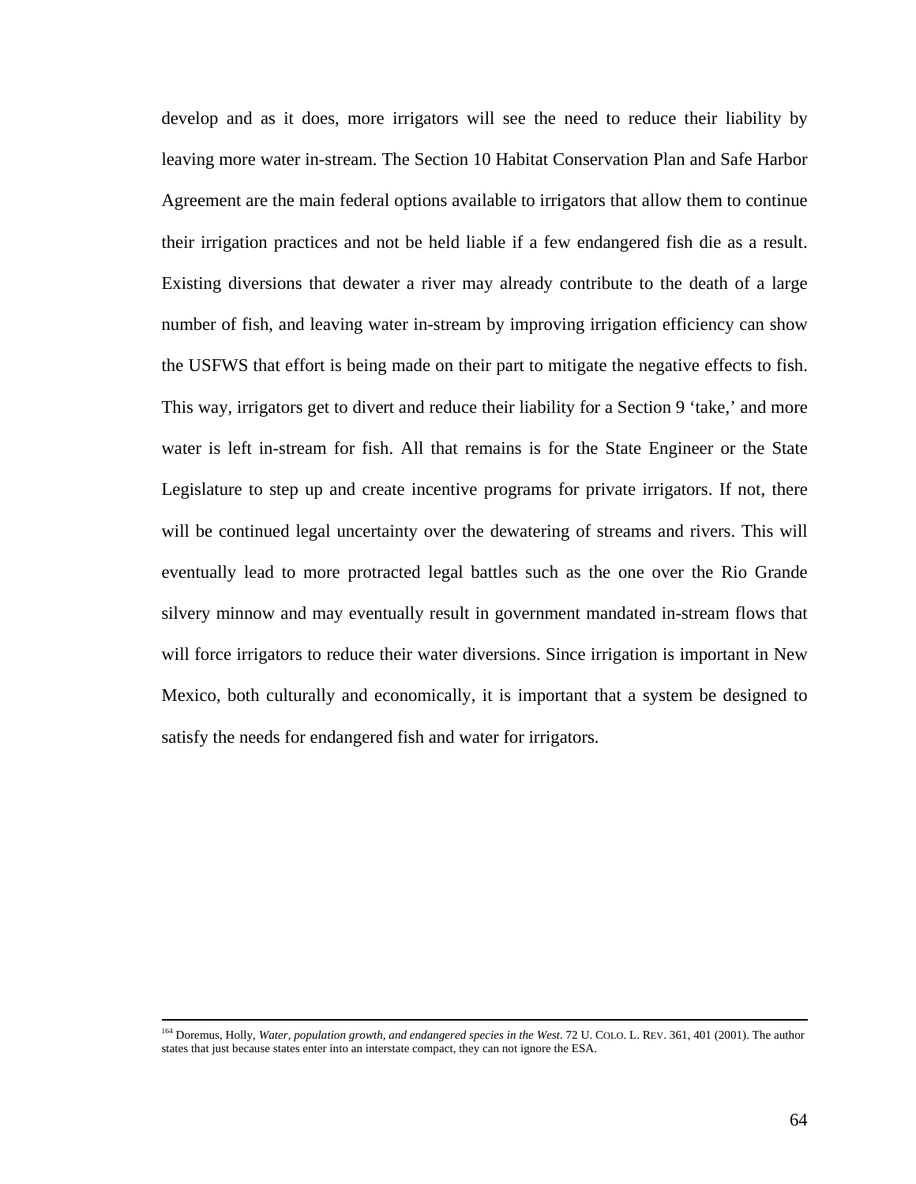develop and as it does, more irrigators will see the need to reduce their liability by leaving more water in-stream. The Section 10 Habitat Conservation Plan and Safe Harbor Agreement are the main federal options available to irrigators that allow them to continue their irrigation practices and not be held liable if a few endangered fish die as a result. Existing diversions that dewater a river may already contribute to the death of a large number of fish, and leaving water in-stream by improving irrigation efficiency can show the USFWS that effort is being made on their part to mitigate the negative effects to fish. This way, irrigators get to divert and reduce their liability for a Section 9 'take,' and more water is left in-stream for fish. All that remains is for the State Engineer or the State Legislature to step up and create incentive programs for private irrigators. If not, there will be continued legal uncertainty over the dewatering of streams and rivers. This will eventually lead to more protracted legal battles such as the one over the Rio Grande silvery minnow and may eventually result in government mandated in-stream flows that will force irrigators to reduce their water diversions. Since irrigation is important in New Mexico, both culturally and economically, it is important that a system be designed to satisfy the needs for endangered fish and water for irrigators.

---

[164] Doremus, Holly, *Water, population growth, and endangered species in the West*. 72 U. COLO. L. REV. 361, 401 (2001). The author states that just because states enter into an interstate compact, they can not ignore the ESA.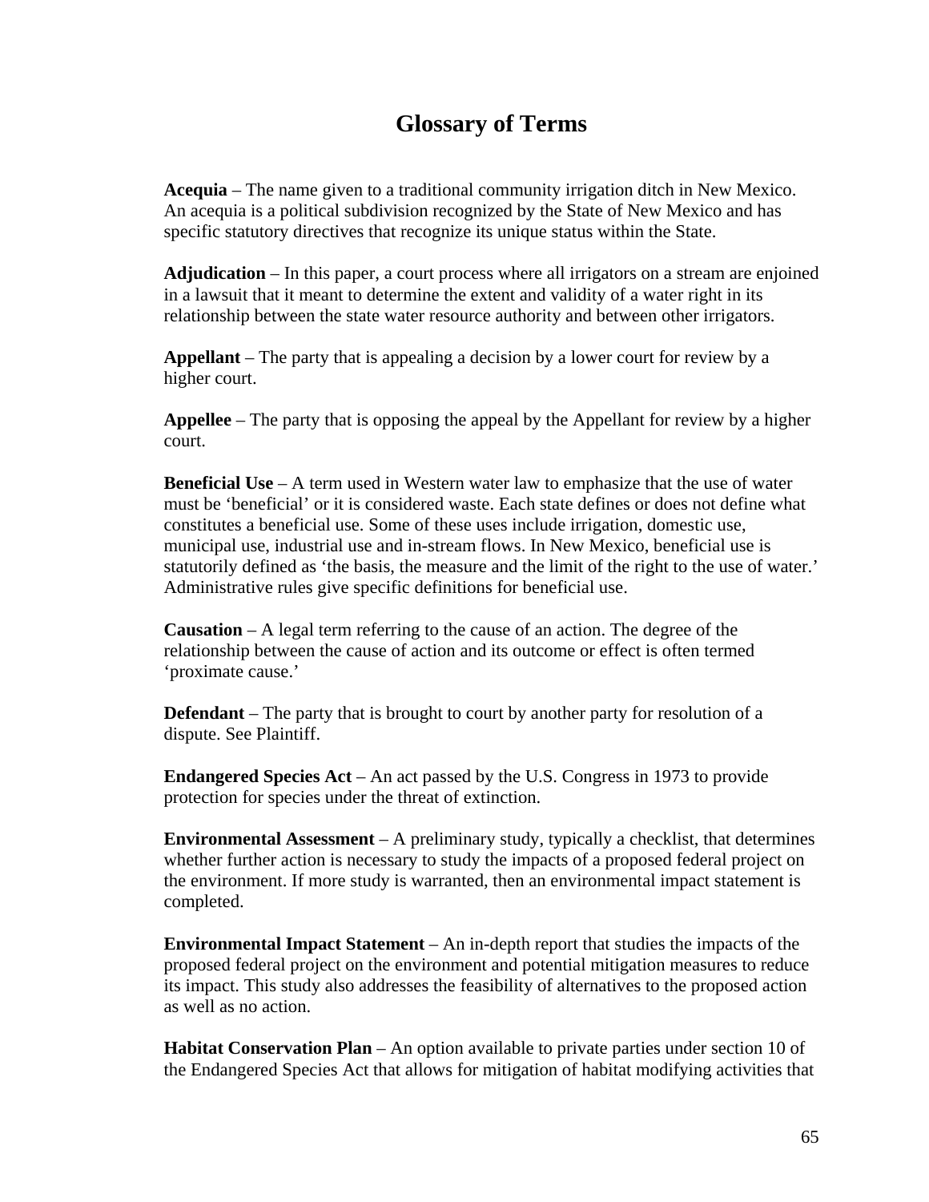# Glossary of Terms

**Acequia** – The name given to a traditional community irrigation ditch in New Mexico. An acequia is a political subdivision recognized by the State of New Mexico and has specific statutory directives that recognize its unique status within the State.

**Adjudication** – In this paper, a court process where all irrigators on a stream are enjoined in a lawsuit that it meant to determine the extent and validity of a water right in its relationship between the state water resource authority and between other irrigators.

**Appellant** – The party that is appealing a decision by a lower court for review by a higher court.

**Appellee** – The party that is opposing the appeal by the Appellant for review by a higher court.

**Beneficial Use** – A term used in Western water law to emphasize that the use of water must be 'beneficial' or it is considered waste. Each state defines or does not define what constitutes a beneficial use. Some of these uses include irrigation, domestic use, municipal use, industrial use and in-stream flows. In New Mexico, beneficial use is statutorily defined as 'the basis, the measure and the limit of the right to the use of water.' Administrative rules give specific definitions for beneficial use.

**Causation** – A legal term referring to the cause of an action. The degree of the relationship between the cause of action and its outcome or effect is often termed 'proximate cause.'

**Defendant** – The party that is brought to court by another party for resolution of a dispute. See Plaintiff.

**Endangered Species Act** – An act passed by the U.S. Congress in 1973 to provide protection for species under the threat of extinction.

**Environmental Assessment** – A preliminary study, typically a checklist, that determines whether further action is necessary to study the impacts of a proposed federal project on the environment. If more study is warranted, then an environmental impact statement is completed.

**Environmental Impact Statement** – An in-depth report that studies the impacts of the proposed federal project on the environment and potential mitigation measures to reduce its impact. This study also addresses the feasibility of alternatives to the proposed action as well as no action.

**Habitat Conservation Plan** – An option available to private parties under section 10 of the Endangered Species Act that allows for mitigation of habitat modifying activities that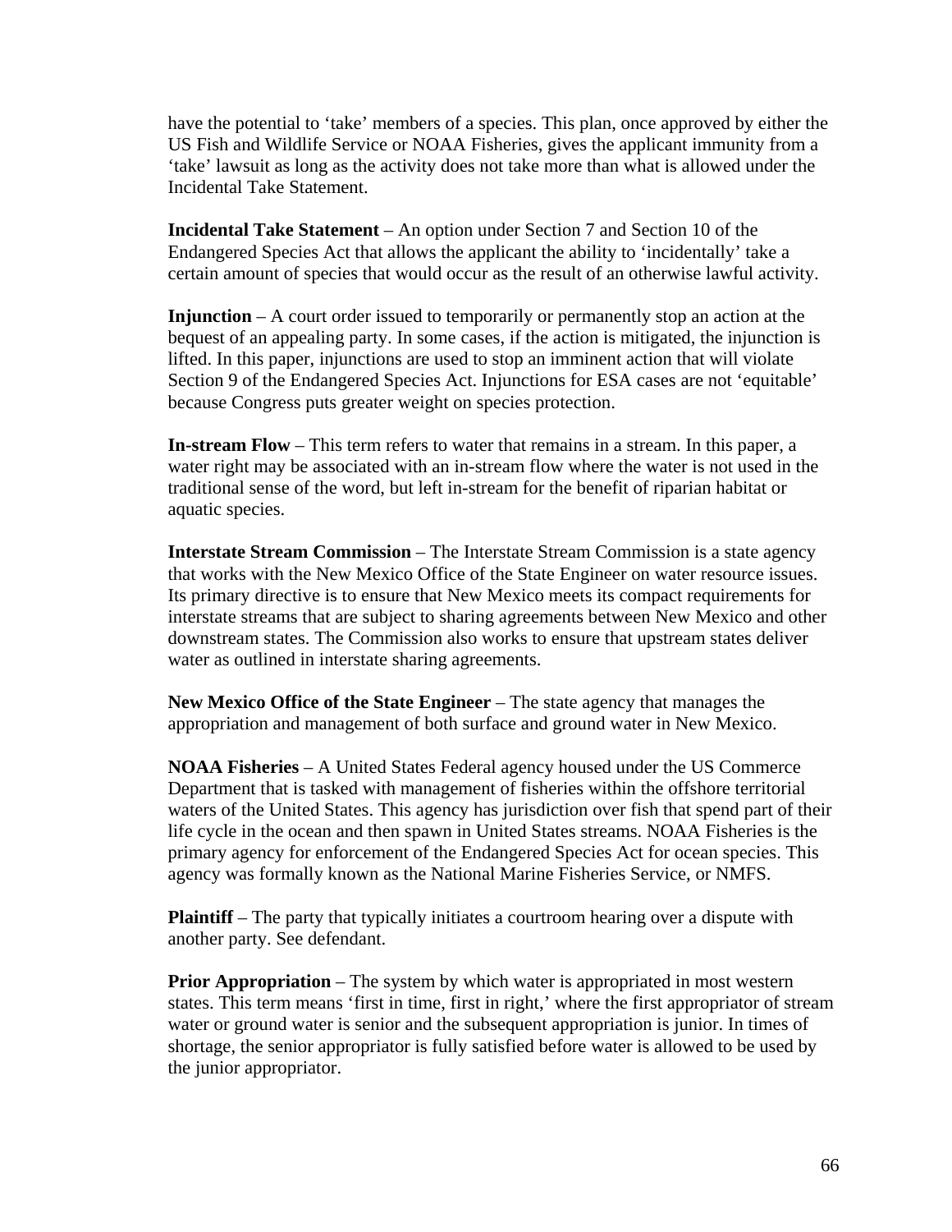have the potential to 'take' members of a species. This plan, once approved by either the US Fish and Wildlife Service or NOAA Fisheries, gives the applicant immunity from a 'take' lawsuit as long as the activity does not take more than what is allowed under the Incidental Take Statement.

**Incidental Take Statement** – An option under Section 7 and Section 10 of the Endangered Species Act that allows the applicant the ability to 'incidentally' take a certain amount of species that would occur as the result of an otherwise lawful activity.

**Injunction** – A court order issued to temporarily or permanently stop an action at the bequest of an appealing party. In some cases, if the action is mitigated, the injunction is lifted. In this paper, injunctions are used to stop an imminent action that will violate Section 9 of the Endangered Species Act. Injunctions for ESA cases are not 'equitable' because Congress puts greater weight on species protection.

**In-stream Flow** – This term refers to water that remains in a stream. In this paper, a water right may be associated with an in-stream flow where the water is not used in the traditional sense of the word, but left in-stream for the benefit of riparian habitat or aquatic species.

**Interstate Stream Commission** – The Interstate Stream Commission is a state agency that works with the New Mexico Office of the State Engineer on water resource issues. Its primary directive is to ensure that New Mexico meets its compact requirements for interstate streams that are subject to sharing agreements between New Mexico and other downstream states. The Commission also works to ensure that upstream states deliver water as outlined in interstate sharing agreements.

**New Mexico Office of the State Engineer** – The state agency that manages the appropriation and management of both surface and ground water in New Mexico.

**NOAA Fisheries** – A United States Federal agency housed under the US Commerce Department that is tasked with management of fisheries within the offshore territorial waters of the United States. This agency has jurisdiction over fish that spend part of their life cycle in the ocean and then spawn in United States streams. NOAA Fisheries is the primary agency for enforcement of the Endangered Species Act for ocean species. This agency was formally known as the National Marine Fisheries Service, or NMFS.

**Plaintiff** – The party that typically initiates a courtroom hearing over a dispute with another party. See defendant.

**Prior Appropriation** – The system by which water is appropriated in most western states. This term means 'first in time, first in right,' where the first appropriator of stream water or ground water is senior and the subsequent appropriation is junior. In times of shortage, the senior appropriator is fully satisfied before water is allowed to be used by the junior appropriator.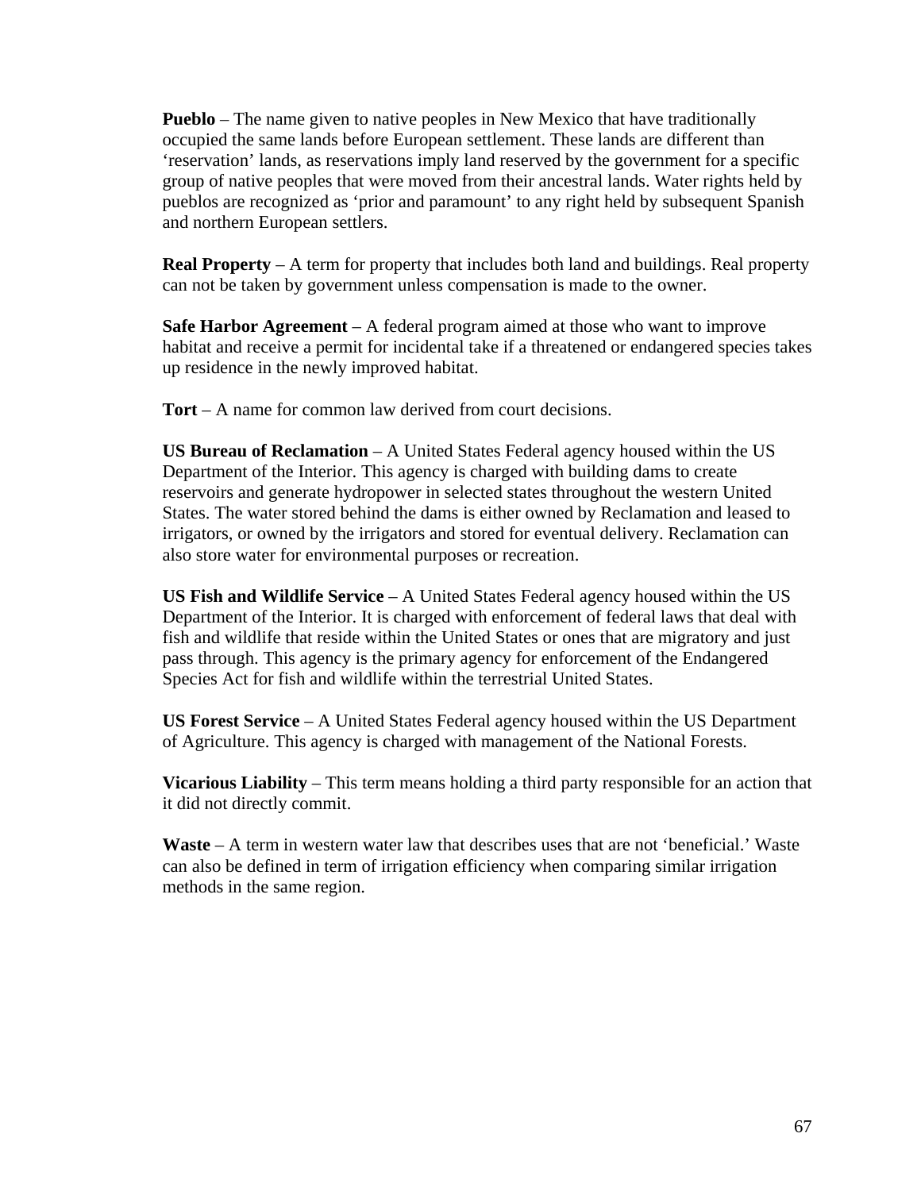**Pueblo** – The name given to native peoples in New Mexico that have traditionally occupied the same lands before European settlement. These lands are different than 'reservation' lands, as reservations imply land reserved by the government for a specific group of native peoples that were moved from their ancestral lands. Water rights held by pueblos are recognized as 'prior and paramount' to any right held by subsequent Spanish and northern European settlers.

**Real Property** – A term for property that includes both land and buildings. Real property can not be taken by government unless compensation is made to the owner.

**Safe Harbor Agreement** – A federal program aimed at those who want to improve habitat and receive a permit for incidental take if a threatened or endangered species takes up residence in the newly improved habitat.

**Tort** – A name for common law derived from court decisions.

**US Bureau of Reclamation** – A United States Federal agency housed within the US Department of the Interior. This agency is charged with building dams to create reservoirs and generate hydropower in selected states throughout the western United States. The water stored behind the dams is either owned by Reclamation and leased to irrigators, or owned by the irrigators and stored for eventual delivery. Reclamation can also store water for environmental purposes or recreation.

**US Fish and Wildlife Service** – A United States Federal agency housed within the US Department of the Interior. It is charged with enforcement of federal laws that deal with fish and wildlife that reside within the United States or ones that are migratory and just pass through. This agency is the primary agency for enforcement of the Endangered Species Act for fish and wildlife within the terrestrial United States.

**US Forest Service** – A United States Federal agency housed within the US Department of Agriculture. This agency is charged with management of the National Forests.

**Vicarious Liability** – This term means holding a third party responsible for an action that it did not directly commit.

**Waste** – A term in western water law that describes uses that are not 'beneficial.' Waste can also be defined in term of irrigation efficiency when comparing similar irrigation methods in the same region.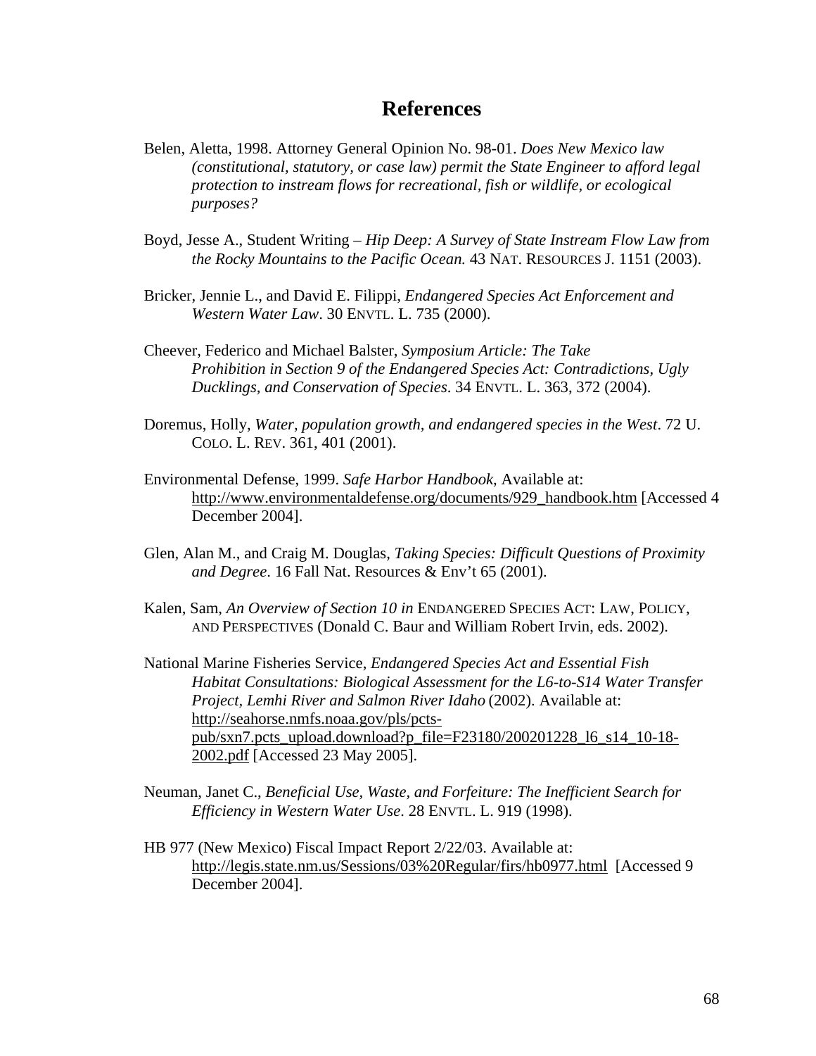# References

Belen, Aletta, 1998. Attorney General Opinion No. 98-01. *Does New Mexico law (constitutional, statutory, or case law) permit the State Engineer to afford legal protection to instream flows for recreational, fish or wildlife, or ecological purposes?*

Boyd, Jesse A., Student Writing – *Hip Deep: A Survey of State Instream Flow Law from the Rocky Mountains to the Pacific Ocean.* 43 NAT. RESOURCES J. 1151 (2003).

Bricker, Jennie L., and David E. Filippi, *Endangered Species Act Enforcement and Western Water Law*. 30 ENVTL. L. 735 (2000).

Cheever, Federico and Michael Balster, *Symposium Article: The Take Prohibition in Section 9 of the Endangered Species Act: Contradictions, Ugly Ducklings, and Conservation of Species*. 34 ENVTL. L. 363, 372 (2004).

Doremus, Holly, *Water, population growth, and endangered species in the West*. 72 U. COLO. L. REV. 361, 401 (2001).

Environmental Defense, 1999. *Safe Harbor Handbook*, Available at: http://www.environmentaldefense.org/documents/929_handbook.htm [Accessed 4 December 2004].

Glen, Alan M., and Craig M. Douglas, *Taking Species: Difficult Questions of Proximity and Degree*. 16 Fall Nat. Resources & Env't 65 (2001).

Kalen, Sam, *An Overview of Section 10 in* ENDANGERED SPECIES ACT: LAW, POLICY, AND PERSPECTIVES (Donald C. Baur and William Robert Irvin, eds. 2002).

National Marine Fisheries Service, *Endangered Species Act and Essential Fish Habitat Consultations: Biological Assessment for the L6-to-S14 Water Transfer Project, Lemhi River and Salmon River Idaho* (2002). Available at: http://seahorse.nmfs.noaa.gov/pls/pcts-pub/sxn7.pcts_upload.download?p_file=F23180/200201228_l6_s14_10-18-2002.pdf [Accessed 23 May 2005].

Neuman, Janet C., *Beneficial Use, Waste, and Forfeiture: The Inefficient Search for Efficiency in Western Water Use*. 28 ENVTL. L. 919 (1998).

HB 977 (New Mexico) Fiscal Impact Report 2/22/03. Available at: http://legis.state.nm.us/Sessions/03%20Regular/firs/hb0977.html [Accessed 9 December 2004].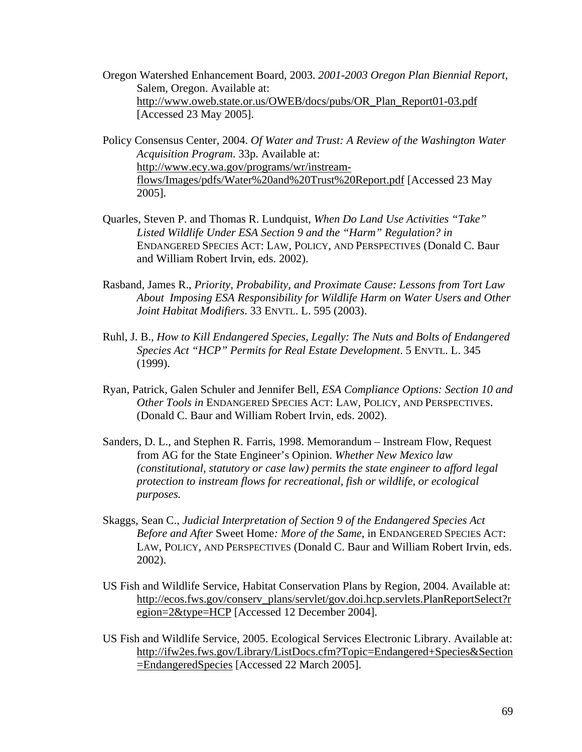Oregon Watershed Enhancement Board, 2003. *2001-2003 Oregon Plan Biennial Report*, Salem, Oregon. Available at: http://www.oweb.state.or.us/OWEB/docs/pubs/OR_Plan_Report01-03.pdf [Accessed 23 May 2005].

Policy Consensus Center, 2004. *Of Water and Trust: A Review of the Washington Water Acquisition Program*. 33p. Available at: http://www.ecy.wa.gov/programs/wr/instream-flows/Images/pdfs/Water%20and%20Trust%20Report.pdf [Accessed 23 May 2005].

Quarles, Steven P. and Thomas R. Lundquist, *When Do Land Use Activities "Take" Listed Wildlife Under ESA Section 9 and the "Harm" Regulation? in* ENDANGERED SPECIES ACT: LAW, POLICY, AND PERSPECTIVES (Donald C. Baur and William Robert Irvin, eds. 2002).

Rasband, James R., *Priority, Probability, and Proximate Cause: Lessons from Tort Law About Imposing ESA Responsibility for Wildlife Harm on Water Users and Other Joint Habitat Modifiers*. 33 ENVTL. L. 595 (2003).

Ruhl, J. B., *How to Kill Endangered Species, Legally: The Nuts and Bolts of Endangered Species Act "HCP" Permits for Real Estate Development*. 5 ENVTL. L. 345 (1999).

Ryan, Patrick, Galen Schuler and Jennifer Bell, *ESA Compliance Options: Section 10 and Other Tools in* ENDANGERED SPECIES ACT: LAW, POLICY, AND PERSPECTIVES. (Donald C. Baur and William Robert Irvin, eds. 2002).

Sanders, D. L., and Stephen R. Farris, 1998. Memorandum – Instream Flow, Request from AG for the State Engineer's Opinion. *Whether New Mexico law (constitutional, statutory or case law) permits the state engineer to afford legal protection to instream flows for recreational, fish or wildlife, or ecological purposes.*

Skaggs, Sean C., *Judicial Interpretation of Section 9 of the Endangered Species Act Before and After* Sweet Home*: More of the Same*, in ENDANGERED SPECIES ACT: LAW, POLICY, AND PERSPECTIVES (Donald C. Baur and William Robert Irvin, eds. 2002).

US Fish and Wildlife Service, Habitat Conservation Plans by Region, 2004. Available at: http://ecos.fws.gov/conserv_plans/servlet/gov.doi.hcp.servlets.PlanReportSelect?region=2&type=HCP [Accessed 12 December 2004].

US Fish and Wildlife Service, 2005. Ecological Services Electronic Library. Available at: http://ifw2es.fws.gov/Library/ListDocs.cfm?Topic=Endangered+Species&Section=EndangeredSpecies [Accessed 22 March 2005].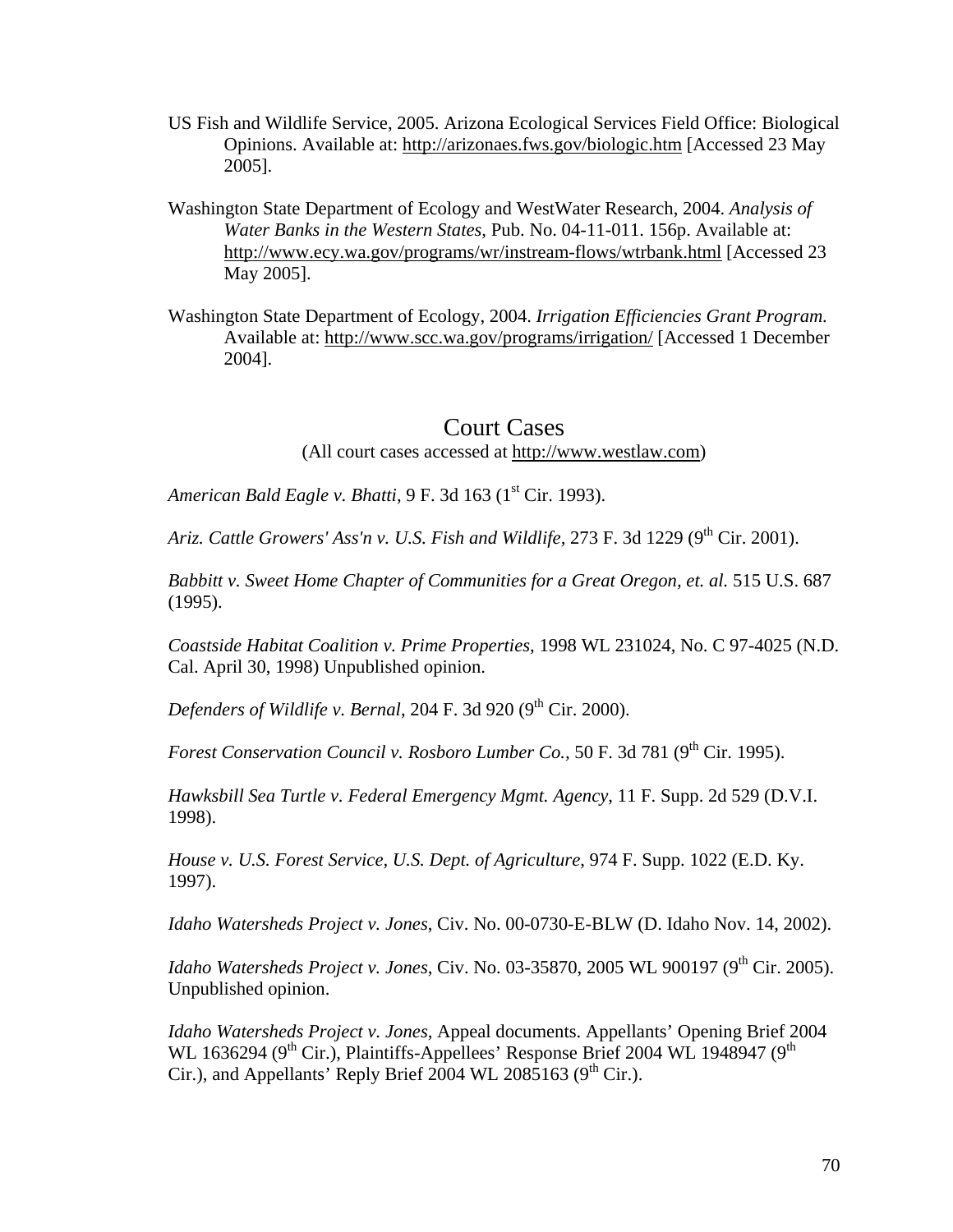US Fish and Wildlife Service, 2005. Arizona Ecological Services Field Office: Biological Opinions. Available at: http://arizonaes.fws.gov/biologic.htm [Accessed 23 May 2005].

Washington State Department of Ecology and WestWater Research, 2004. *Analysis of Water Banks in the Western States*, Pub. No. 04-11-011. 156p. Available at: http://www.ecy.wa.gov/programs/wr/instream-flows/wtrbank.html [Accessed 23 May 2005].

Washington State Department of Ecology, 2004. *Irrigation Efficiencies Grant Program.* Available at: http://www.scc.wa.gov/programs/irrigation/ [Accessed 1 December 2004].

## Court Cases

(All court cases accessed at http://www.westlaw.com)

*American Bald Eagle v. Bhatti*, 9 F. 3d 163 (1st Cir. 1993).

*Ariz. Cattle Growers' Ass'n v. U.S. Fish and Wildlife*, 273 F. 3d 1229 (9th Cir. 2001).

*Babbitt v. Sweet Home Chapter of Communities for a Great Oregon, et. al.* 515 U.S. 687 (1995).

*Coastside Habitat Coalition v. Prime Properties*, 1998 WL 231024, No. C 97-4025 (N.D. Cal. April 30, 1998) Unpublished opinion.

*Defenders of Wildlife v. Bernal*, 204 F. 3d 920 (9th Cir. 2000).

*Forest Conservation Council v. Rosboro Lumber Co.*, 50 F. 3d 781 (9th Cir. 1995).

*Hawksbill Sea Turtle v. Federal Emergency Mgmt. Agency*, 11 F. Supp. 2d 529 (D.V.I. 1998).

*House v. U.S. Forest Service, U.S. Dept. of Agriculture*, 974 F. Supp. 1022 (E.D. Ky. 1997).

*Idaho Watersheds Project v. Jones*, Civ. No. 00-0730-E-BLW (D. Idaho Nov. 14, 2002).

*Idaho Watersheds Project v. Jones*, Civ. No. 03-35870, 2005 WL 900197 (9th Cir. 2005). Unpublished opinion.

*Idaho Watersheds Project v. Jones*, Appeal documents. Appellants' Opening Brief 2004 WL 1636294 (9th Cir.), Plaintiffs-Appellees' Response Brief 2004 WL 1948947 (9th Cir.), and Appellants' Reply Brief 2004 WL 2085163 (9th Cir.).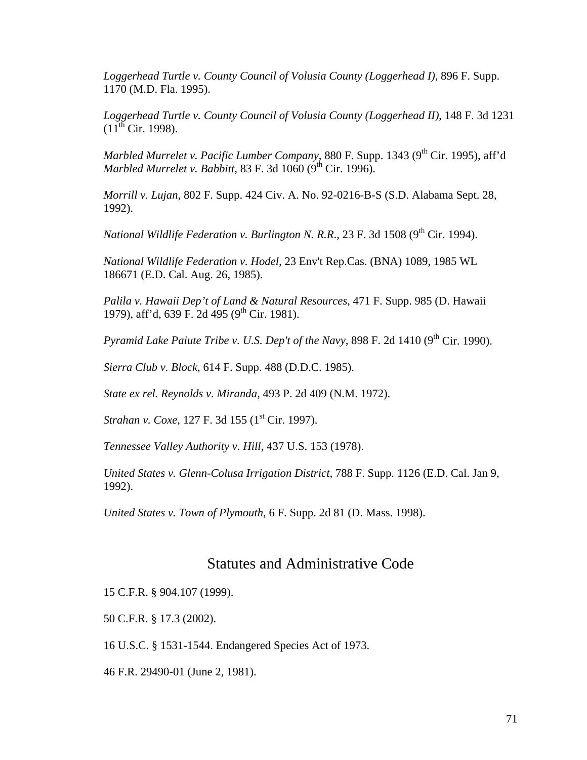*Loggerhead Turtle v. County Council of Volusia County (Loggerhead I)*, 896 F. Supp. 1170 (M.D. Fla. 1995).

*Loggerhead Turtle v. County Council of Volusia County (Loggerhead II)*, 148 F. 3d 1231 (11th Cir. 1998).

*Marbled Murrelet v. Pacific Lumber Company*, 880 F. Supp. 1343 (9th Cir. 1995), aff'd *Marbled Murrelet v. Babbitt*, 83 F. 3d 1060 (9th Cir. 1996).

*Morrill v. Lujan*, 802 F. Supp. 424 Civ. A. No. 92-0216-B-S (S.D. Alabama Sept. 28, 1992).

*National Wildlife Federation v. Burlington N. R.R.*, 23 F. 3d 1508 (9th Cir. 1994).

*National Wildlife Federation v. Hodel*, 23 Env't Rep.Cas. (BNA) 1089, 1985 WL 186671 (E.D. Cal. Aug. 26, 1985).

*Palila v. Hawaii Dep't of Land & Natural Resources*, 471 F. Supp. 985 (D. Hawaii 1979), aff'd, 639 F. 2d 495 (9th Cir. 1981).

*Pyramid Lake Paiute Tribe v. U.S. Dep't of the Navy*, 898 F. 2d 1410 (9th Cir. 1990).

*Sierra Club v. Block*, 614 F. Supp. 488 (D.D.C. 1985).

*State ex rel. Reynolds v. Miranda*, 493 P. 2d 409 (N.M. 1972).

*Strahan v. Coxe*, 127 F. 3d 155 (1st Cir. 1997).

*Tennessee Valley Authority v. Hill*, 437 U.S. 153 (1978).

*United States v. Glenn-Colusa Irrigation District*, 788 F. Supp. 1126 (E.D. Cal. Jan 9, 1992).

*United States v. Town of Plymouth*, 6 F. Supp. 2d 81 (D. Mass. 1998).

## Statutes and Administrative Code

15 C.F.R. § 904.107 (1999).

50 C.F.R. § 17.3 (2002).

16 U.S.C. § 1531-1544. Endangered Species Act of 1973.

46 F.R. 29490-01 (June 2, 1981).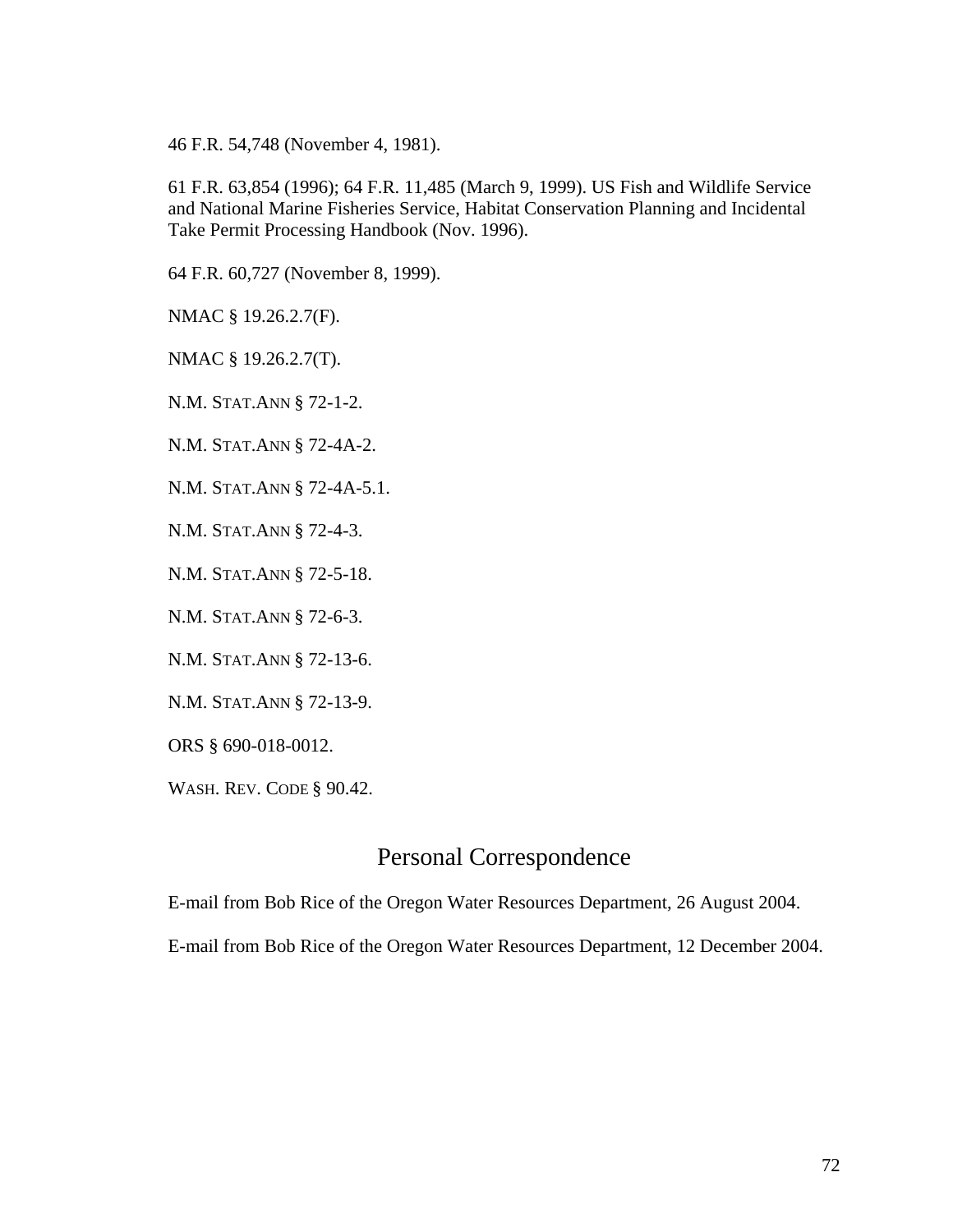46 F.R. 54,748 (November 4, 1981).

61 F.R. 63,854 (1996); 64 F.R. 11,485 (March 9, 1999). US Fish and Wildlife Service and National Marine Fisheries Service, Habitat Conservation Planning and Incidental Take Permit Processing Handbook (Nov. 1996).

64 F.R. 60,727 (November 8, 1999).

NMAC § 19.26.2.7(F).

NMAC § 19.26.2.7(T).

N.M. STAT.ANN § 72-1-2.

N.M. STAT.ANN § 72-4A-2.

N.M. STAT.ANN § 72-4A-5.1.

N.M. STAT.ANN § 72-4-3.

N.M. STAT.ANN § 72-5-18.

N.M. STAT.ANN § 72-6-3.

N.M. STAT.ANN § 72-13-6.

N.M. STAT.ANN § 72-13-9.

ORS § 690-018-0012.

WASH. REV. CODE § 90.42.

## Personal Correspondence

E-mail from Bob Rice of the Oregon Water Resources Department, 26 August 2004.

E-mail from Bob Rice of the Oregon Water Resources Department, 12 December 2004.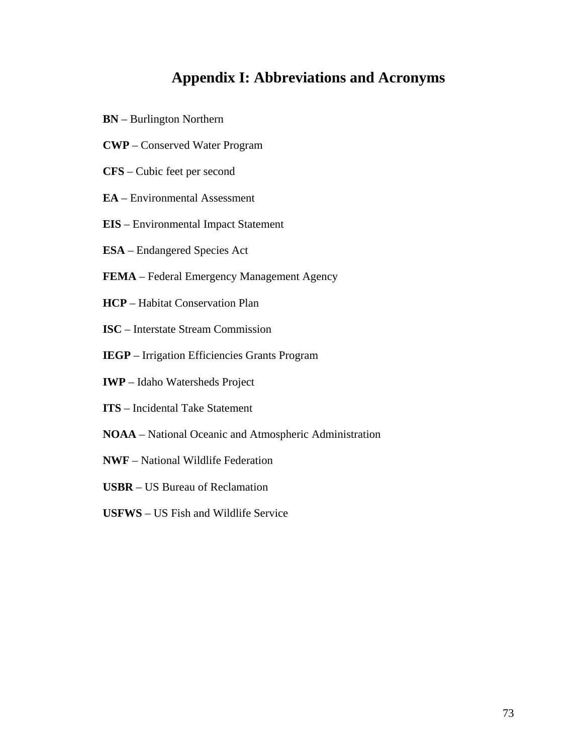# Appendix I: Abbreviations and Acronyms

**BN** – Burlington Northern

**CWP** – Conserved Water Program

**CFS** – Cubic feet per second

**EA** – Environmental Assessment

**EIS** – Environmental Impact Statement

**ESA** – Endangered Species Act

**FEMA** – Federal Emergency Management Agency

**HCP** – Habitat Conservation Plan

**ISC** – Interstate Stream Commission

**IEGP** – Irrigation Efficiencies Grants Program

**IWP** – Idaho Watersheds Project

**ITS** – Incidental Take Statement

**NOAA** – National Oceanic and Atmospheric Administration

**NWF** – National Wildlife Federation

**USBR** – US Bureau of Reclamation

**USFWS** – US Fish and Wildlife Service